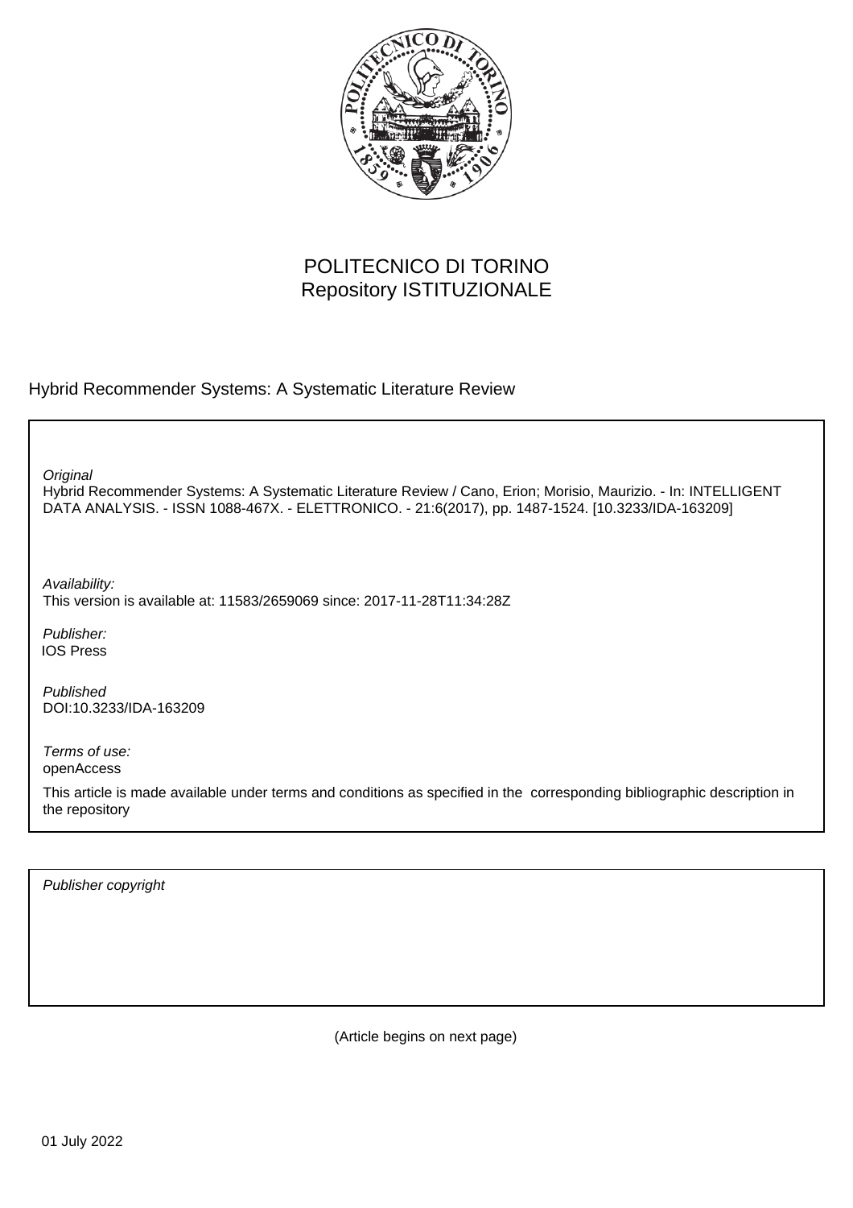POLITECNICO DI TORINO
Repository ISTITUZIONALE

Hybrid Recommender Systems: A Systematic Literature Review

*Original*
Hybrid Recommender Systems: A Systematic Literature Review / Cano, Erion; Morisio, Maurizio. - In: INTELLIGENT DATA ANALYSIS. - ISSN 1088-467X. - ELETTRONICO. - 21:6(2017), pp. 1487-1524. [10.3233/IDA-163209]

*Availability:*
This version is available at: 11583/2659069 since: 2017-11-28T11:34:28Z

*Publisher:*
IOS Press

*Published*
DOI:10.3233/IDA-163209

*Terms of use:*
openAccess

This article is made available under terms and conditions as specified in the corresponding bibliographic description in the repository

*Publisher copyright*

(Article begins on next page)

01 July 2022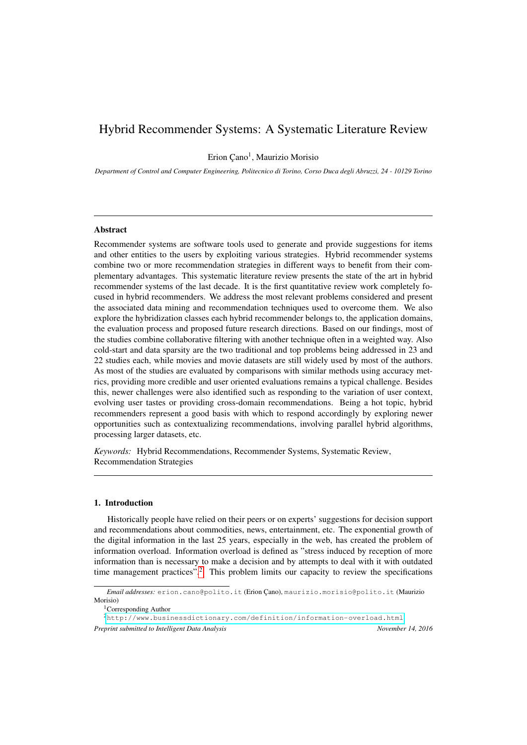# Hybrid Recommender Systems: A Systematic Literature Review

Erion Çano[1], Maurizio Morisio

*Department of Control and Computer Engineering, Politecnico di Torino, Corso Duca degli Abruzzi, 24 - 10129 Torino*

---

## Abstract

Recommender systems are software tools used to generate and provide suggestions for items and other entities to the users by exploiting various strategies. Hybrid recommender systems combine two or more recommendation strategies in different ways to benefit from their complementary advantages. This systematic literature review presents the state of the art in hybrid recommender systems of the last decade. It is the first quantitative review work completely focused in hybrid recommenders. We address the most relevant problems considered and present the associated data mining and recommendation techniques used to overcome them. We also explore the hybridization classes each hybrid recommender belongs to, the application domains, the evaluation process and proposed future research directions. Based on our findings, most of the studies combine collaborative filtering with another technique often in a weighted way. Also cold-start and data sparsity are the two traditional and top problems being addressed in 23 and 22 studies each, while movies and movie datasets are still widely used by most of the authors. As most of the studies are evaluated by comparisons with similar methods using accuracy metrics, providing more credible and user oriented evaluations remains a typical challenge. Besides this, newer challenges were also identified such as responding to the variation of user context, evolving user tastes or providing cross-domain recommendations. Being a hot topic, hybrid recommenders represent a good basis with which to respond accordingly by exploring newer opportunities such as contextualizing recommendations, involving parallel hybrid algorithms, processing larger datasets, etc.

*Keywords:* Hybrid Recommendations, Recommender Systems, Systematic Review, Recommendation Strategies

---

## 1. Introduction

Historically people have relied on their peers or on experts' suggestions for decision support and recommendations about commodities, news, entertainment, etc. The exponential growth of the digital information in the last 25 years, especially in the web, has created the problem of information overload. Information overload is defined as "stress induced by reception of more information than is necessary to make a decision and by attempts to deal with it with outdated time management practices".[2] This problem limits our capacity to review the specifications

*Email addresses:* erion.cano@polito.it (Erion Çano), maurizio.morisio@polito.it (Maurizio Morisio)

[1] Corresponding Author

[2] http://www.businessdictionary.com/definition/information-overload.html

*Preprint submitted to Intelligent Data Analysis* — *November 14, 2016*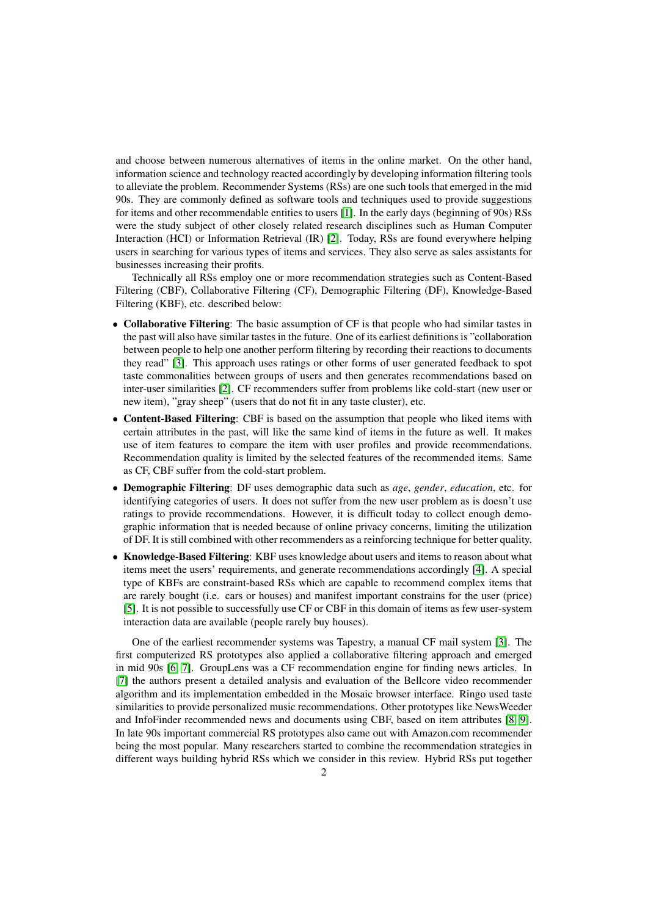and choose between numerous alternatives of items in the online market. On the other hand, information science and technology reacted accordingly by developing information filtering tools to alleviate the problem. Recommender Systems (RSs) are one such tools that emerged in the mid 90s. They are commonly defined as software tools and techniques used to provide suggestions for items and other recommendable entities to users [1]. In the early days (beginning of 90s) RSs were the study subject of other closely related research disciplines such as Human Computer Interaction (HCI) or Information Retrieval (IR) [2]. Today, RSs are found everywhere helping users in searching for various types of items and services. They also serve as sales assistants for businesses increasing their profits.

Technically all RSs employ one or more recommendation strategies such as Content-Based Filtering (CBF), Collaborative Filtering (CF), Demographic Filtering (DF), Knowledge-Based Filtering (KBF), etc. described below:

- **Collaborative Filtering**: The basic assumption of CF is that people who had similar tastes in the past will also have similar tastes in the future. One of its earliest definitions is "collaboration between people to help one another perform filtering by recording their reactions to documents they read" [3]. This approach uses ratings or other forms of user generated feedback to spot taste commonalities between groups of users and then generates recommendations based on inter-user similarities [2]. CF recommenders suffer from problems like cold-start (new user or new item), "gray sheep" (users that do not fit in any taste cluster), etc.
- **Content-Based Filtering**: CBF is based on the assumption that people who liked items with certain attributes in the past, will like the same kind of items in the future as well. It makes use of item features to compare the item with user profiles and provide recommendations. Recommendation quality is limited by the selected features of the recommended items. Same as CF, CBF suffer from the cold-start problem.
- **Demographic Filtering**: DF uses demographic data such as *age*, *gender*, *education*, etc. for identifying categories of users. It does not suffer from the new user problem as is doesn't use ratings to provide recommendations. However, it is difficult today to collect enough demographic information that is needed because of online privacy concerns, limiting the utilization of DF. It is still combined with other recommenders as a reinforcing technique for better quality.
- **Knowledge-Based Filtering**: KBF uses knowledge about users and items to reason about what items meet the users' requirements, and generate recommendations accordingly [4]. A special type of KBFs are constraint-based RSs which are capable to recommend complex items that are rarely bought (i.e. cars or houses) and manifest important constrains for the user (price) [5]. It is not possible to successfully use CF or CBF in this domain of items as few user-system interaction data are available (people rarely buy houses).

One of the earliest recommender systems was Tapestry, a manual CF mail system [3]. The first computerized RS prototypes also applied a collaborative filtering approach and emerged in mid 90s [6, 7]. GroupLens was a CF recommendation engine for finding news articles. In [7] the authors present a detailed analysis and evaluation of the Bellcore video recommender algorithm and its implementation embedded in the Mosaic browser interface. Ringo used taste similarities to provide personalized music recommendations. Other prototypes like NewsWeeder and InfoFinder recommended news and documents using CBF, based on item attributes [8, 9]. In late 90s important commercial RS prototypes also came out with Amazon.com recommender being the most popular. Many researchers started to combine the recommendation strategies in different ways building hybrid RSs which we consider in this review. Hybrid RSs put together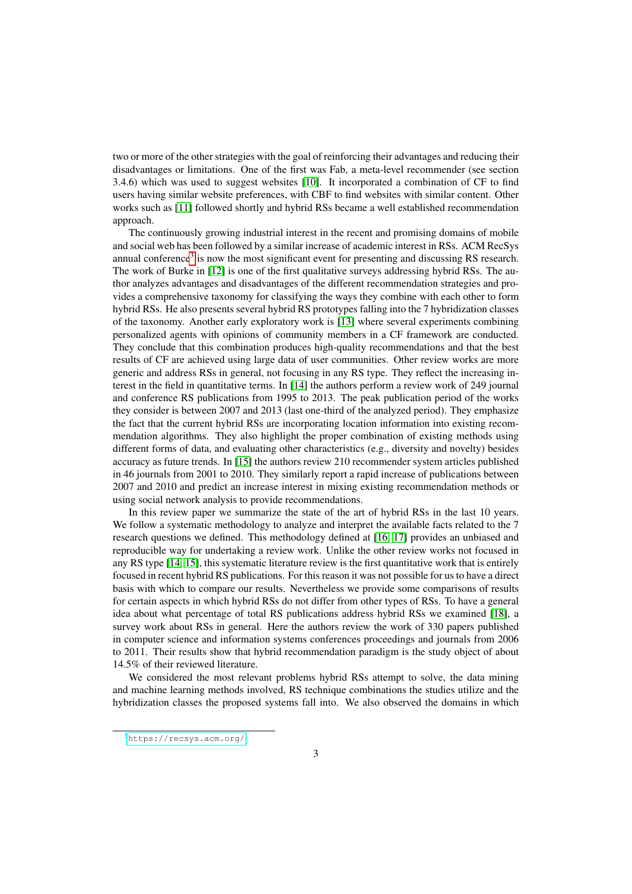two or more of the other strategies with the goal of reinforcing their advantages and reducing their disadvantages or limitations. One of the first was Fab, a meta-level recommender (see section 3.4.6) which was used to suggest websites [10]. It incorporated a combination of CF to find users having similar website preferences, with CBF to find websites with similar content. Other works such as [11] followed shortly and hybrid RSs became a well established recommendation approach.

The continuously growing industrial interest in the recent and promising domains of mobile and social web has been followed by a similar increase of academic interest in RSs. ACM RecSys annual conference[3] is now the most significant event for presenting and discussing RS research. The work of Burke in [12] is one of the first qualitative surveys addressing hybrid RSs. The author analyzes advantages and disadvantages of the different recommendation strategies and provides a comprehensive taxonomy for classifying the ways they combine with each other to form hybrid RSs. He also presents several hybrid RS prototypes falling into the 7 hybridization classes of the taxonomy. Another early exploratory work is [13] where several experiments combining personalized agents with opinions of community members in a CF framework are conducted. They conclude that this combination produces high-quality recommendations and that the best results of CF are achieved using large data of user communities. Other review works are more generic and address RSs in general, not focusing in any RS type. They reflect the increasing interest in the field in quantitative terms. In [14] the authors perform a review work of 249 journal and conference RS publications from 1995 to 2013. The peak publication period of the works they consider is between 2007 and 2013 (last one-third of the analyzed period). They emphasize the fact that the current hybrid RSs are incorporating location information into existing recommendation algorithms. They also highlight the proper combination of existing methods using different forms of data, and evaluating other characteristics (e.g., diversity and novelty) besides accuracy as future trends. In [15] the authors review 210 recommender system articles published in 46 journals from 2001 to 2010. They similarly report a rapid increase of publications between 2007 and 2010 and predict an increase interest in mixing existing recommendation methods or using social network analysis to provide recommendations.

In this review paper we summarize the state of the art of hybrid RSs in the last 10 years. We follow a systematic methodology to analyze and interpret the available facts related to the 7 research questions we defined. This methodology defined at [16, 17] provides an unbiased and reproducible way for undertaking a review work. Unlike the other review works not focused in any RS type [14, 15], this systematic literature review is the first quantitative work that is entirely focused in recent hybrid RS publications. For this reason it was not possible for us to have a direct basis with which to compare our results. Nevertheless we provide some comparisons of results for certain aspects in which hybrid RSs do not differ from other types of RSs. To have a general idea about what percentage of total RS publications address hybrid RSs we examined [18], a survey work about RSs in general. Here the authors review the work of 330 papers published in computer science and information systems conferences proceedings and journals from 2006 to 2011. Their results show that hybrid recommendation paradigm is the study object of about 14.5% of their reviewed literature.

We considered the most relevant problems hybrid RSs attempt to solve, the data mining and machine learning methods involved, RS technique combinations the studies utilize and the hybridization classes the proposed systems fall into. We also observed the domains in which

[3] https://recsys.acm.org/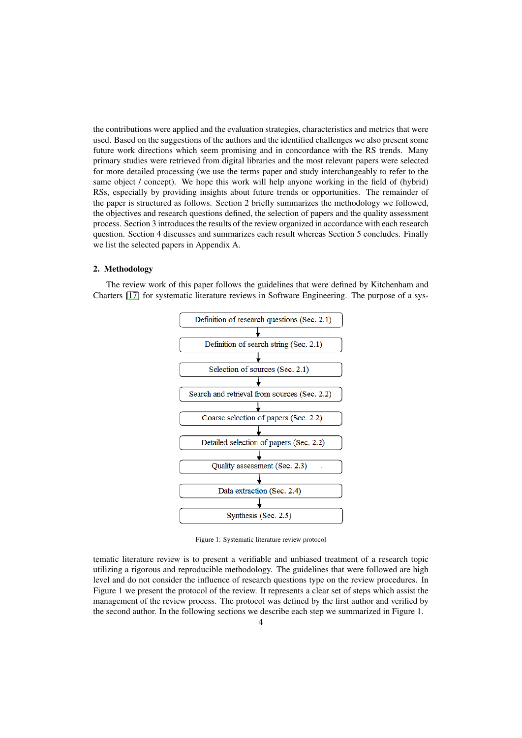the contributions were applied and the evaluation strategies, characteristics and metrics that were used. Based on the suggestions of the authors and the identified challenges we also present some future work directions which seem promising and in concordance with the RS trends. Many primary studies were retrieved from digital libraries and the most relevant papers were selected for more detailed processing (we use the terms paper and study interchangeably to refer to the same object / concept). We hope this work will help anyone working in the field of (hybrid) RSs, especially by providing insights about future trends or opportunities. The remainder of the paper is structured as follows. Section 2 briefly summarizes the methodology we followed, the objectives and research questions defined, the selection of papers and the quality assessment process. Section 3 introduces the results of the review organized in accordance with each research question. Section 4 discusses and summarizes each result whereas Section 5 concludes. Finally we list the selected papers in Appendix A.

## 2. Methodology

The review work of this paper follows the guidelines that were defined by Kitchenham and Charters [17] for systematic literature reviews in Software Engineering. The purpose of a systematic literature review is to present a verifiable and unbiased treatment of a research topic utilizing a rigorous and reproducible methodology. The guidelines that were followed are high level and do not consider the influence of research questions type on the review procedures. In Figure 1 we present the protocol of the review. It represents a clear set of steps which assist the management of the review process. The protocol was defined by the first author and verified by the second author. In the following sections we describe each step we summarized in Figure 1.

Definition of research questions (Sec. 2.1)
↓
Definition of search string (Sec. 2.1)
↓
Selection of sources (Sec. 2.1)
↓
Search and retrieval from sources (Sec. 2.2)
↓
Coarse selection of papers (Sec. 2.2)
↓
Detailed selection of papers (Sec. 2.2)
↓
Quality assessment (Sec. 2.3)
↓
Data extraction (Sec. 2.4)
↓
Synthesis (Sec. 2.5)

Figure 1: Systematic literature review protocol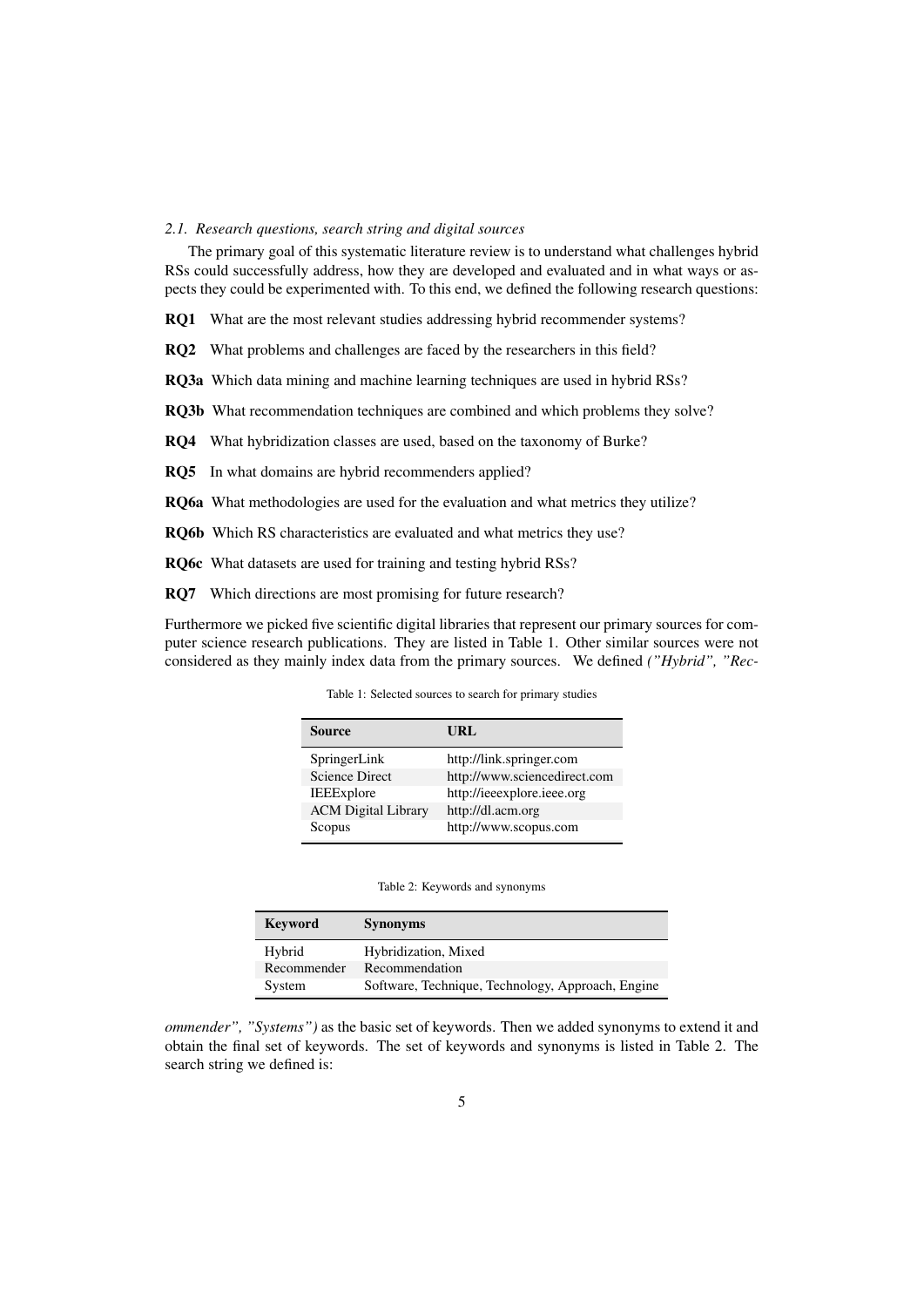### 2.1. Research questions, search string and digital sources

The primary goal of this systematic literature review is to understand what challenges hybrid RSs could successfully address, how they are developed and evaluated and in what ways or aspects they could be experimented with. To this end, we defined the following research questions:

**RQ1** What are the most relevant studies addressing hybrid recommender systems?

**RQ2** What problems and challenges are faced by the researchers in this field?

**RQ3a** Which data mining and machine learning techniques are used in hybrid RSs?

**RQ3b** What recommendation techniques are combined and which problems they solve?

**RQ4** What hybridization classes are used, based on the taxonomy of Burke?

**RQ5** In what domains are hybrid recommenders applied?

**RQ6a** What methodologies are used for the evaluation and what metrics they utilize?

**RQ6b** Which RS characteristics are evaluated and what metrics they use?

**RQ6c** What datasets are used for training and testing hybrid RSs?

**RQ7** Which directions are most promising for future research?

Furthermore we picked five scientific digital libraries that represent our primary sources for computer science research publications. They are listed in Table 1. Other similar sources were not considered as they mainly index data from the primary sources. We defined *("Hybrid", "Recommender", "Systems")* as the basic set of keywords. Then we added synonyms to extend it and obtain the final set of keywords. The set of keywords and synonyms is listed in Table 2. The search string we defined is:

Table 1: Selected sources to search for primary studies

| Source | URL |
| --- | --- |
| SpringerLink | http://link.springer.com |
| Science Direct | http://www.sciencedirect.com |
| IEEExplore | http://ieeexplore.ieee.org |
| ACM Digital Library | http://dl.acm.org |
| Scopus | http://www.scopus.com |

Table 2: Keywords and synonyms

| Keyword | Synonyms |
| --- | --- |
| Hybrid | Hybridization, Mixed |
| Recommender | Recommendation |
| System | Software, Technique, Technology, Approach, Engine |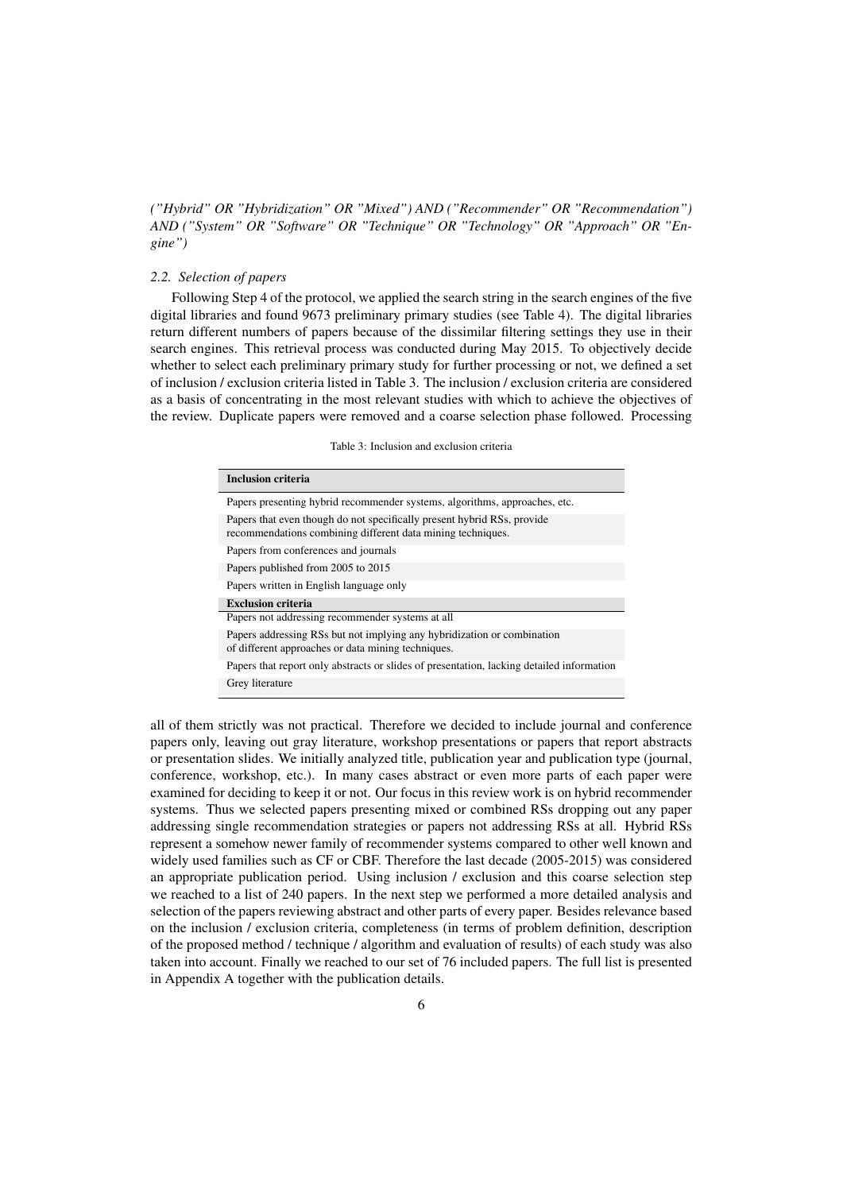*("Hybrid" OR "Hybridization" OR "Mixed") AND ("Recommender" OR "Recommendation") AND ("System" OR "Software" OR "Technique" OR "Technology" OR "Approach" OR "Engine")*

### 2.2. Selection of papers

Following Step 4 of the protocol, we applied the search string in the search engines of the five digital libraries and found 9673 preliminary primary studies (see Table 4). The digital libraries return different numbers of papers because of the dissimilar filtering settings they use in their search engines. This retrieval process was conducted during May 2015. To objectively decide whether to select each preliminary primary study for further processing or not, we defined a set of inclusion / exclusion criteria listed in Table 3. The inclusion / exclusion criteria are considered as a basis of concentrating in the most relevant studies with which to achieve the objectives of the review. Duplicate papers were removed and a coarse selection phase followed. Processing all of them strictly was not practical. Therefore we decided to include journal and conference papers only, leaving out gray literature, workshop presentations or papers that report abstracts or presentation slides. We initially analyzed title, publication year and publication type (journal, conference, workshop, etc.). In many cases abstract or even more parts of each paper were examined for deciding to keep it or not. Our focus in this review work is on hybrid recommender systems. Thus we selected papers presenting mixed or combined RSs dropping out any paper addressing single recommendation strategies or papers not addressing RSs at all. Hybrid RSs represent a somehow newer family of recommender systems compared to other well known and widely used families such as CF or CBF. Therefore the last decade (2005-2015) was considered an appropriate publication period. Using inclusion / exclusion and this coarse selection step we reached to a list of 240 papers. In the next step we performed a more detailed analysis and selection of the papers reviewing abstract and other parts of every paper. Besides relevance based on the inclusion / exclusion criteria, completeness (in terms of problem definition, description of the proposed method / technique / algorithm and evaluation of results) of each study was also taken into account. Finally we reached to our set of 76 included papers. The full list is presented in Appendix A together with the publication details.

Table 3: Inclusion and exclusion criteria

| **Inclusion criteria** |
| --- |
| Papers presenting hybrid recommender systems, algorithms, approaches, etc. |
| Papers that even though do not specifically present hybrid RSs, provide recommendations combining different data mining techniques. |
| Papers from conferences and journals |
| Papers published from 2005 to 2015 |
| Papers written in English language only |
| **Exclusion criteria** |
| Papers not addressing recommender systems at all |
| Papers addressing RSs but not implying any hybridization or combination of different approaches or data mining techniques. |
| Papers that report only abstracts or slides of presentation, lacking detailed information |
| Grey literature |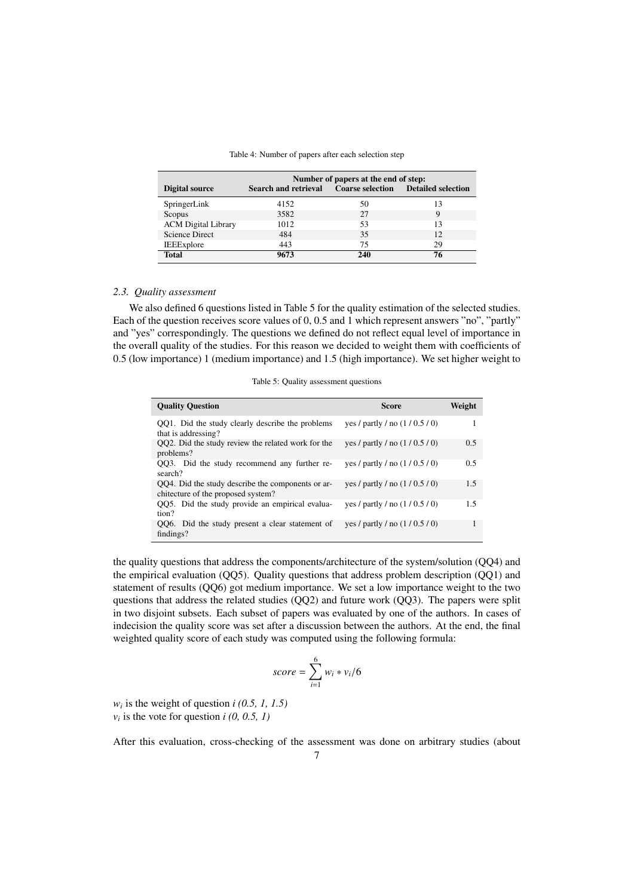Table 4: Number of papers after each selection step

| Digital source | Number of papers at the end of step: Search and retrieval | Coarse selection | Detailed selection |
|---|---|---|---|
| SpringerLink | 4152 | 50 | 13 |
| Scopus | 3582 | 27 | 9 |
| ACM Digital Library | 1012 | 53 | 13 |
| Science Direct | 484 | 35 | 12 |
| IEEExplore | 443 | 75 | 29 |
| **Total** | **9673** | **240** | **76** |

### 2.3. Quality assessment

We also defined 6 questions listed in Table 5 for the quality estimation of the selected studies. Each of the question receives score values of 0, 0.5 and 1 which represent answers "no", "partly" and "yes" correspondingly. The questions we defined do not reflect equal level of importance in the overall quality of the studies. For this reason we decided to weight them with coefficients of 0.5 (low importance) 1 (medium importance) and 1.5 (high importance). We set higher weight to the quality questions that address the components/architecture of the system/solution (QQ4) and the empirical evaluation (QQ5). Quality questions that address problem description (QQ1) and statement of results (QQ6) got medium importance. We set a low importance weight to the two questions that address the related studies (QQ2) and future work (QQ3). The papers were split in two disjoint subsets. Each subset of papers was evaluated by one of the authors. In cases of indecision the quality score was set after a discussion between the authors. At the end, the final weighted quality score of each study was computed using the following formula:

Table 5: Quality assessment questions

| Quality Question | Score | Weight |
|---|---|---|
| QQ1. Did the study clearly describe the problems that is addressing? | yes / partly / no (1 / 0.5 / 0) | 1 |
| QQ2. Did the study review the related work for the problems? | yes / partly / no (1 / 0.5 / 0) | 0.5 |
| QQ3. Did the study recommend any further research? | yes / partly / no (1 / 0.5 / 0) | 0.5 |
| QQ4. Did the study describe the components or architecture of the proposed system? | yes / partly / no (1 / 0.5 / 0) | 1.5 |
| QQ5. Did the study provide an empirical evaluation? | yes / partly / no (1 / 0.5 / 0) | 1.5 |
| QQ6. Did the study present a clear statement of findings? | yes / partly / no (1 / 0.5 / 0) | 1 |

$$score = \sum_{i=1}^{6} w_i * v_i/6$$

$w_i$ is the weight of question $i$ *(0.5, 1, 1.5)*
$v_i$ is the vote for question $i$ *(0, 0.5, 1)*

After this evaluation, cross-checking of the assessment was done on arbitrary studies (about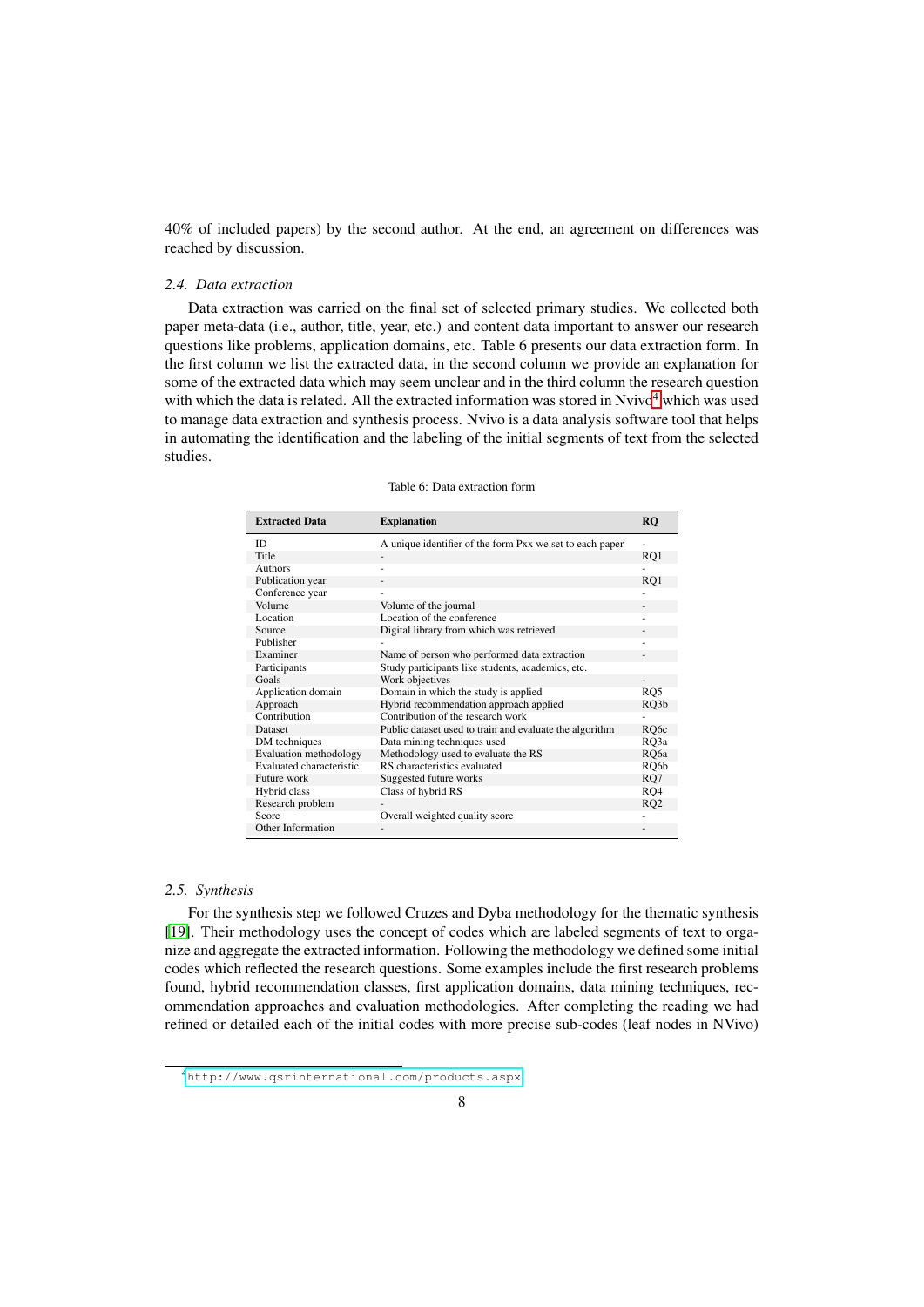40% of included papers) by the second author. At the end, an agreement on differences was reached by discussion.

### 2.4. Data extraction

Data extraction was carried on the final set of selected primary studies. We collected both paper meta-data (i.e., author, title, year, etc.) and content data important to answer our research questions like problems, application domains, etc. Table 6 presents our data extraction form. In the first column we list the extracted data, in the second column we provide an explanation for some of the extracted data which may seem unclear and in the third column the research question with which the data is related. All the extracted information was stored in Nvivo[4] which was used to manage data extraction and synthesis process. Nvivo is a data analysis software tool that helps in automating the identification and the labeling of the initial segments of text from the selected studies.

Table 6: Data extraction form

| Extracted Data | Explanation | RQ |
|---|---|---|
| ID | A unique identifier of the form Pxx we set to each paper | - |
| Title | - | RQ1 |
| Authors | - | - |
| Publication year | - | RQ1 |
| Conference year | - | - |
| Volume | Volume of the journal | - |
| Location | Location of the conference | - |
| Source | Digital library from which was retrieved | - |
| Publisher | - | - |
| Examiner | Name of person who performed data extraction | - |
| Participants | Study participants like students, academics, etc. | |
| Goals | Work objectives | - |
| Application domain | Domain in which the study is applied | RQ5 |
| Approach | Hybrid recommendation approach applied | RQ3b |
| Contribution | Contribution of the research work | - |
| Dataset | Public dataset used to train and evaluate the algorithm | RQ6c |
| DM techniques | Data mining techniques used | RQ3a |
| Evaluation methodology | Methodology used to evaluate the RS | RQ6a |
| Evaluated characteristic | RS characteristics evaluated | RQ6b |
| Future work | Suggested future works | RQ7 |
| Hybrid class | Class of hybrid RS | RQ4 |
| Research problem | - | RQ2 |
| Score | Overall weighted quality score | - |
| Other Information | - | - |

### 2.5. Synthesis

For the synthesis step we followed Cruzes and Dyba methodology for the thematic synthesis [19]. Their methodology uses the concept of codes which are labeled segments of text to organize and aggregate the extracted information. Following the methodology we defined some initial codes which reflected the research questions. Some examples include the first research problems found, hybrid recommendation classes, first application domains, data mining techniques, recommendation approaches and evaluation methodologies. After completing the reading we had refined or detailed each of the initial codes with more precise sub-codes (leaf nodes in NVivo)

[4] http://www.qsrinternational.com/products.aspx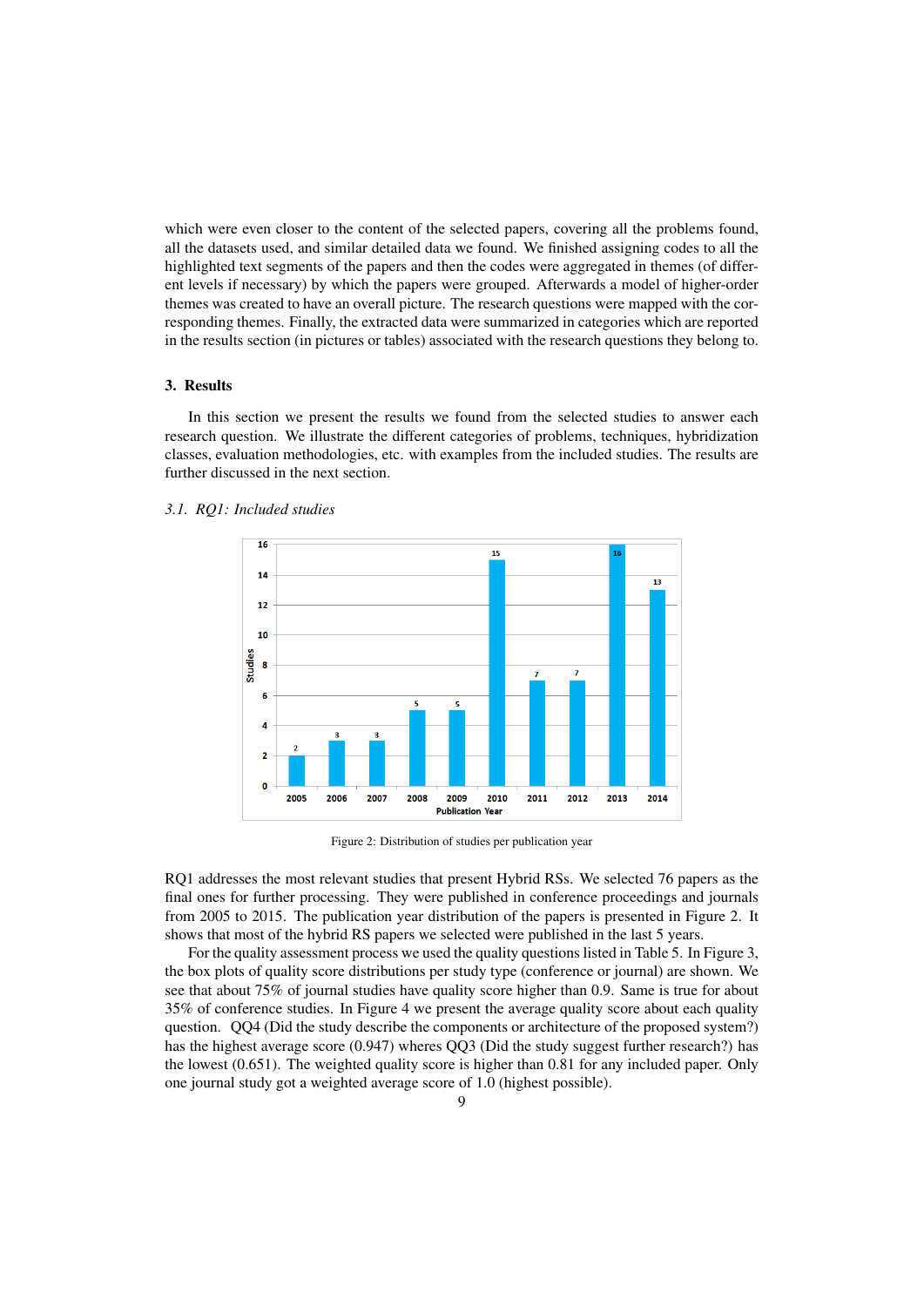which were even closer to the content of the selected papers, covering all the problems found, all the datasets used, and similar detailed data we found. We finished assigning codes to all the highlighted text segments of the papers and then the codes were aggregated in themes (of different levels if necessary) by which the papers were grouped. Afterwards a model of higher-order themes was created to have an overall picture. The research questions were mapped with the corresponding themes. Finally, the extracted data were summarized in categories which are reported in the results section (in pictures or tables) associated with the research questions they belong to.

## 3. Results

In this section we present the results we found from the selected studies to answer each research question. We illustrate the different categories of problems, techniques, hybridization classes, evaluation methodologies, etc. with examples from the included studies. The results are further discussed in the next section.

### 3.1. RQ1: Included studies

Figure 2: Distribution of studies per publication year

RQ1 addresses the most relevant studies that present Hybrid RSs. We selected 76 papers as the final ones for further processing. They were published in conference proceedings and journals from 2005 to 2015. The publication year distribution of the papers is presented in Figure 2. It shows that most of the hybrid RS papers we selected were published in the last 5 years.

For the quality assessment process we used the quality questions listed in Table 5. In Figure 3, the box plots of quality score distributions per study type (conference or journal) are shown. We see that about 75% of journal studies have quality score higher than 0.9. Same is true for about 35% of conference studies. In Figure 4 we present the average quality score about each quality question. QQ4 (Did the study describe the components or architecture of the proposed system?) has the highest average score (0.947) wheres QQ3 (Did the study suggest further research?) has the lowest (0.651). The weighted quality score is higher than 0.81 for any included paper. Only one journal study got a weighted average score of 1.0 (highest possible).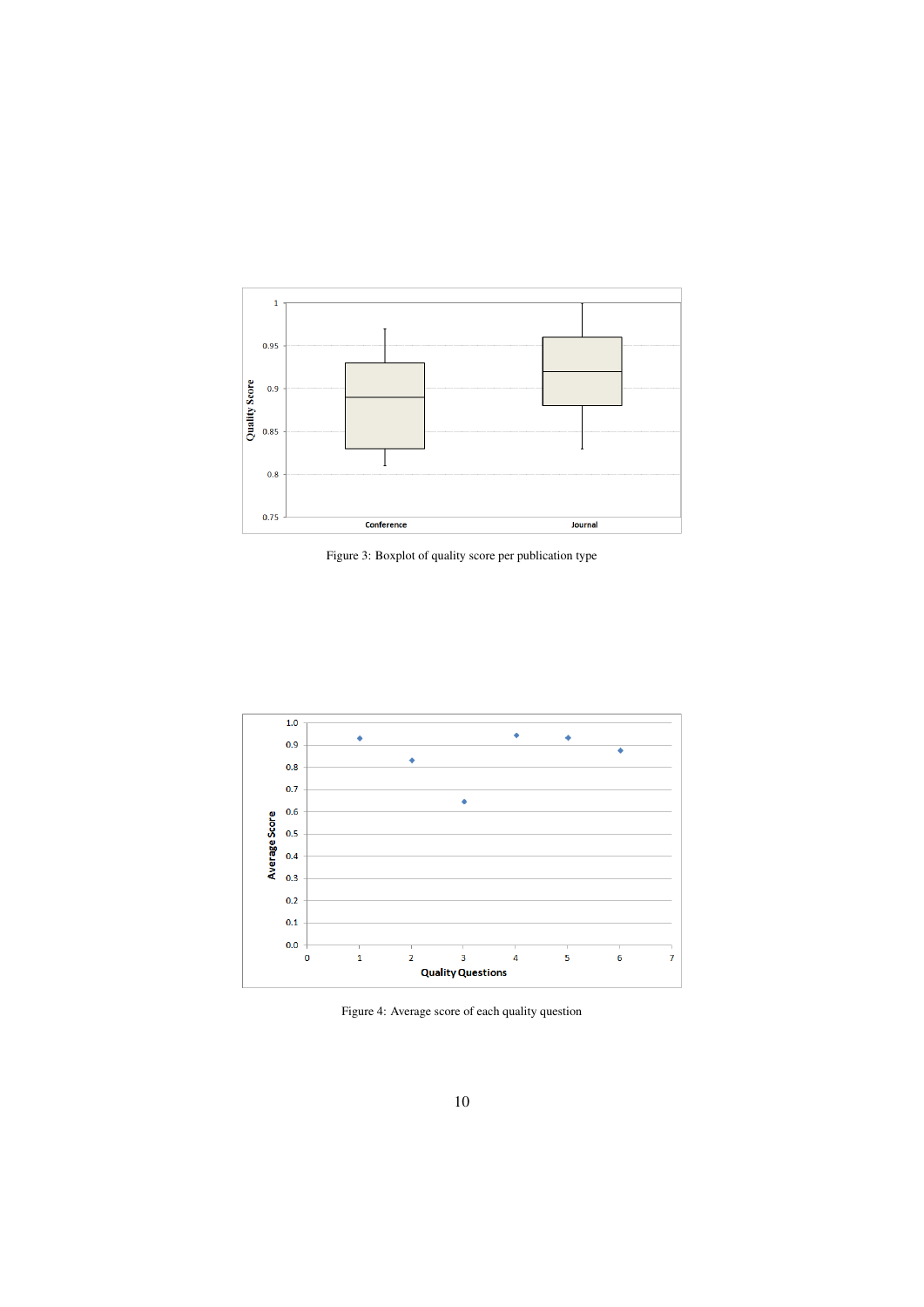Figure 3: Boxplot of quality score per publication type

Figure 4: Average score of each quality question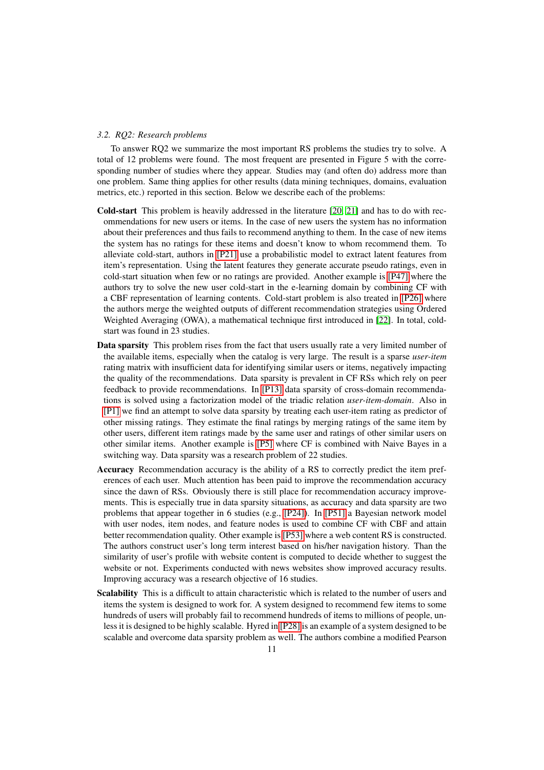### 3.2. RQ2: Research problems

To answer RQ2 we summarize the most important RS problems the studies try to solve. A total of 12 problems were found. The most frequent are presented in Figure 5 with the corresponding number of studies where they appear. Studies may (and often do) address more than one problem. Same thing applies for other results (data mining techniques, domains, evaluation metrics, etc.) reported in this section. Below we describe each of the problems:

**Cold-start** This problem is heavily addressed in the literature [20, 21] and has to do with recommendations for new users or items. In the case of new users the system has no information about their preferences and thus fails to recommend anything to them. In the case of new items the system has no ratings for these items and doesn't know to whom recommend them. To alleviate cold-start, authors in [P21] use a probabilistic model to extract latent features from item's representation. Using the latent features they generate accurate pseudo ratings, even in cold-start situation when few or no ratings are provided. Another example is [P47] where the authors try to solve the new user cold-start in the e-learning domain by combining CF with a CBF representation of learning contents. Cold-start problem is also treated in [P26] where the authors merge the weighted outputs of different recommendation strategies using Ordered Weighted Averaging (OWA), a mathematical technique first introduced in [22]. In total, cold-start was found in 23 studies.

**Data sparsity** This problem rises from the fact that users usually rate a very limited number of the available items, especially when the catalog is very large. The result is a sparse *user-item* rating matrix with insufficient data for identifying similar users or items, negatively impacting the quality of the recommendations. Data sparsity is prevalent in CF RSs which rely on peer feedback to provide recommendations. In [P13] data sparsity of cross-domain recommendations is solved using a factorization model of the triadic relation *user-item-domain*. Also in [P1] we find an attempt to solve data sparsity by treating each user-item rating as predictor of other missing ratings. They estimate the final ratings by merging ratings of the same item by other users, different item ratings made by the same user and ratings of other similar users on other similar items. Another example is [P5] where CF is combined with Naive Bayes in a switching way. Data sparsity was a research problem of 22 studies.

**Accuracy** Recommendation accuracy is the ability of a RS to correctly predict the item preferences of each user. Much attention has been paid to improve the recommendation accuracy since the dawn of RSs. Obviously there is still place for recommendation accuracy improvements. This is especially true in data sparsity situations, as accuracy and data sparsity are two problems that appear together in 6 studies (e.g., [P24]). In [P51] a Bayesian network model with user nodes, item nodes, and feature nodes is used to combine CF with CBF and attain better recommendation quality. Other example is [P53] where a web content RS is constructed. The authors construct user's long term interest based on his/her navigation history. Than the similarity of user's profile with website content is computed to decide whether to suggest the website or not. Experiments conducted with news websites show improved accuracy results. Improving accuracy was a research objective of 16 studies.

**Scalability** This is a difficult to attain characteristic which is related to the number of users and items the system is designed to work for. A system designed to recommend few items to some hundreds of users will probably fail to recommend hundreds of items to millions of people, unless it is designed to be highly scalable. Hyred in [P28] is an example of a system designed to be scalable and overcome data sparsity problem as well. The authors combine a modified Pearson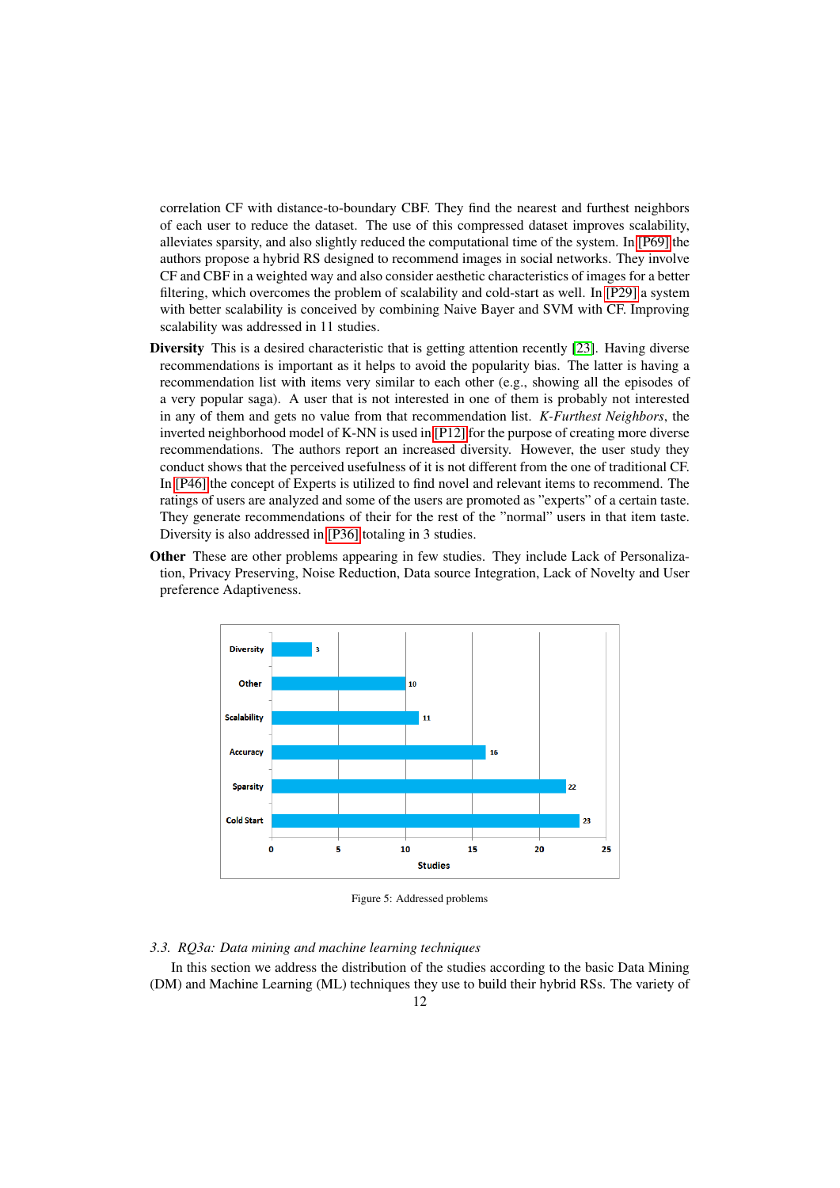correlation CF with distance-to-boundary CBF. They find the nearest and furthest neighbors of each user to reduce the dataset. The use of this compressed dataset improves scalability, alleviates sparsity, and also slightly reduced the computational time of the system. In [P69] the authors propose a hybrid RS designed to recommend images in social networks. They involve CF and CBF in a weighted way and also consider aesthetic characteristics of images for a better filtering, which overcomes the problem of scalability and cold-start as well. In [P29] a system with better scalability is conceived by combining Naive Bayer and SVM with CF. Improving scalability was addressed in 11 studies.

**Diversity** This is a desired characteristic that is getting attention recently [23]. Having diverse recommendations is important as it helps to avoid the popularity bias. The latter is having a recommendation list with items very similar to each other (e.g., showing all the episodes of a very popular saga). A user that is not interested in one of them is probably not interested in any of them and gets no value from that recommendation list. *K-Furthest Neighbors*, the inverted neighborhood model of K-NN is used in [P12] for the purpose of creating more diverse recommendations. The authors report an increased diversity. However, the user study they conduct shows that the perceived usefulness of it is not different from the one of traditional CF. In [P46] the concept of Experts is utilized to find novel and relevant items to recommend. The ratings of users are analyzed and some of the users are promoted as "experts" of a certain taste. They generate recommendations of their for the rest of the "normal" users in that item taste. Diversity is also addressed in [P36] totaling in 3 studies.

**Other** These are other problems appearing in few studies. They include Lack of Personalization, Privacy Preserving, Noise Reduction, Data source Integration, Lack of Novelty and User preference Adaptiveness.

| Problem | Studies |
|---|---|
| Diversity | 3 |
| Other | 10 |
| Scalability | 11 |
| Accuracy | 16 |
| Sparsity | 22 |
| Cold Start | 23 |

Figure 5: Addressed problems

### 3.3. RQ3a: Data mining and machine learning techniques

In this section we address the distribution of the studies according to the basic Data Mining (DM) and Machine Learning (ML) techniques they use to build their hybrid RSs. The variety of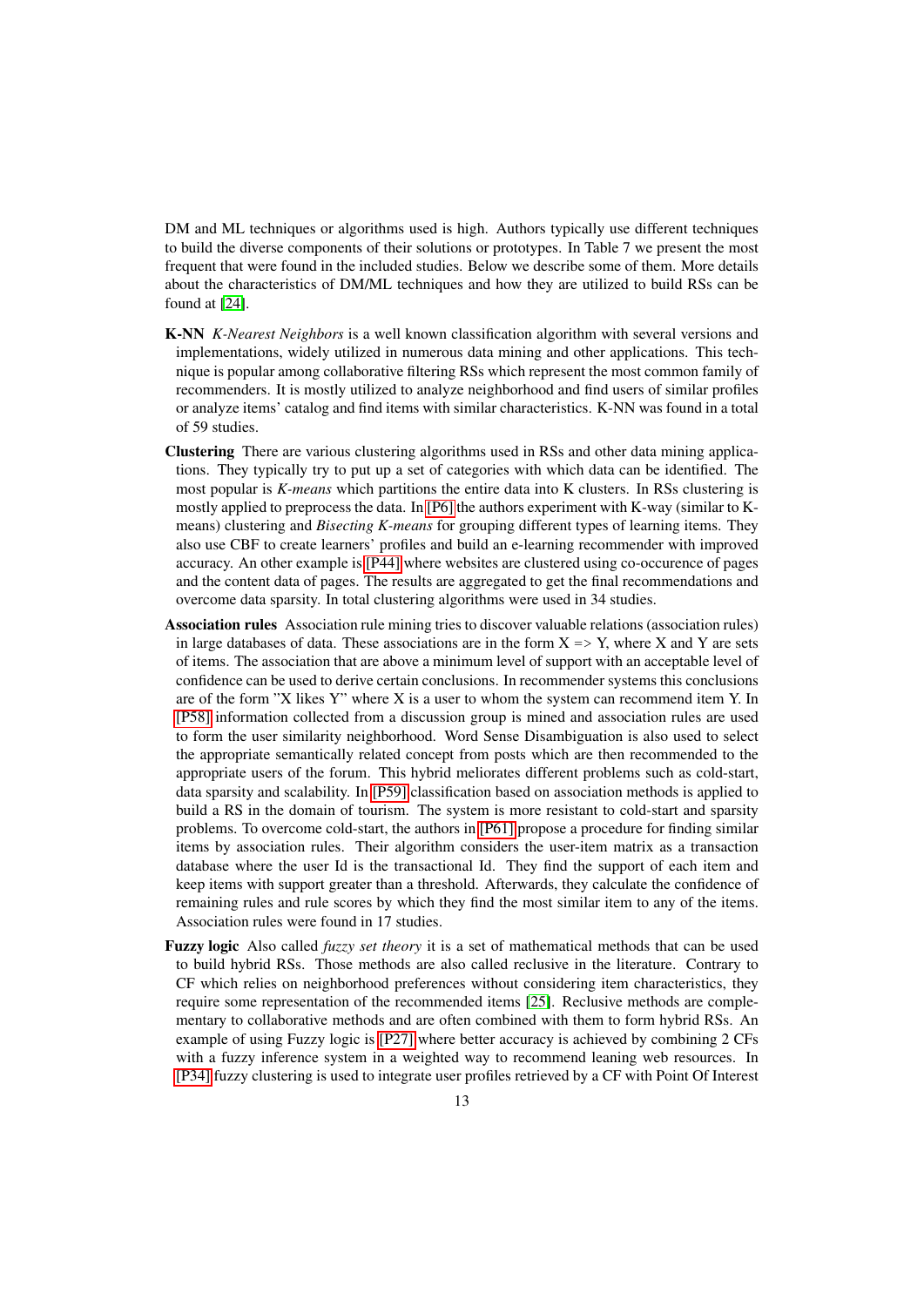DM and ML techniques or algorithms used is high. Authors typically use different techniques to build the diverse components of their solutions or prototypes. In Table 7 we present the most frequent that were found in the included studies. Below we describe some of them. More details about the characteristics of DM/ML techniques and how they are utilized to build RSs can be found at [24].

**K-NN** *K-Nearest Neighbors* is a well known classification algorithm with several versions and implementations, widely utilized in numerous data mining and other applications. This technique is popular among collaborative filtering RSs which represent the most common family of recommenders. It is mostly utilized to analyze neighborhood and find users of similar profiles or analyze items' catalog and find items with similar characteristics. K-NN was found in a total of 59 studies.

**Clustering** There are various clustering algorithms used in RSs and other data mining applications. They typically try to put up a set of categories with which data can be identified. The most popular is *K-means* which partitions the entire data into K clusters. In RSs clustering is mostly applied to preprocess the data. In [P6] the authors experiment with K-way (similar to K-means) clustering and *Bisecting K-means* for grouping different types of learning items. They also use CBF to create learners' profiles and build an e-learning recommender with improved accuracy. An other example is [P44] where websites are clustered using co-occurence of pages and the content data of pages. The results are aggregated to get the final recommendations and overcome data sparsity. In total clustering algorithms were used in 34 studies.

**Association rules** Association rule mining tries to discover valuable relations (association rules) in large databases of data. These associations are in the form X => Y, where X and Y are sets of items. The association that are above a minimum level of support with an acceptable level of confidence can be used to derive certain conclusions. In recommender systems this conclusions are of the form "X likes Y" where X is a user to whom the system can recommend item Y. In [P58] information collected from a discussion group is mined and association rules are used to form the user similarity neighborhood. Word Sense Disambiguation is also used to select the appropriate semantically related concept from posts which are then recommended to the appropriate users of the forum. This hybrid meliorates different problems such as cold-start, data sparsity and scalability. In [P59] classification based on association methods is applied to build a RS in the domain of tourism. The system is more resistant to cold-start and sparsity problems. To overcome cold-start, the authors in [P61] propose a procedure for finding similar items by association rules. Their algorithm considers the user-item matrix as a transaction database where the user Id is the transactional Id. They find the support of each item and keep items with support greater than a threshold. Afterwards, they calculate the confidence of remaining rules and rule scores by which they find the most similar item to any of the items. Association rules were found in 17 studies.

**Fuzzy logic** Also called *fuzzy set theory* it is a set of mathematical methods that can be used to build hybrid RSs. Those methods are also called reclusive in the literature. Contrary to CF which relies on neighborhood preferences without considering item characteristics, they require some representation of the recommended items [25]. Reclusive methods are complementary to collaborative methods and are often combined with them to form hybrid RSs. An example of using Fuzzy logic is [P27] where better accuracy is achieved by combining 2 CFs with a fuzzy inference system in a weighted way to recommend leaning web resources. In [P34] fuzzy clustering is used to integrate user profiles retrieved by a CF with Point Of Interest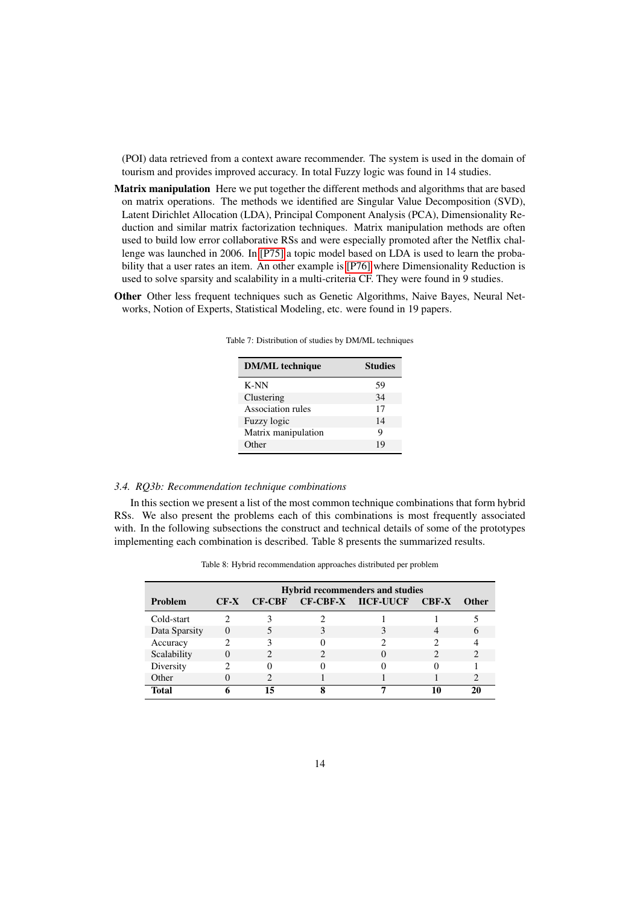(POI) data retrieved from a context aware recommender. The system is used in the domain of tourism and provides improved accuracy. In total Fuzzy logic was found in 14 studies.

**Matrix manipulation** Here we put together the different methods and algorithms that are based on matrix operations. The methods we identified are Singular Value Decomposition (SVD), Latent Dirichlet Allocation (LDA), Principal Component Analysis (PCA), Dimensionality Reduction and similar matrix factorization techniques. Matrix manipulation methods are often used to build low error collaborative RSs and were especially promoted after the Netflix challenge was launched in 2006. In [P75] a topic model based on LDA is used to learn the probability that a user rates an item. An other example is [P76] where Dimensionality Reduction is used to solve sparsity and scalability in a multi-criteria CF. They were found in 9 studies.

**Other** Other less frequent techniques such as Genetic Algorithms, Naive Bayes, Neural Networks, Notion of Experts, Statistical Modeling, etc. were found in 19 papers.

Table 7: Distribution of studies by DM/ML techniques

| DM/ML technique | Studies |
|---|---|
| K-NN | 59 |
| Clustering | 34 |
| Association rules | 17 |
| Fuzzy logic | 14 |
| Matrix manipulation | 9 |
| Other | 19 |

### 3.4. RQ3b: Recommendation technique combinations

In this section we present a list of the most common technique combinations that form hybrid RSs. We also present the problems each of this combinations is most frequently associated with. In the following subsections the construct and technical details of some of the prototypes implementing each combination is described. Table 8 presents the summarized results.

Table 8: Hybrid recommendation approaches distributed per problem

| | Hybrid recommenders and studies | | | | | |
|---|---|---|---|---|---|---|
| **Problem** | **CF-X** | **CF-CBF** | **CF-CBF-X** | **IICF-UUCF** | **CBF-X** | **Other** |
| Cold-start | 2 | 3 | 2 | 1 | 1 | 5 |
| Data Sparsity | 0 | 5 | 3 | 3 | 4 | 6 |
| Accuracy | 2 | 3 | 0 | 2 | 2 | 4 |
| Scalability | 0 | 2 | 2 | 0 | 2 | 2 |
| Diversity | 2 | 0 | 0 | 0 | 0 | 1 |
| Other | 0 | 2 | 1 | 1 | 1 | 2 |
| **Total** | **6** | **15** | **8** | **7** | **10** | **20** |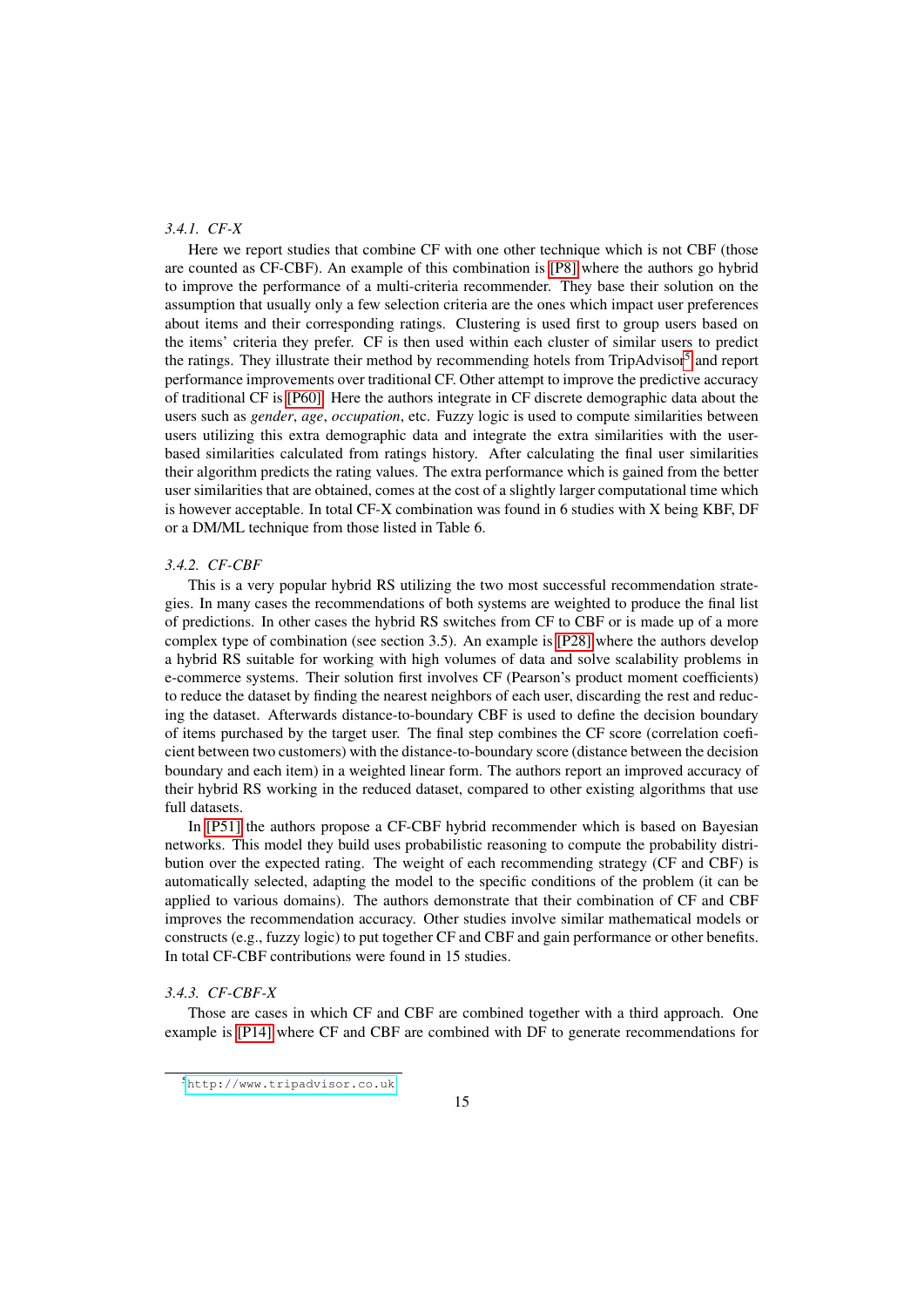### 3.4.1. CF-X

Here we report studies that combine CF with one other technique which is not CBF (those are counted as CF-CBF). An example of this combination is [P8] where the authors go hybrid to improve the performance of a multi-criteria recommender. They base their solution on the assumption that usually only a few selection criteria are the ones which impact user preferences about items and their corresponding ratings. Clustering is used first to group users based on the items' criteria they prefer. CF is then used within each cluster of similar users to predict the ratings. They illustrate their method by recommending hotels from TripAdvisor[5] and report performance improvements over traditional CF. Other attempt to improve the predictive accuracy of traditional CF is [P60]. Here the authors integrate in CF discrete demographic data about the users such as *gender*, *age*, *occupation*, etc. Fuzzy logic is used to compute similarities between users utilizing this extra demographic data and integrate the extra similarities with the user-based similarities calculated from ratings history. After calculating the final user similarities their algorithm predicts the rating values. The extra performance which is gained from the better user similarities that are obtained, comes at the cost of a slightly larger computational time which is however acceptable. In total CF-X combination was found in 6 studies with X being KBF, DF or a DM/ML technique from those listed in Table 6.

### 3.4.2. CF-CBF

This is a very popular hybrid RS utilizing the two most successful recommendation strategies. In many cases the recommendations of both systems are weighted to produce the final list of predictions. In other cases the hybrid RS switches from CF to CBF or is made up of a more complex type of combination (see section 3.5). An example is [P28] where the authors develop a hybrid RS suitable for working with high volumes of data and solve scalability problems in e-commerce systems. Their solution first involves CF (Pearson's product moment coefficients) to reduce the dataset by finding the nearest neighbors of each user, discarding the rest and reducing the dataset. Afterwards distance-to-boundary CBF is used to define the decision boundary of items purchased by the target user. The final step combines the CF score (correlation coefficient between two customers) with the distance-to-boundary score (distance between the decision boundary and each item) in a weighted linear form. The authors report an improved accuracy of their hybrid RS working in the reduced dataset, compared to other existing algorithms that use full datasets.

In [P51] the authors propose a CF-CBF hybrid recommender which is based on Bayesian networks. This model they build uses probabilistic reasoning to compute the probability distribution over the expected rating. The weight of each recommending strategy (CF and CBF) is automatically selected, adapting the model to the specific conditions of the problem (it can be applied to various domains). The authors demonstrate that their combination of CF and CBF improves the recommendation accuracy. Other studies involve similar mathematical models or constructs (e.g., fuzzy logic) to put together CF and CBF and gain performance or other benefits. In total CF-CBF contributions were found in 15 studies.

### 3.4.3. CF-CBF-X

Those are cases in which CF and CBF are combined together with a third approach. One example is [P14] where CF and CBF are combined with DF to generate recommendations for

[5] http://www.tripadvisor.co.uk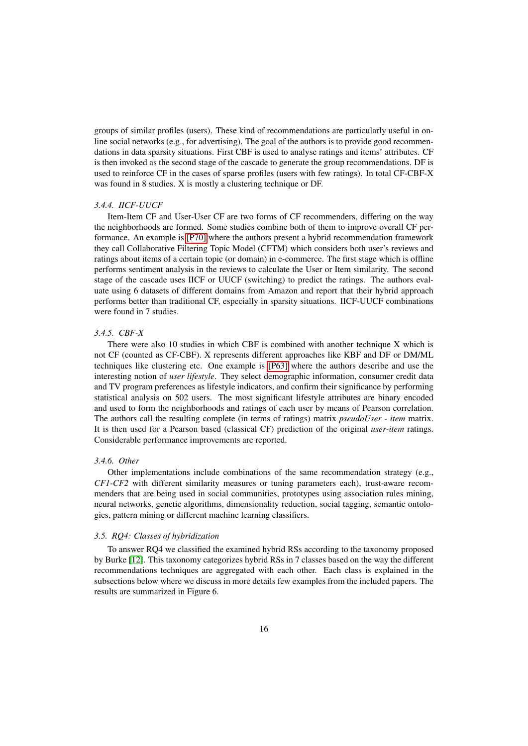groups of similar profiles (users). These kind of recommendations are particularly useful in online social networks (e.g., for advertising). The goal of the authors is to provide good recommendations in data sparsity situations. First CBF is used to analyse ratings and items' attributes. CF is then invoked as the second stage of the cascade to generate the group recommendations. DF is used to reinforce CF in the cases of sparse profiles (users with few ratings). In total CF-CBF-X was found in 8 studies. X is mostly a clustering technique or DF.

### 3.4.4. IICF-UUCF

Item-Item CF and User-User CF are two forms of CF recommenders, differing on the way the neighborhoods are formed. Some studies combine both of them to improve overall CF performance. An example is [P70] where the authors present a hybrid recommendation framework they call Collaborative Filtering Topic Model (CFTM) which considers both user's reviews and ratings about items of a certain topic (or domain) in e-commerce. The first stage which is offline performs sentiment analysis in the reviews to calculate the User or Item similarity. The second stage of the cascade uses IICF or UUCF (switching) to predict the ratings. The authors evaluate using 6 datasets of different domains from Amazon and report that their hybrid approach performs better than traditional CF, especially in sparsity situations. IICF-UUCF combinations were found in 7 studies.

### 3.4.5. CBF-X

There were also 10 studies in which CBF is combined with another technique X which is not CF (counted as CF-CBF). X represents different approaches like KBF and DF or DM/ML techniques like clustering etc. One example is [P63] where the authors describe and use the interesting notion of *user lifestyle*. They select demographic information, consumer credit data and TV program preferences as lifestyle indicators, and confirm their significance by performing statistical analysis on 502 users. The most significant lifestyle attributes are binary encoded and used to form the neighborhoods and ratings of each user by means of Pearson correlation. The authors call the resulting complete (in terms of ratings) matrix *pseudoUser - item* matrix. It is then used for a Pearson based (classical CF) prediction of the original *user-item* ratings. Considerable performance improvements are reported.

### 3.4.6. Other

Other implementations include combinations of the same recommendation strategy (e.g., *CF1-CF2* with different similarity measures or tuning parameters each), trust-aware recommenders that are being used in social communities, prototypes using association rules mining, neural networks, genetic algorithms, dimensionality reduction, social tagging, semantic ontologies, pattern mining or different machine learning classifiers.

## 3.5. RQ4: Classes of hybridization

To answer RQ4 we classified the examined hybrid RSs according to the taxonomy proposed by Burke [12]. This taxonomy categorizes hybrid RSs in 7 classes based on the way the different recommendations techniques are aggregated with each other. Each class is explained in the subsections below where we discuss in more details few examples from the included papers. The results are summarized in Figure 6.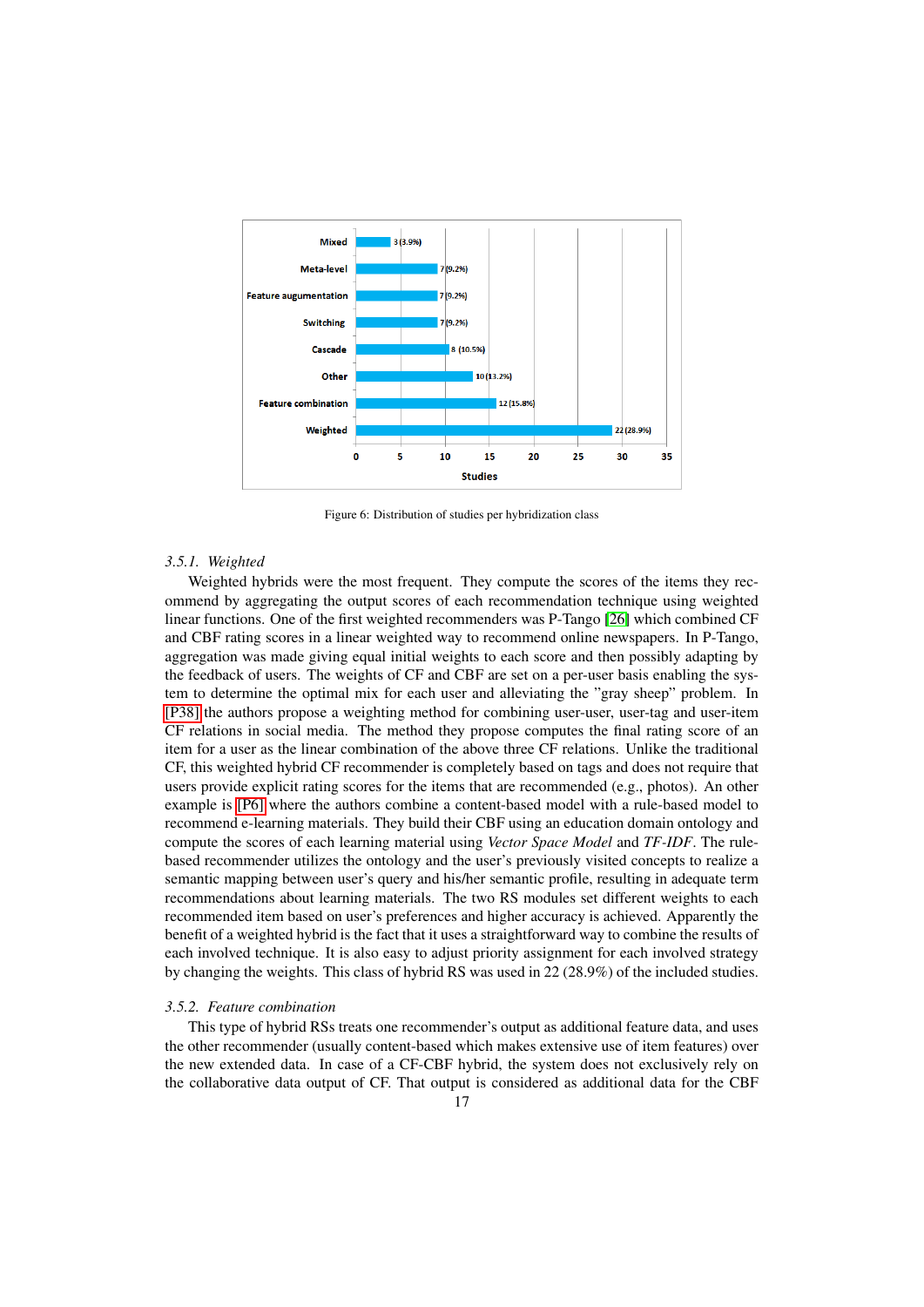Mixed
Meta-level
Feature augumentation
Switching
Cascade
Other
Feature combination
Weighted

3 (3.9%)
7 (9.2%)
7 (9.2%)
7 (9.2%)
8 (10.5%)
10 (13.2%)
12 (15.8%)
22 (28.9%)

0 5 10 15 20 25 30 35

Studies

Figure 6: Distribution of studies per hybridization class

#### 3.5.1. Weighted

Weighted hybrids were the most frequent. They compute the scores of the items they recommend by aggregating the output scores of each recommendation technique using weighted linear functions. One of the first weighted recommenders was P-Tango [26] which combined CF and CBF rating scores in a linear weighted way to recommend online newspapers. In P-Tango, aggregation was made giving equal initial weights to each score and then possibly adapting by the feedback of users. The weights of CF and CBF are set on a per-user basis enabling the system to determine the optimal mix for each user and alleviating the "gray sheep" problem. In [P38] the authors propose a weighting method for combining user-user, user-tag and user-item CF relations in social media. The method they propose computes the final rating score of an item for a user as the linear combination of the above three CF relations. Unlike the traditional CF, this weighted hybrid CF recommender is completely based on tags and does not require that users provide explicit rating scores for the items that are recommended (e.g., photos). An other example is [P6] where the authors combine a content-based model with a rule-based model to recommend e-learning materials. They build their CBF using an education domain ontology and compute the scores of each learning material using *Vector Space Model* and *TF-IDF*. The rule-based recommender utilizes the ontology and the user's previously visited concepts to realize a semantic mapping between user's query and his/her semantic profile, resulting in adequate term recommendations about learning materials. The two RS modules set different weights to each recommended item based on user's preferences and higher accuracy is achieved. Apparently the benefit of a weighted hybrid is the fact that it uses a straightforward way to combine the results of each involved technique. It is also easy to adjust priority assignment for each involved strategy by changing the weights. This class of hybrid RS was used in 22 (28.9%) of the included studies.

#### 3.5.2. Feature combination

This type of hybrid RSs treats one recommender's output as additional feature data, and uses the other recommender (usually content-based which makes extensive use of item features) over the new extended data. In case of a CF-CBF hybrid, the system does not exclusively rely on the collaborative data output of CF. That output is considered as additional data for the CBF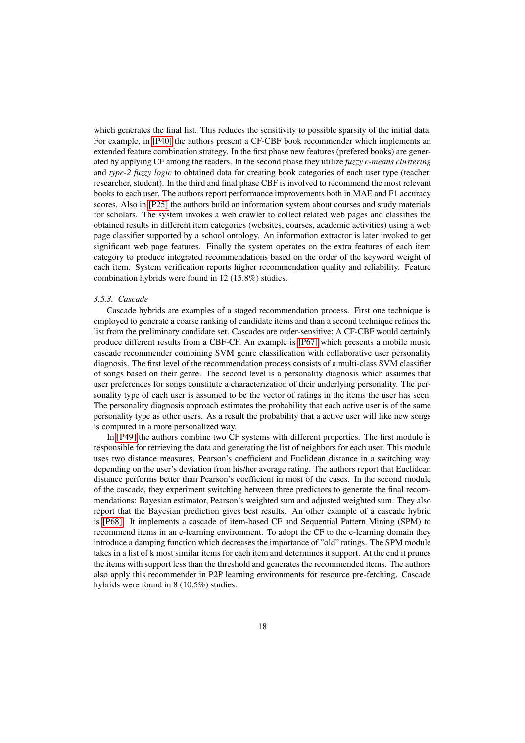which generates the final list. This reduces the sensitivity to possible sparsity of the initial data. For example, in [P40] the authors present a CF-CBF book recommender which implements an extended feature combination strategy. In the first phase new features (prefered books) are generated by applying CF among the readers. In the second phase they utilize *fuzzy c-means clustering* and *type-2 fuzzy logic* to obtained data for creating book categories of each user type (teacher, researcher, student). In the third and final phase CBF is involved to recommend the most relevant books to each user. The authors report performance improvements both in MAE and F1 accuracy scores. Also in [P25] the authors build an information system about courses and study materials for scholars. The system invokes a web crawler to collect related web pages and classifies the obtained results in different item categories (websites, courses, academic activities) using a web page classifier supported by a school ontology. An information extractor is later invoked to get significant web page features. Finally the system operates on the extra features of each item category to produce integrated recommendations based on the order of the keyword weight of each item. System verification reports higher recommendation quality and reliability. Feature combination hybrids were found in 12 (15.8%) studies.

### *3.5.3. Cascade*

Cascade hybrids are examples of a staged recommendation process. First one technique is employed to generate a coarse ranking of candidate items and than a second technique refines the list from the preliminary candidate set. Cascades are order-sensitive; A CF-CBF would certainly produce different results from a CBF-CF. An example is [P67] which presents a mobile music cascade recommender combining SVM genre classification with collaborative user personality diagnosis. The first level of the recommendation process consists of a multi-class SVM classifier of songs based on their genre. The second level is a personality diagnosis which assumes that user preferences for songs constitute a characterization of their underlying personality. The personality type of each user is assumed to be the vector of ratings in the items the user has seen. The personality diagnosis approach estimates the probability that each active user is of the same personality type as other users. As a result the probability that a active user will like new songs is computed in a more personalized way.

In [P49] the authors combine two CF systems with different properties. The first module is responsible for retrieving the data and generating the list of neighbors for each user. This module uses two distance measures, Pearson's coefficient and Euclidean distance in a switching way, depending on the user's deviation from his/her average rating. The authors report that Euclidean distance performs better than Pearson's coefficient in most of the cases. In the second module of the cascade, they experiment switching between three predictors to generate the final recommendations: Bayesian estimator, Pearson's weighted sum and adjusted weighted sum. They also report that the Bayesian prediction gives best results. An other example of a cascade hybrid is [P68]. It implements a cascade of item-based CF and Sequential Pattern Mining (SPM) to recommend items in an e-learning environment. To adopt the CF to the e-learning domain they introduce a damping function which decreases the importance of "old" ratings. The SPM module takes in a list of k most similar items for each item and determines it support. At the end it prunes the items with support less than the threshold and generates the recommended items. The authors also apply this recommender in P2P learning environments for resource pre-fetching. Cascade hybrids were found in 8 (10.5%) studies.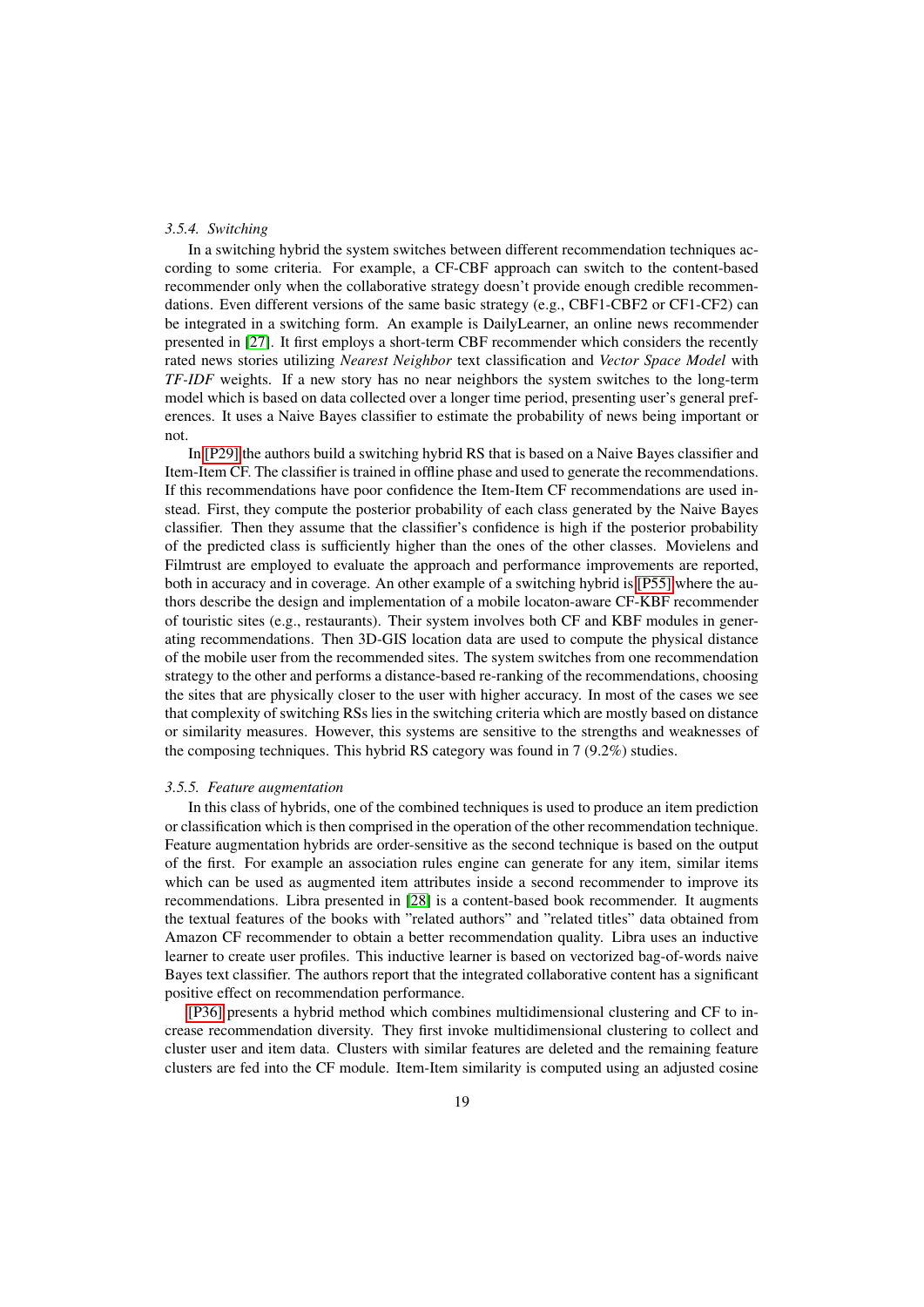### 3.5.4. Switching

In a switching hybrid the system switches between different recommendation techniques according to some criteria. For example, a CF-CBF approach can switch to the content-based recommender only when the collaborative strategy doesn't provide enough credible recommendations. Even different versions of the same basic strategy (e.g., CBF1-CBF2 or CF1-CF2) can be integrated in a switching form. An example is DailyLearner, an online news recommender presented in [27]. It first employs a short-term CBF recommender which considers the recently rated news stories utilizing *Nearest Neighbor* text classification and *Vector Space Model* with *TF-IDF* weights. If a new story has no near neighbors the system switches to the long-term model which is based on data collected over a longer time period, presenting user's general preferences. It uses a Naive Bayes classifier to estimate the probability of news being important or not.

In [P29] the authors build a switching hybrid RS that is based on a Naive Bayes classifier and Item-Item CF. The classifier is trained in offline phase and used to generate the recommendations. If this recommendations have poor confidence the Item-Item CF recommendations are used instead. First, they compute the posterior probability of each class generated by the Naive Bayes classifier. Then they assume that the classifier's confidence is high if the posterior probability of the predicted class is sufficiently higher than the ones of the other classes. Movielens and Filmtrust are employed to evaluate the approach and performance improvements are reported, both in accuracy and in coverage. An other example of a switching hybrid is [P55] where the authors describe the design and implementation of a mobile locaton-aware CF-KBF recommender of touristic sites (e.g., restaurants). Their system involves both CF and KBF modules in generating recommendations. Then 3D-GIS location data are used to compute the physical distance of the mobile user from the recommended sites. The system switches from one recommendation strategy to the other and performs a distance-based re-ranking of the recommendations, choosing the sites that are physically closer to the user with higher accuracy. In most of the cases we see that complexity of switching RSs lies in the switching criteria which are mostly based on distance or similarity measures. However, this systems are sensitive to the strengths and weaknesses of the composing techniques. This hybrid RS category was found in 7 (9.2%) studies.

### 3.5.5. Feature augmentation

In this class of hybrids, one of the combined techniques is used to produce an item prediction or classification which is then comprised in the operation of the other recommendation technique. Feature augmentation hybrids are order-sensitive as the second technique is based on the output of the first. For example an association rules engine can generate for any item, similar items which can be used as augmented item attributes inside a second recommender to improve its recommendations. Libra presented in [28] is a content-based book recommender. It augments the textual features of the books with "related authors" and "related titles" data obtained from Amazon CF recommender to obtain a better recommendation quality. Libra uses an inductive learner to create user profiles. This inductive learner is based on vectorized bag-of-words naive Bayes text classifier. The authors report that the integrated collaborative content has a significant positive effect on recommendation performance.

[P36] presents a hybrid method which combines multidimensional clustering and CF to increase recommendation diversity. They first invoke multidimensional clustering to collect and cluster user and item data. Clusters with similar features are deleted and the remaining feature clusters are fed into the CF module. Item-Item similarity is computed using an adjusted cosine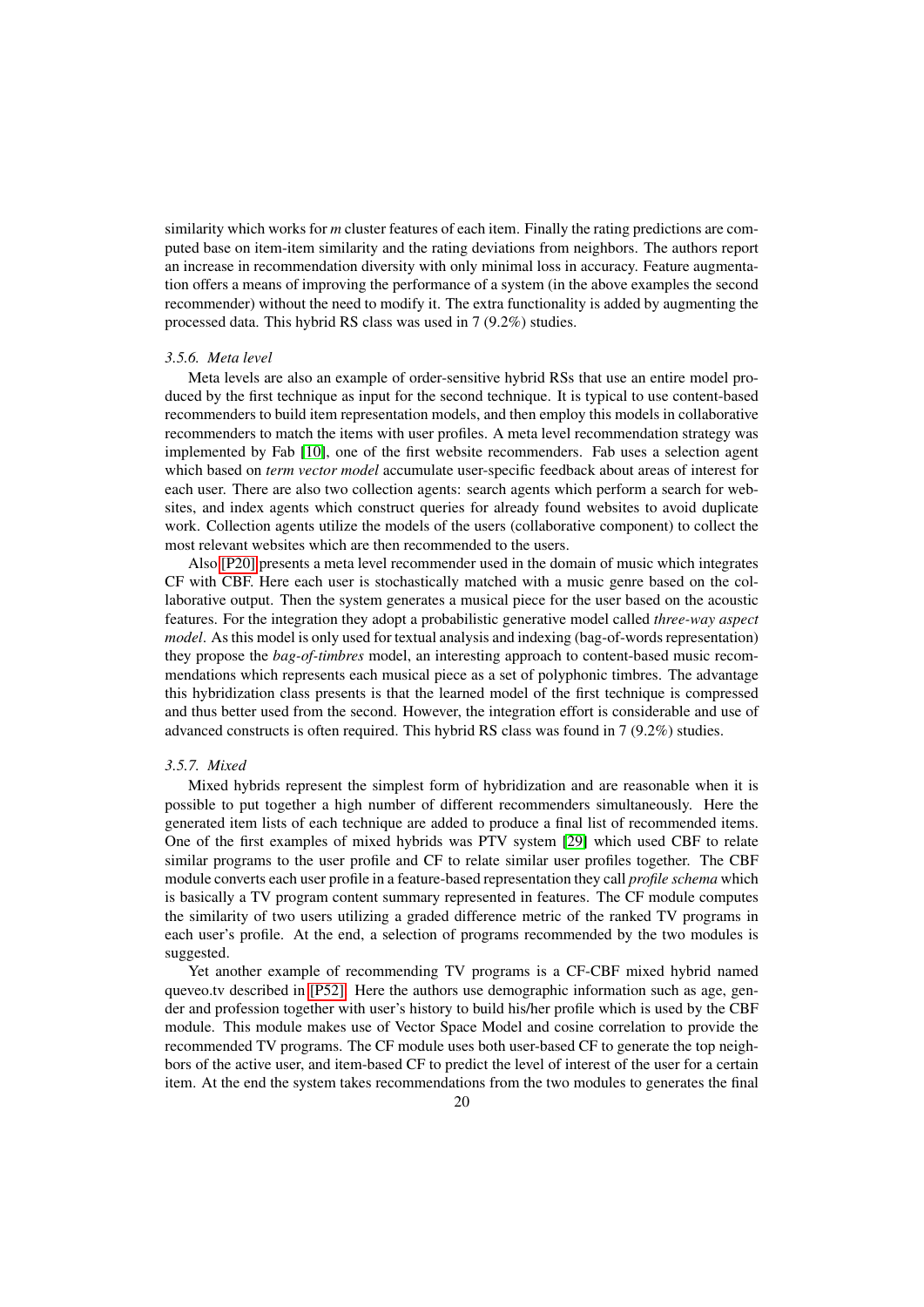similarity which works for $m$ cluster features of each item. Finally the rating predictions are computed base on item-item similarity and the rating deviations from neighbors. The authors report an increase in recommendation diversity with only minimal loss in accuracy. Feature augmentation offers a means of improving the performance of a system (in the above examples the second recommender) without the need to modify it. The extra functionality is added by augmenting the processed data. This hybrid RS class was used in 7 (9.2%) studies.

### 3.5.6. Meta level

Meta levels are also an example of order-sensitive hybrid RSs that use an entire model produced by the first technique as input for the second technique. It is typical to use content-based recommenders to build item representation models, and then employ this models in collaborative recommenders to match the items with user profiles. A meta level recommendation strategy was implemented by Fab [10], one of the first website recommenders. Fab uses a selection agent which based on *term vector model* accumulate user-specific feedback about areas of interest for each user. There are also two collection agents: search agents which perform a search for websites, and index agents which construct queries for already found websites to avoid duplicate work. Collection agents utilize the models of the users (collaborative component) to collect the most relevant websites which are then recommended to the users.

Also [P20] presents a meta level recommender used in the domain of music which integrates CF with CBF. Here each user is stochastically matched with a music genre based on the collaborative output. Then the system generates a musical piece for the user based on the acoustic features. For the integration they adopt a probabilistic generative model called *three-way aspect model*. As this model is only used for textual analysis and indexing (bag-of-words representation) they propose the *bag-of-timbres* model, an interesting approach to content-based music recommendations which represents each musical piece as a set of polyphonic timbres. The advantage this hybridization class presents is that the learned model of the first technique is compressed and thus better used from the second. However, the integration effort is considerable and use of advanced constructs is often required. This hybrid RS class was found in 7 (9.2%) studies.

### 3.5.7. Mixed

Mixed hybrids represent the simplest form of hybridization and are reasonable when it is possible to put together a high number of different recommenders simultaneously. Here the generated item lists of each technique are added to produce a final list of recommended items. One of the first examples of mixed hybrids was PTV system [29] which used CBF to relate similar programs to the user profile and CF to relate similar user profiles together. The CBF module converts each user profile in a feature-based representation they call *profile schema* which is basically a TV program content summary represented in features. The CF module computes the similarity of two users utilizing a graded difference metric of the ranked TV programs in each user's profile. At the end, a selection of programs recommended by the two modules is suggested.

Yet another example of recommending TV programs is a CF-CBF mixed hybrid named queveo.tv described in [P52]. Here the authors use demographic information such as age, gender and profession together with user's history to build his/her profile which is used by the CBF module. This module makes use of Vector Space Model and cosine correlation to provide the recommended TV programs. The CF module uses both user-based CF to generate the top neighbors of the active user, and item-based CF to predict the level of interest of the user for a certain item. At the end the system takes recommendations from the two modules to generates the final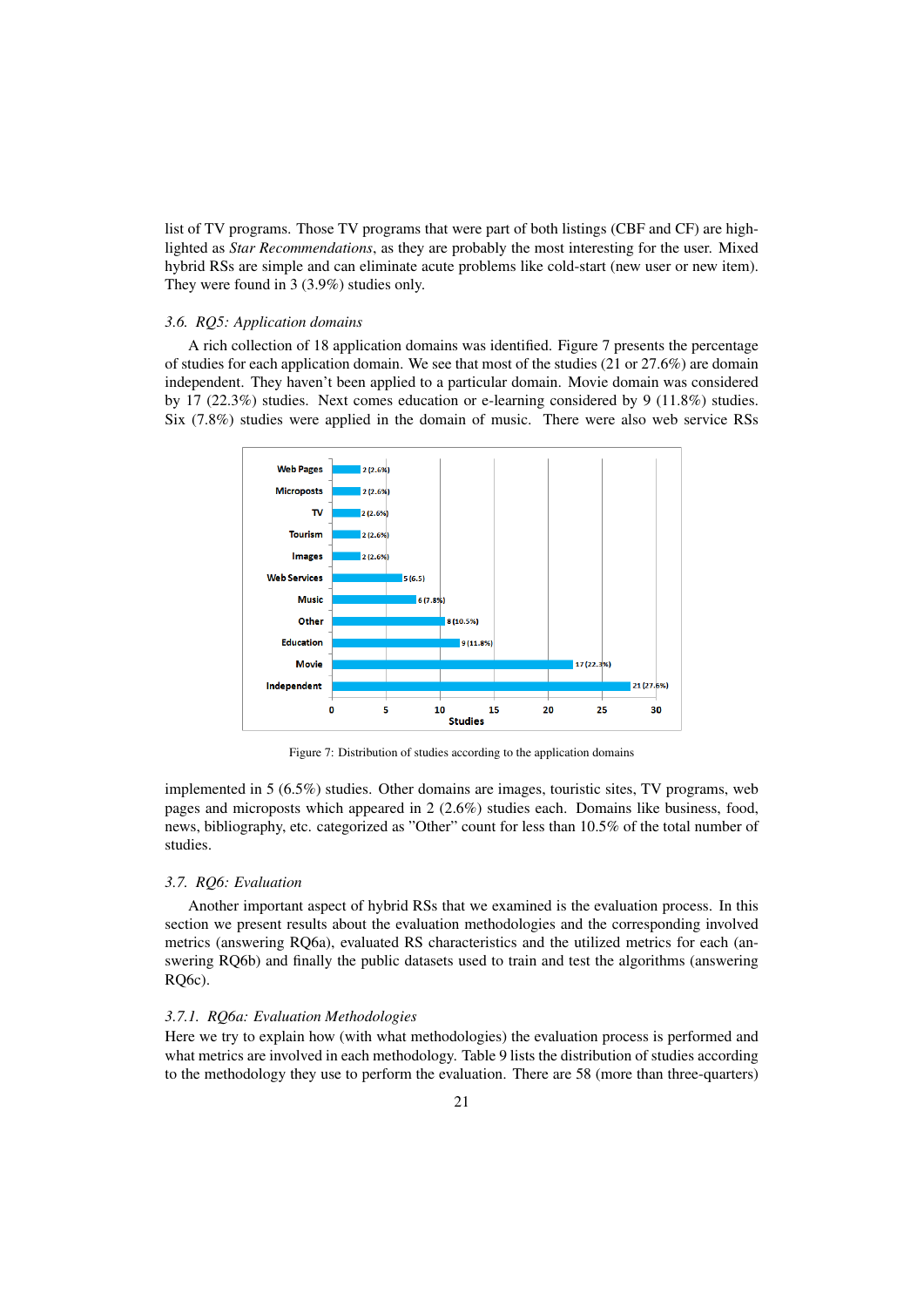list of TV programs. Those TV programs that were part of both listings (CBF and CF) are highlighted as *Star Recommendations*, as they are probably the most interesting for the user. Mixed hybrid RSs are simple and can eliminate acute problems like cold-start (new user or new item). They were found in 3 (3.9%) studies only.

### *3.6. RQ5: Application domains*

A rich collection of 18 application domains was identified. Figure 7 presents the percentage of studies for each application domain. We see that most of the studies (21 or 27.6%) are domain independent. They haven't been applied to a particular domain. Movie domain was considered by 17 (22.3%) studies. Next comes education or e-learning considered by 9 (11.8%) studies. Six (7.8%) studies were applied in the domain of music. There were also web service RSs implemented in 5 (6.5%) studies. Other domains are images, touristic sites, TV programs, web pages and microposts which appeared in 2 (2.6%) studies each. Domains like business, food, news, bibliography, etc. categorized as "Other" count for less than 10.5% of the total number of studies.

| Domain | Studies |
|---|---|
| Web Pages | 2 (2.6%) |
| Microposts | 2 (2.6%) |
| TV | 2 (2.6%) |
| Tourism | 2 (2.6%) |
| Images | 2 (2.6%) |
| Web Services | 5 (6.5) |
| Music | 6 (7.8%) |
| Other | 8 (10.5%) |
| Education | 9 (11.8%) |
| Movie | 17 (22.3%) |
| Independent | 21 (27.6%) |

Figure 7: Distribution of studies according to the application domains

### *3.7. RQ6: Evaluation*

Another important aspect of hybrid RSs that we examined is the evaluation process. In this section we present results about the evaluation methodologies and the corresponding involved metrics (answering RQ6a), evaluated RS characteristics and the utilized metrics for each (answering RQ6b) and finally the public datasets used to train and test the algorithms (answering RQ6c).

#### *3.7.1. RQ6a: Evaluation Methodologies*

Here we try to explain how (with what methodologies) the evaluation process is performed and what metrics are involved in each methodology. Table 9 lists the distribution of studies according to the methodology they use to perform the evaluation. There are 58 (more than three-quarters)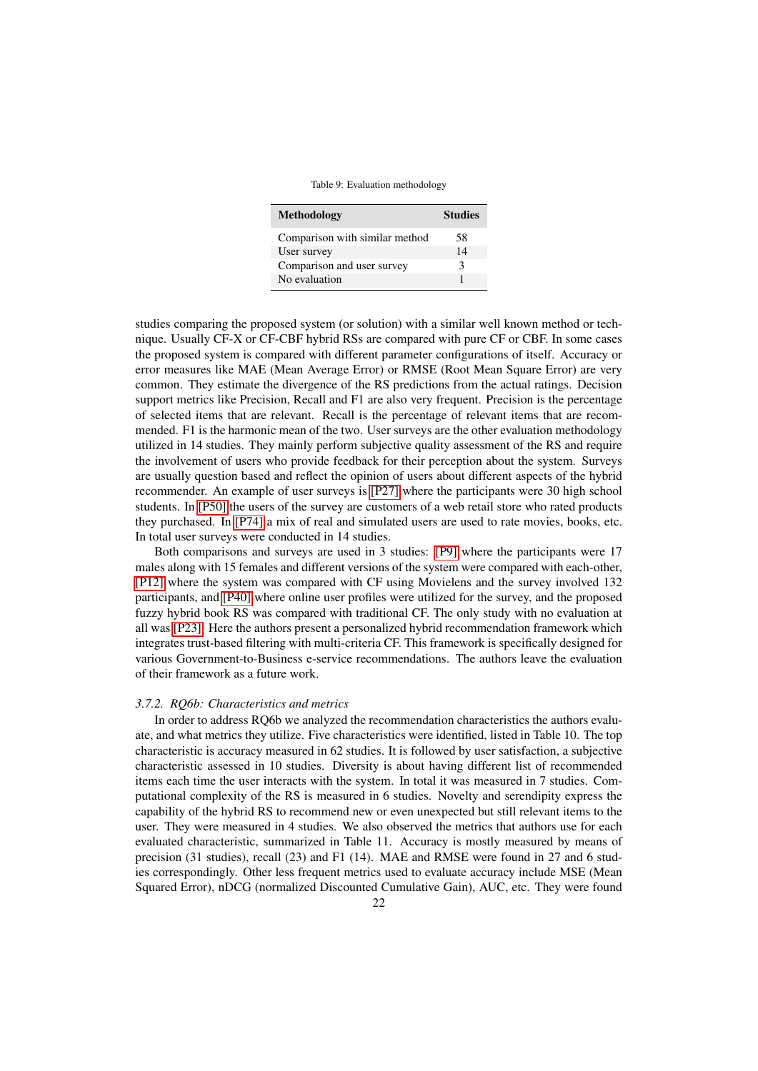Table 9: Evaluation methodology

| Methodology | Studies |
|---|---|
| Comparison with similar method | 58 |
| User survey | 14 |
| Comparison and user survey | 3 |
| No evaluation | 1 |

studies comparing the proposed system (or solution) with a similar well known method or technique. Usually CF-X or CF-CBF hybrid RSs are compared with pure CF or CBF. In some cases the proposed system is compared with different parameter configurations of itself. Accuracy or error measures like MAE (Mean Average Error) or RMSE (Root Mean Square Error) are very common. They estimate the divergence of the RS predictions from the actual ratings. Decision support metrics like Precision, Recall and F1 are also very frequent. Precision is the percentage of selected items that are relevant. Recall is the percentage of relevant items that are recommended. F1 is the harmonic mean of the two. User surveys are the other evaluation methodology utilized in 14 studies. They mainly perform subjective quality assessment of the RS and require the involvement of users who provide feedback for their perception about the system. Surveys are usually question based and reflect the opinion of users about different aspects of the hybrid recommender. An example of user surveys is [P27] where the participants were 30 high school students. In [P50] the users of the survey are customers of a web retail store who rated products they purchased. In [P74] a mix of real and simulated users are used to rate movies, books, etc. In total user surveys were conducted in 14 studies.

Both comparisons and surveys are used in 3 studies: [P9] where the participants were 17 males along with 15 females and different versions of the system were compared with each-other, [P12] where the system was compared with CF using Movielens and the survey involved 132 participants, and [P40] where online user profiles were utilized for the survey, and the proposed fuzzy hybrid book RS was compared with traditional CF. The only study with no evaluation at all was [P23]. Here the authors present a personalized hybrid recommendation framework which integrates trust-based filtering with multi-criteria CF. This framework is specifically designed for various Government-to-Business e-service recommendations. The authors leave the evaluation of their framework as a future work.

### *3.7.2. RQ6b: Characteristics and metrics*

In order to address RQ6b we analyzed the recommendation characteristics the authors evaluate, and what metrics they utilize. Five characteristics were identified, listed in Table 10. The top characteristic is accuracy measured in 62 studies. It is followed by user satisfaction, a subjective characteristic assessed in 10 studies. Diversity is about having different list of recommended items each time the user interacts with the system. In total it was measured in 7 studies. Computational complexity of the RS is measured in 6 studies. Novelty and serendipity express the capability of the hybrid RS to recommend new or even unexpected but still relevant items to the user. They were measured in 4 studies. We also observed the metrics that authors use for each evaluated characteristic, summarized in Table 11. Accuracy is mostly measured by means of precision (31 studies), recall (23) and F1 (14). MAE and RMSE were found in 27 and 6 studies correspondingly. Other less frequent metrics used to evaluate accuracy include MSE (Mean Squared Error), nDCG (normalized Discounted Cumulative Gain), AUC, etc. They were found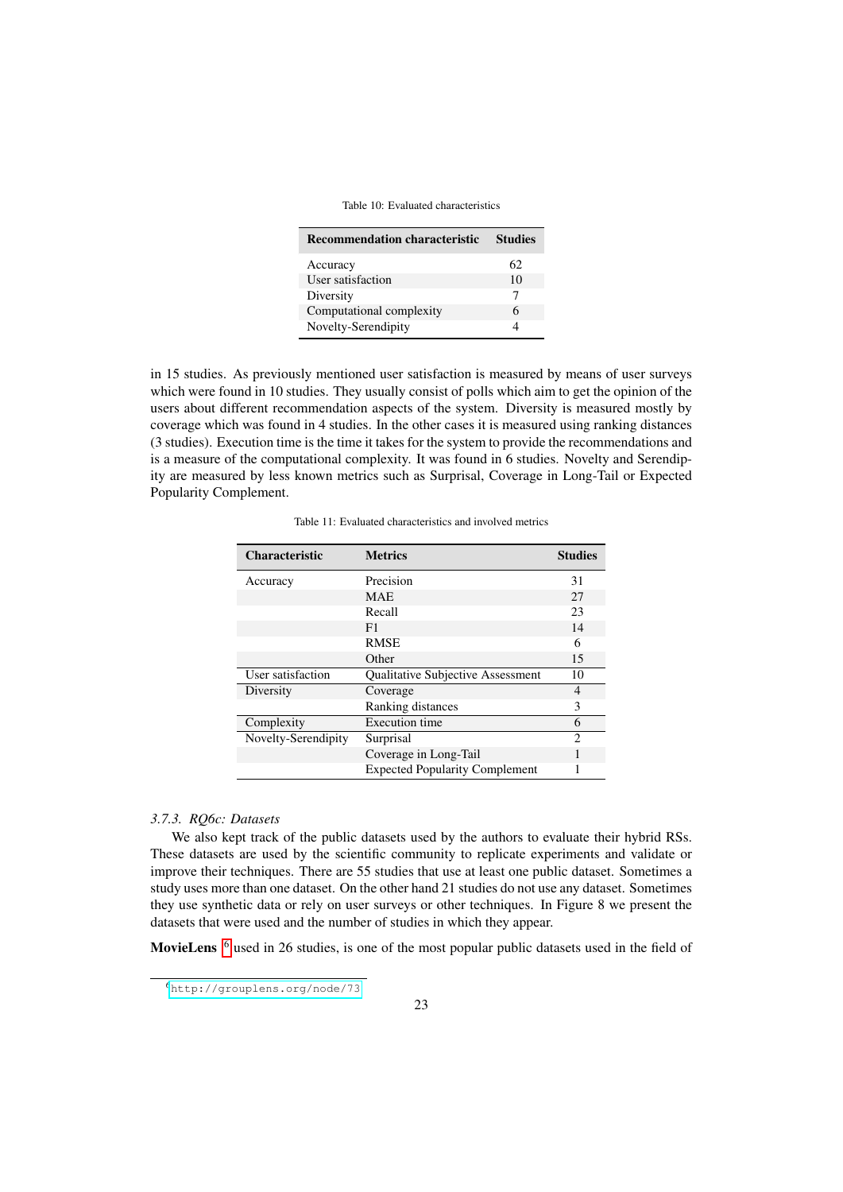Table 10: Evaluated characteristics

| Recommendation characteristic | Studies |
|---|---|
| Accuracy | 62 |
| User satisfaction | 10 |
| Diversity | 7 |
| Computational complexity | 6 |
| Novelty-Serendipity | 4 |

in 15 studies. As previously mentioned user satisfaction is measured by means of user surveys which were found in 10 studies. They usually consist of polls which aim to get the opinion of the users about different recommendation aspects of the system. Diversity is measured mostly by coverage which was found in 4 studies. In the other cases it is measured using ranking distances (3 studies). Execution time is the time it takes for the system to provide the recommendations and is a measure of the computational complexity. It was found in 6 studies. Novelty and Serendipity are measured by less known metrics such as Surprisal, Coverage in Long-Tail or Expected Popularity Complement.

Table 11: Evaluated characteristics and involved metrics

| Characteristic | Metrics | Studies |
|---|---|---|
| Accuracy | Precision | 31 |
| | MAE | 27 |
| | Recall | 23 |
| | F1 | 14 |
| | RMSE | 6 |
| | Other | 15 |
| User satisfaction | Qualitative Subjective Assessment | 10 |
| Diversity | Coverage | 4 |
| | Ranking distances | 3 |
| Complexity | Execution time | 6 |
| Novelty-Serendipity | Surprisal | 2 |
| | Coverage in Long-Tail | 1 |
| | Expected Popularity Complement | 1 |

### 3.7.3. RQ6c: Datasets

We also kept track of the public datasets used by the authors to evaluate their hybrid RSs. These datasets are used by the scientific community to replicate experiments and validate or improve their techniques. There are 55 studies that use at least one public dataset. Sometimes a study uses more than one dataset. On the other hand 21 studies do not use any dataset. Sometimes they use synthetic data or rely on user surveys or other techniques. In Figure 8 we present the datasets that were used and the number of studies in which they appear.

**MovieLens** [6] used in 26 studies, is one of the most popular public datasets used in the field of

[6] http://grouplens.org/node/73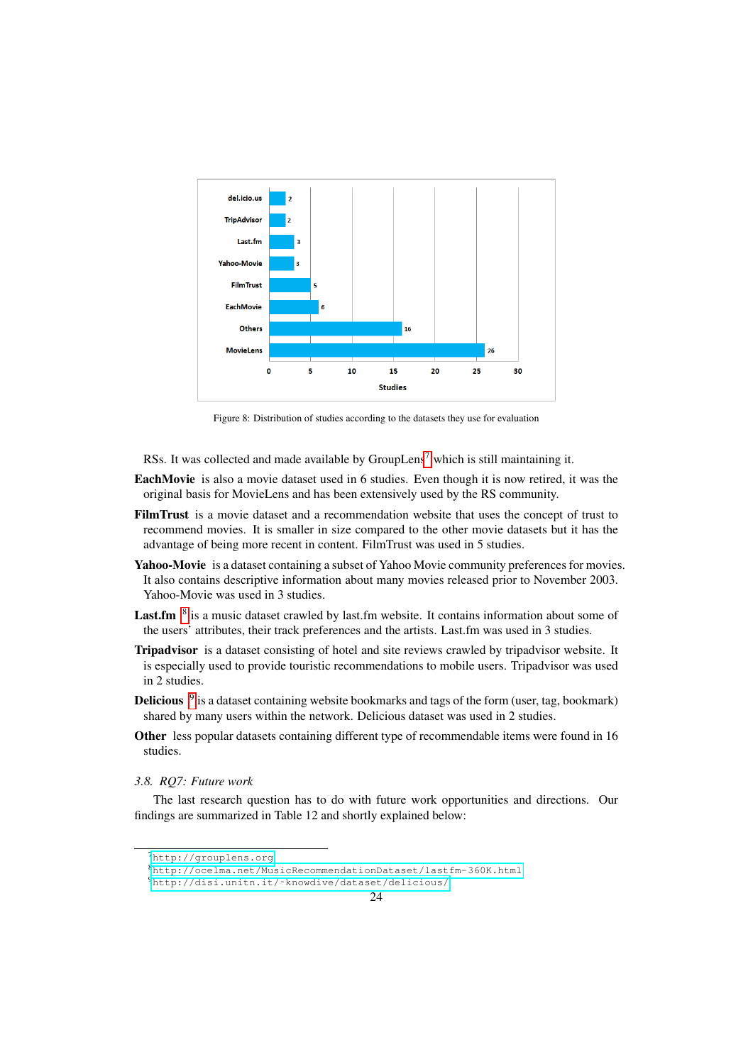Figure 8: Distribution of studies according to the datasets they use for evaluation

RSs. It was collected and made available by GroupLens[7] which is still maintaining it.

**EachMovie** is also a movie dataset used in 6 studies. Even though it is now retired, it was the original basis for MovieLens and has been extensively used by the RS community.

**FilmTrust** is a movie dataset and a recommendation website that uses the concept of trust to recommend movies. It is smaller in size compared to the other movie datasets but it has the advantage of being more recent in content. FilmTrust was used in 5 studies.

**Yahoo-Movie** is a dataset containing a subset of Yahoo Movie community preferences for movies. It also contains descriptive information about many movies released prior to November 2003. Yahoo-Movie was used in 3 studies.

**Last.fm** [8] is a music dataset crawled by last.fm website. It contains information about some of the users' attributes, their track preferences and the artists. Last.fm was used in 3 studies.

**Tripadvisor** is a dataset consisting of hotel and site reviews crawled by tripadvisor website. It is especially used to provide touristic recommendations to mobile users. Tripadvisor was used in 2 studies.

**Delicious** [9] is a dataset containing website bookmarks and tags of the form (user, tag, bookmark) shared by many users within the network. Delicious dataset was used in 2 studies.

**Other** less popular datasets containing different type of recommendable items were found in 16 studies.

### *3.8. RQ7: Future work*

The last research question has to do with future work opportunities and directions. Our findings are summarized in Table 12 and shortly explained below:

[7] http://grouplens.org

[8] http://ocelma.net/MusicRecommendationDataset/lastfm-360K.html

[9] http://disi.unitn.it/~knowdive/dataset/delicious/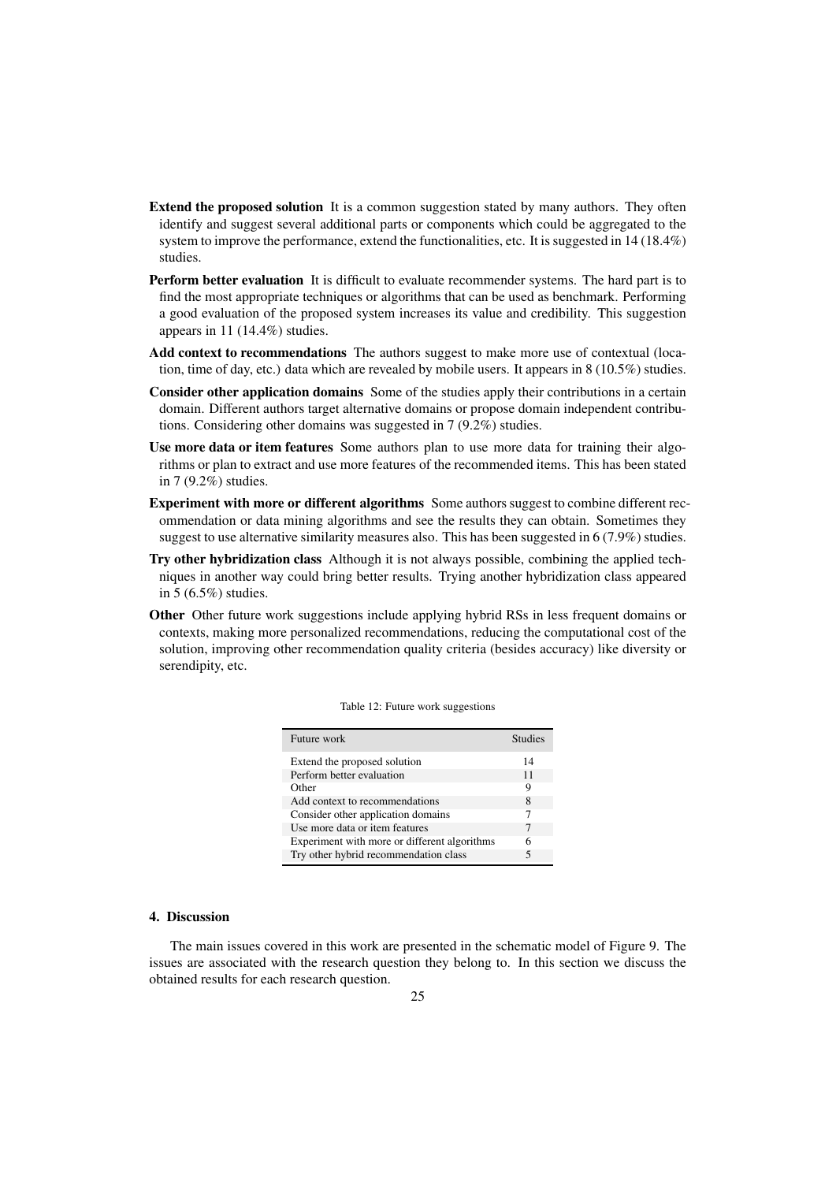**Extend the proposed solution** It is a common suggestion stated by many authors. They often identify and suggest several additional parts or components which could be aggregated to the system to improve the performance, extend the functionalities, etc. It is suggested in 14 (18.4%) studies.

**Perform better evaluation** It is difficult to evaluate recommender systems. The hard part is to find the most appropriate techniques or algorithms that can be used as benchmark. Performing a good evaluation of the proposed system increases its value and credibility. This suggestion appears in 11 (14.4%) studies.

**Add context to recommendations** The authors suggest to make more use of contextual (location, time of day, etc.) data which are revealed by mobile users. It appears in 8 (10.5%) studies.

**Consider other application domains** Some of the studies apply their contributions in a certain domain. Different authors target alternative domains or propose domain independent contributions. Considering other domains was suggested in 7 (9.2%) studies.

**Use more data or item features** Some authors plan to use more data for training their algorithms or plan to extract and use more features of the recommended items. This has been stated in 7 (9.2%) studies.

**Experiment with more or different algorithms** Some authors suggest to combine different recommendation or data mining algorithms and see the results they can obtain. Sometimes they suggest to use alternative similarity measures also. This has been suggested in 6 (7.9%) studies.

**Try other hybridization class** Although it is not always possible, combining the applied techniques in another way could bring better results. Trying another hybridization class appeared in 5 (6.5%) studies.

**Other** Other future work suggestions include applying hybrid RSs in less frequent domains or contexts, making more personalized recommendations, reducing the computational cost of the solution, improving other recommendation quality criteria (besides accuracy) like diversity or serendipity, etc.

Table 12: Future work suggestions

| Future work | Studies |
|---|---|
| Extend the proposed solution | 14 |
| Perform better evaluation | 11 |
| Other | 9 |
| Add context to recommendations | 8 |
| Consider other application domains | 7 |
| Use more data or item features | 7 |
| Experiment with more or different algorithms | 6 |
| Try other hybrid recommendation class | 5 |

## 4. Discussion

The main issues covered in this work are presented in the schematic model of Figure 9. The issues are associated with the research question they belong to. In this section we discuss the obtained results for each research question.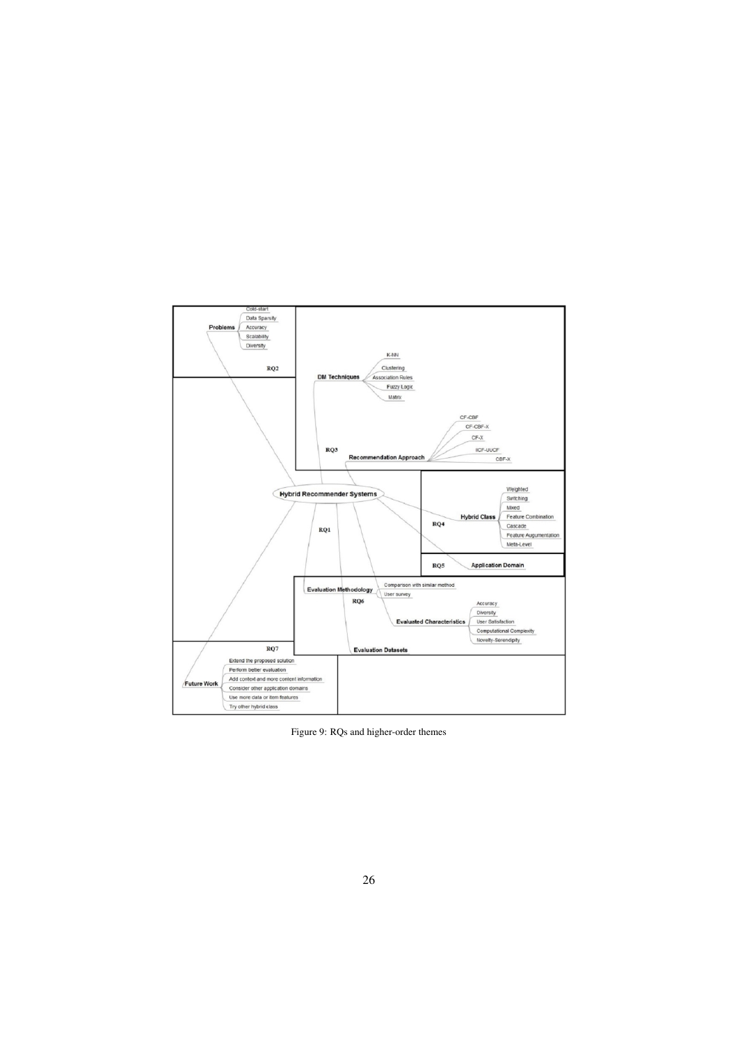**Hybrid Recommender Systems**

- **Problems** (RQ2)
  - Cold-start
  - Data Sparsity
  - Accuracy
  - Scalability
  - Diversity
- **DM Techniques** (RQ3)
  - K-NN
  - Clustering
  - Association Rules
  - Fuzzy Logic
  - Matrix
- **Recommendation Approach** (RQ3)
  - CF-CBF
  - CF-CBF-X
  - CF-X
  - IICF-UUCF
  - CBF-X
- **Hybrid Class** (RQ4)
  - Weighted
  - Switching
  - Mixed
  - Feature Combination
  - Cascade
  - Feature Augumentation
  - Meta-Level
- **Application Domain** (RQ5)
- **Evaluation Methodology** (RQ6)
  - Comparison with similar method
  - User survey
- **Evaluated Characteristics** (RQ6)
  - Accuracy
  - Diversity
  - User Satisfaction
  - Computational Complexity
  - Novelty-Serendipity
- **Evaluation Datasets** (RQ6)
- RQ1
- **Future Work** (RQ7)
  - Extend the proposed solution
  - Perform better evaluation
  - Add context and more content information
  - Consider other application domains
  - Use more data or item features
  - Try other hybrid class

Figure 9: RQs and higher-order themes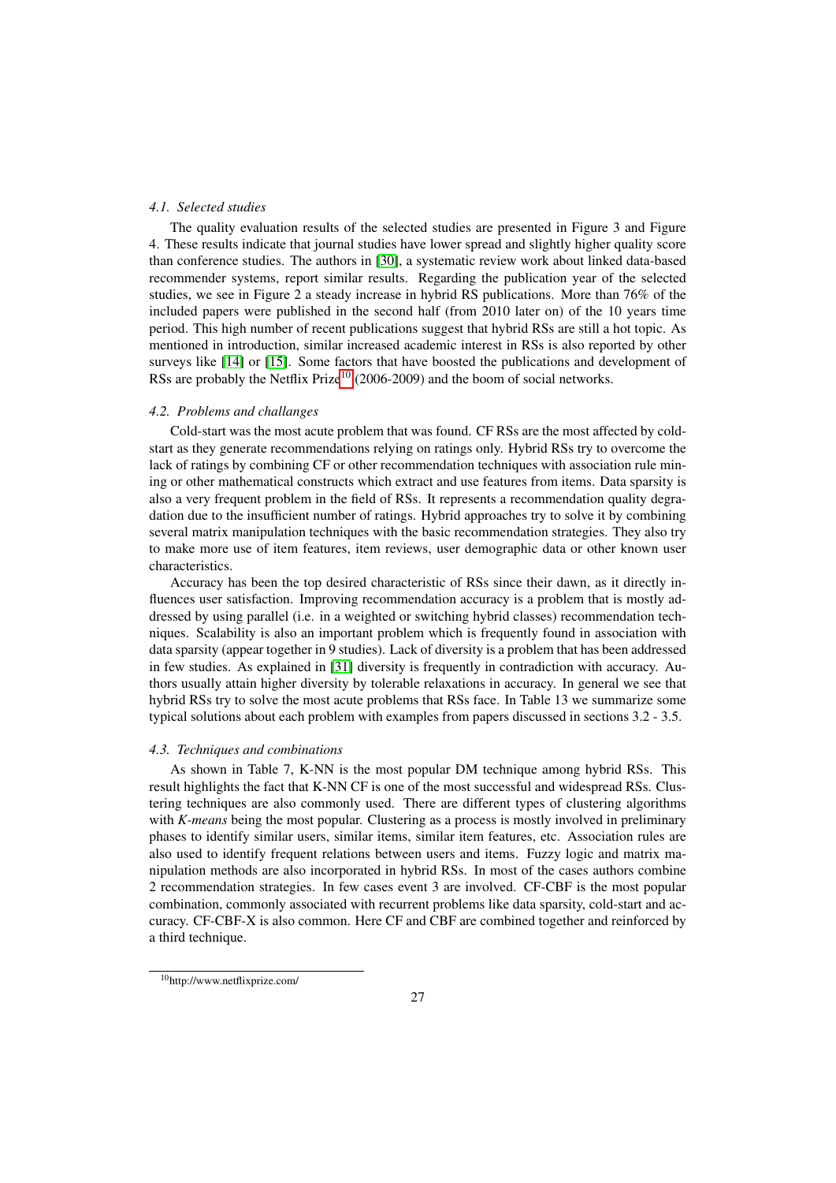### 4.1. Selected studies

The quality evaluation results of the selected studies are presented in Figure 3 and Figure 4. These results indicate that journal studies have lower spread and slightly higher quality score than conference studies. The authors in [30], a systematic review work about linked data-based recommender systems, report similar results. Regarding the publication year of the selected studies, we see in Figure 2 a steady increase in hybrid RS publications. More than 76% of the included papers were published in the second half (from 2010 later on) of the 10 years time period. This high number of recent publications suggest that hybrid RSs are still a hot topic. As mentioned in introduction, similar increased academic interest in RSs is also reported by other surveys like [14] or [15]. Some factors that have boosted the publications and development of RSs are probably the Netflix Prize[10] (2006-2009) and the boom of social networks.

### 4.2. Problems and challanges

Cold-start was the most acute problem that was found. CF RSs are the most affected by cold-start as they generate recommendations relying on ratings only. Hybrid RSs try to overcome the lack of ratings by combining CF or other recommendation techniques with association rule mining or other mathematical constructs which extract and use features from items. Data sparsity is also a very frequent problem in the field of RSs. It represents a recommendation quality degradation due to the insufficient number of ratings. Hybrid approaches try to solve it by combining several matrix manipulation techniques with the basic recommendation strategies. They also try to make more use of item features, item reviews, user demographic data or other known user characteristics.

Accuracy has been the top desired characteristic of RSs since their dawn, as it directly influences user satisfaction. Improving recommendation accuracy is a problem that is mostly addressed by using parallel (i.e. in a weighted or switching hybrid classes) recommendation techniques. Scalability is also an important problem which is frequently found in association with data sparsity (appear together in 9 studies). Lack of diversity is a problem that has been addressed in few studies. As explained in [31] diversity is frequently in contradiction with accuracy. Authors usually attain higher diversity by tolerable relaxations in accuracy. In general we see that hybrid RSs try to solve the most acute problems that RSs face. In Table 13 we summarize some typical solutions about each problem with examples from papers discussed in sections 3.2 - 3.5.

### 4.3. Techniques and combinations

As shown in Table 7, K-NN is the most popular DM technique among hybrid RSs. This result highlights the fact that K-NN CF is one of the most successful and widespread RSs. Clustering techniques are also commonly used. There are different types of clustering algorithms with *K-means* being the most popular. Clustering as a process is mostly involved in preliminary phases to identify similar users, similar items, similar item features, etc. Association rules are also used to identify frequent relations between users and items. Fuzzy logic and matrix manipulation methods are also incorporated in hybrid RSs. In most of the cases authors combine 2 recommendation strategies. In few cases event 3 are involved. CF-CBF is the most popular combination, commonly associated with recurrent problems like data sparsity, cold-start and accuracy. CF-CBF-X is also common. Here CF and CBF are combined together and reinforced by a third technique.

[10] http://www.netflixprize.com/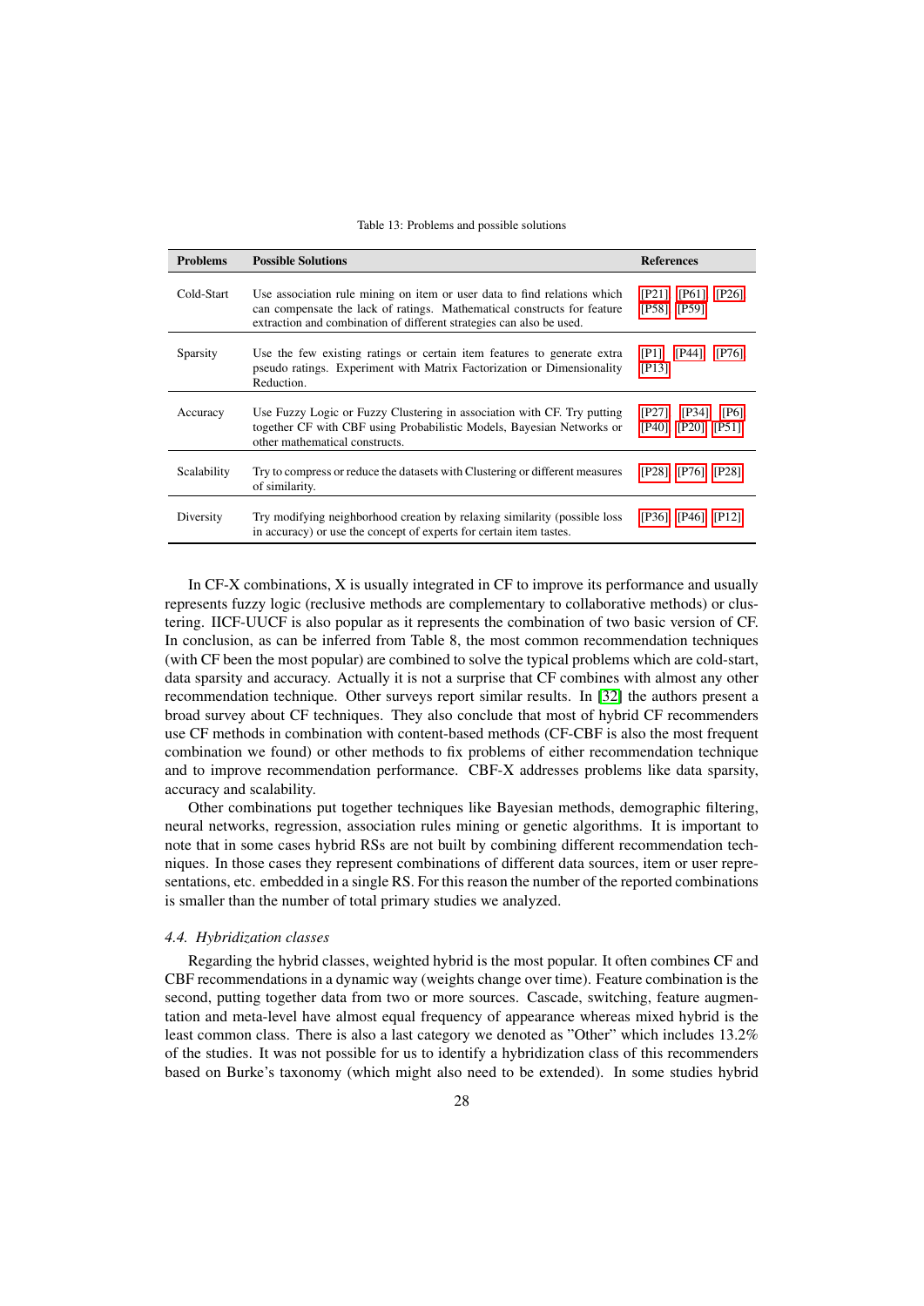Table 13: Problems and possible solutions

| Problems | Possible Solutions | References |
|---|---|---|
| Cold-Start | Use association rule mining on item or user data to find relations which can compensate the lack of ratings. Mathematical constructs for feature extraction and combination of different strategies can also be used. | [P21] [P61] [P26] [P58] [P59] |
| Sparsity | Use the few existing ratings or certain item features to generate extra pseudo ratings. Experiment with Matrix Factorization or Dimensionality Reduction. | [P1] [P44] [P76] [P13] |
| Accuracy | Use Fuzzy Logic or Fuzzy Clustering in association with CF. Try putting together CF with CBF using Probabilistic Models, Bayesian Networks or other mathematical constructs. | [P27] [P34] [P6] [P40] [P20] [P51] |
| Scalability | Try to compress or reduce the datasets with Clustering or different measures of similarity. | [P28] [P76] [P28] |
| Diversity | Try modifying neighborhood creation by relaxing similarity (possible loss in accuracy) or use the concept of experts for certain item tastes. | [P36] [P46] [P12] |

In CF-X combinations, X is usually integrated in CF to improve its performance and usually represents fuzzy logic (reclusive methods are complementary to collaborative methods) or clustering. IICF-UUCF is also popular as it represents the combination of two basic version of CF. In conclusion, as can be inferred from Table 8, the most common recommendation techniques (with CF been the most popular) are combined to solve the typical problems which are cold-start, data sparsity and accuracy. Actually it is not a surprise that CF combines with almost any other recommendation technique. Other surveys report similar results. In [32] the authors present a broad survey about CF techniques. They also conclude that most of hybrid CF recommenders use CF methods in combination with content-based methods (CF-CBF is also the most frequent combination we found) or other methods to fix problems of either recommendation technique and to improve recommendation performance. CBF-X addresses problems like data sparsity, accuracy and scalability.

Other combinations put together techniques like Bayesian methods, demographic filtering, neural networks, regression, association rules mining or genetic algorithms. It is important to note that in some cases hybrid RSs are not built by combining different recommendation techniques. In those cases they represent combinations of different data sources, item or user representations, etc. embedded in a single RS. For this reason the number of the reported combinations is smaller than the number of total primary studies we analyzed.

### *4.4. Hybridization classes*

Regarding the hybrid classes, weighted hybrid is the most popular. It often combines CF and CBF recommendations in a dynamic way (weights change over time). Feature combination is the second, putting together data from two or more sources. Cascade, switching, feature augmentation and meta-level have almost equal frequency of appearance whereas mixed hybrid is the least common class. There is also a last category we denoted as "Other" which includes 13.2% of the studies. It was not possible for us to identify a hybridization class of this recommenders based on Burke's taxonomy (which might also need to be extended). In some studies hybrid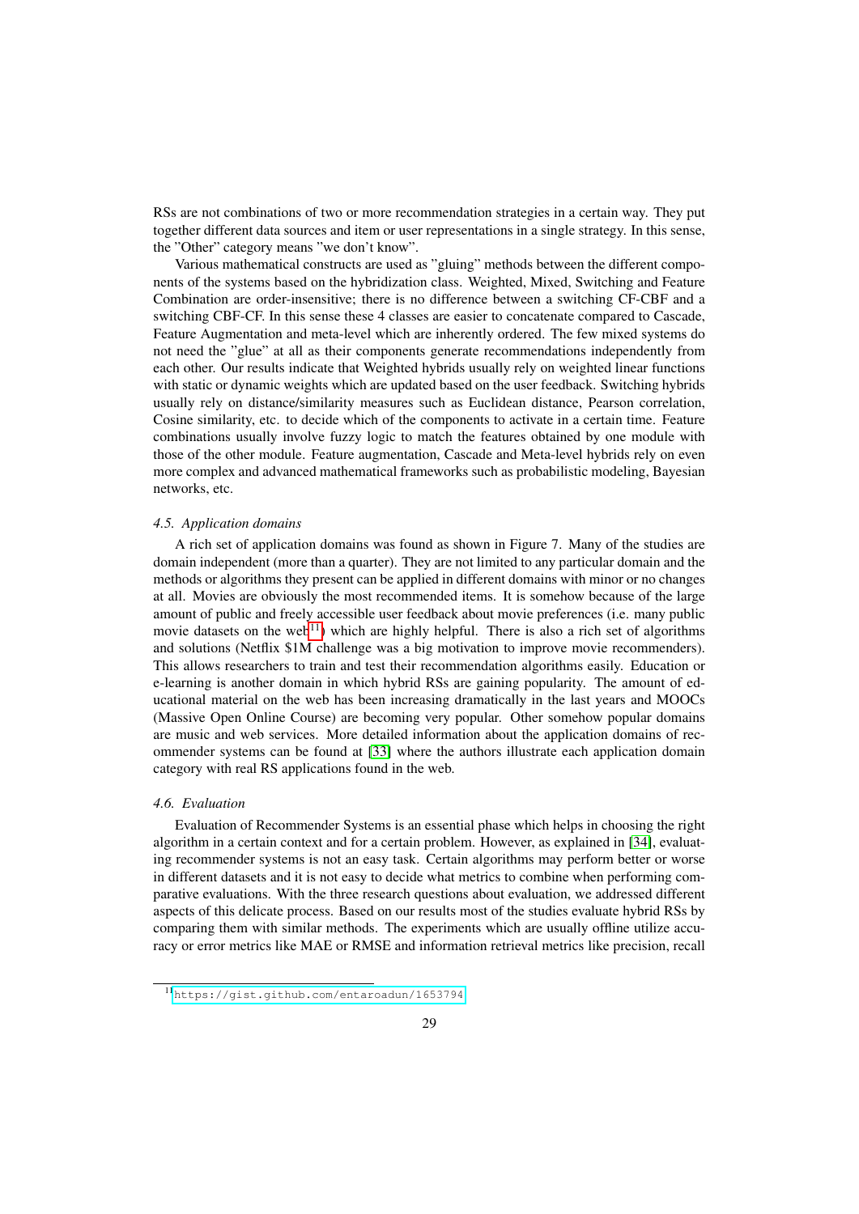RSs are not combinations of two or more recommendation strategies in a certain way. They put together different data sources and item or user representations in a single strategy. In this sense, the "Other" category means "we don't know".

Various mathematical constructs are used as "gluing" methods between the different components of the systems based on the hybridization class. Weighted, Mixed, Switching and Feature Combination are order-insensitive; there is no difference between a switching CF-CBF and a switching CBF-CF. In this sense these 4 classes are easier to concatenate compared to Cascade, Feature Augmentation and meta-level which are inherently ordered. The few mixed systems do not need the "glue" at all as their components generate recommendations independently from each other. Our results indicate that Weighted hybrids usually rely on weighted linear functions with static or dynamic weights which are updated based on the user feedback. Switching hybrids usually rely on distance/similarity measures such as Euclidean distance, Pearson correlation, Cosine similarity, etc. to decide which of the components to activate in a certain time. Feature combinations usually involve fuzzy logic to match the features obtained by one module with those of the other module. Feature augmentation, Cascade and Meta-level hybrids rely on even more complex and advanced mathematical frameworks such as probabilistic modeling, Bayesian networks, etc.

### *4.5. Application domains*

A rich set of application domains was found as shown in Figure 7. Many of the studies are domain independent (more than a quarter). They are not limited to any particular domain and the methods or algorithms they present can be applied in different domains with minor or no changes at all. Movies are obviously the most recommended items. It is somehow because of the large amount of public and freely accessible user feedback about movie preferences (i.e. many public movie datasets on the web[11]) which are highly helpful. There is also a rich set of algorithms and solutions (Netflix $1M challenge was a big motivation to improve movie recommenders). This allows researchers to train and test their recommendation algorithms easily. Education or e-learning is another domain in which hybrid RSs are gaining popularity. The amount of educational material on the web has been increasing dramatically in the last years and MOOCs (Massive Open Online Course) are becoming very popular. Other somehow popular domains are music and web services. More detailed information about the application domains of recommender systems can be found at [33] where the authors illustrate each application domain category with real RS applications found in the web.

### *4.6. Evaluation*

Evaluation of Recommender Systems is an essential phase which helps in choosing the right algorithm in a certain context and for a certain problem. However, as explained in [34], evaluating recommender systems is not an easy task. Certain algorithms may perform better or worse in different datasets and it is not easy to decide what metrics to combine when performing comparative evaluations. With the three research questions about evaluation, we addressed different aspects of this delicate process. Based on our results most of the studies evaluate hybrid RSs by comparing them with similar methods. The experiments which are usually offline utilize accuracy or error metrics like MAE or RMSE and information retrieval metrics like precision, recall

[11] https://gist.github.com/entaroadun/1653794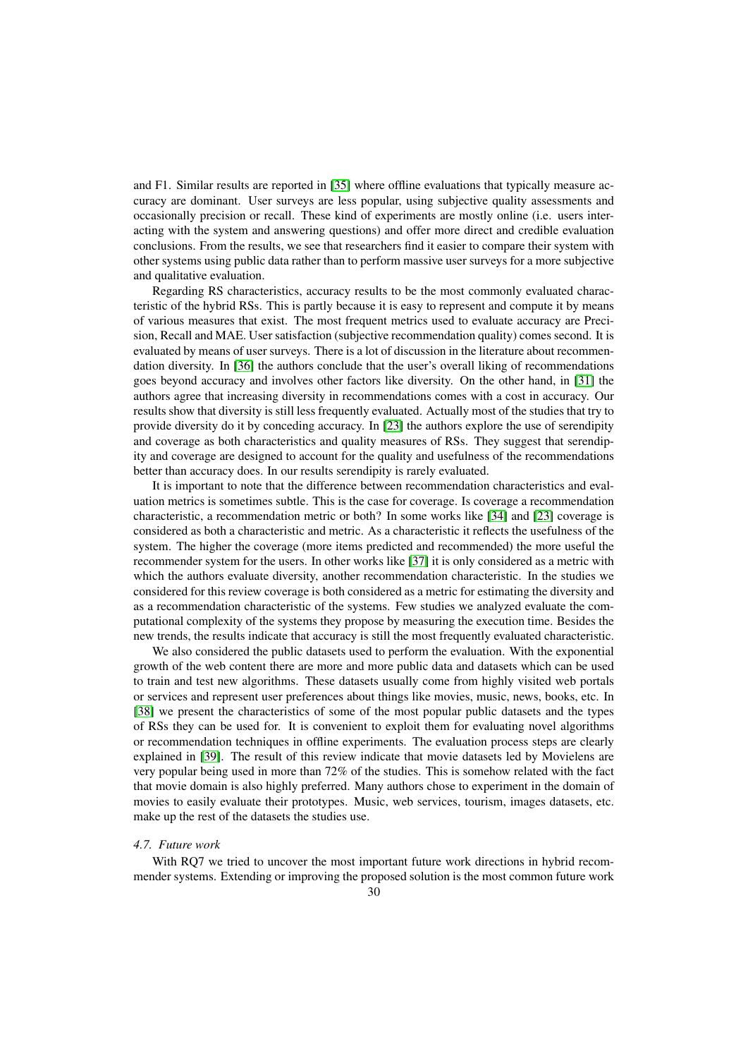and F1. Similar results are reported in [35] where offline evaluations that typically measure accuracy are dominant. User surveys are less popular, using subjective quality assessments and occasionally precision or recall. These kind of experiments are mostly online (i.e. users interacting with the system and answering questions) and offer more direct and credible evaluation conclusions. From the results, we see that researchers find it easier to compare their system with other systems using public data rather than to perform massive user surveys for a more subjective and qualitative evaluation.

Regarding RS characteristics, accuracy results to be the most commonly evaluated characteristic of the hybrid RSs. This is partly because it is easy to represent and compute it by means of various measures that exist. The most frequent metrics used to evaluate accuracy are Precision, Recall and MAE. User satisfaction (subjective recommendation quality) comes second. It is evaluated by means of user surveys. There is a lot of discussion in the literature about recommendation diversity. In [36] the authors conclude that the user's overall liking of recommendations goes beyond accuracy and involves other factors like diversity. On the other hand, in [31] the authors agree that increasing diversity in recommendations comes with a cost in accuracy. Our results show that diversity is still less frequently evaluated. Actually most of the studies that try to provide diversity do it by conceding accuracy. In [23] the authors explore the use of serendipity and coverage as both characteristics and quality measures of RSs. They suggest that serendipity and coverage are designed to account for the quality and usefulness of the recommendations better than accuracy does. In our results serendipity is rarely evaluated.

It is important to note that the difference between recommendation characteristics and evaluation metrics is sometimes subtle. This is the case for coverage. Is coverage a recommendation characteristic, a recommendation metric or both? In some works like [34] and [23] coverage is considered as both a characteristic and metric. As a characteristic it reflects the usefulness of the system. The higher the coverage (more items predicted and recommended) the more useful the recommender system for the users. In other works like [37] it is only considered as a metric with which the authors evaluate diversity, another recommendation characteristic. In the studies we considered for this review coverage is both considered as a metric for estimating the diversity and as a recommendation characteristic of the systems. Few studies we analyzed evaluate the computational complexity of the systems they propose by measuring the execution time. Besides the new trends, the results indicate that accuracy is still the most frequently evaluated characteristic.

We also considered the public datasets used to perform the evaluation. With the exponential growth of the web content there are more and more public data and datasets which can be used to train and test new algorithms. These datasets usually come from highly visited web portals or services and represent user preferences about things like movies, music, news, books, etc. In [38] we present the characteristics of some of the most popular public datasets and the types of RSs they can be used for. It is convenient to exploit them for evaluating novel algorithms or recommendation techniques in offline experiments. The evaluation process steps are clearly explained in [39]. The result of this review indicate that movie datasets led by Movielens are very popular being used in more than 72% of the studies. This is somehow related with the fact that movie domain is also highly preferred. Many authors chose to experiment in the domain of movies to easily evaluate their prototypes. Music, web services, tourism, images datasets, etc. make up the rest of the datasets the studies use.

### *4.7. Future work*

With RQ7 we tried to uncover the most important future work directions in hybrid recommender systems. Extending or improving the proposed solution is the most common future work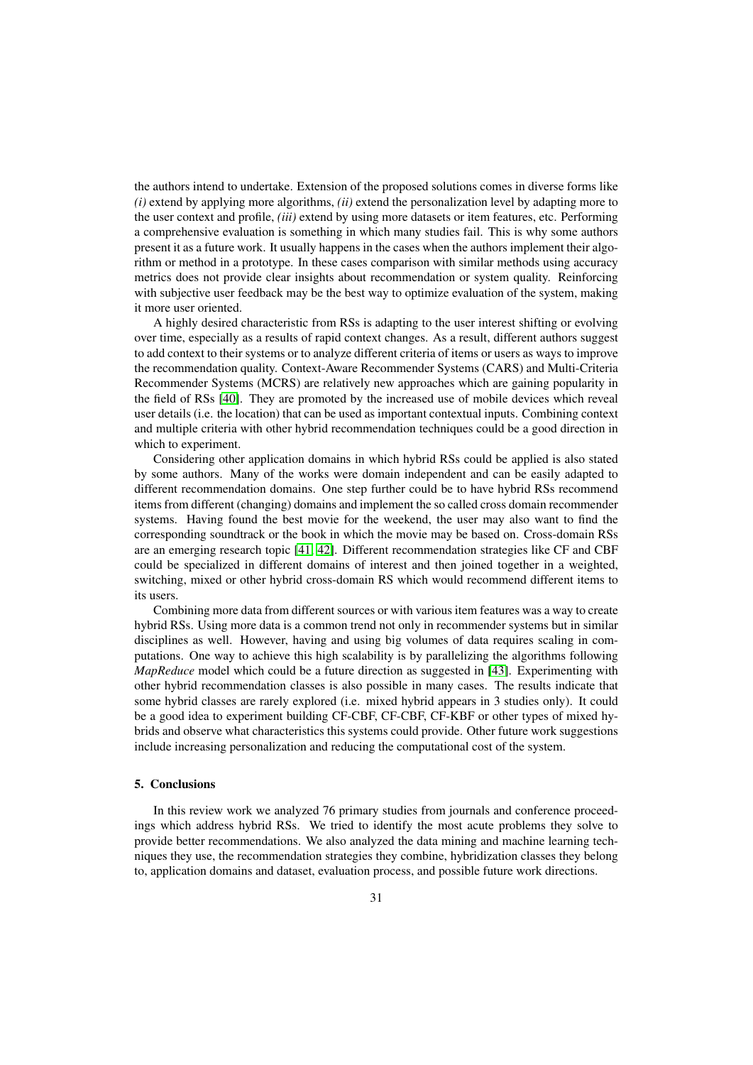the authors intend to undertake. Extension of the proposed solutions comes in diverse forms like *(i)* extend by applying more algorithms, *(ii)* extend the personalization level by adapting more to the user context and profile, *(iii)* extend by using more datasets or item features, etc. Performing a comprehensive evaluation is something in which many studies fail. This is why some authors present it as a future work. It usually happens in the cases when the authors implement their algorithm or method in a prototype. In these cases comparison with similar methods using accuracy metrics does not provide clear insights about recommendation or system quality. Reinforcing with subjective user feedback may be the best way to optimize evaluation of the system, making it more user oriented.

A highly desired characteristic from RSs is adapting to the user interest shifting or evolving over time, especially as a results of rapid context changes. As a result, different authors suggest to add context to their systems or to analyze different criteria of items or users as ways to improve the recommendation quality. Context-Aware Recommender Systems (CARS) and Multi-Criteria Recommender Systems (MCRS) are relatively new approaches which are gaining popularity in the field of RSs [40]. They are promoted by the increased use of mobile devices which reveal user details (i.e. the location) that can be used as important contextual inputs. Combining context and multiple criteria with other hybrid recommendation techniques could be a good direction in which to experiment.

Considering other application domains in which hybrid RSs could be applied is also stated by some authors. Many of the works were domain independent and can be easily adapted to different recommendation domains. One step further could be to have hybrid RSs recommend items from different (changing) domains and implement the so called cross domain recommender systems. Having found the best movie for the weekend, the user may also want to find the corresponding soundtrack or the book in which the movie may be based on. Cross-domain RSs are an emerging research topic [41, 42]. Different recommendation strategies like CF and CBF could be specialized in different domains of interest and then joined together in a weighted, switching, mixed or other hybrid cross-domain RS which would recommend different items to its users.

Combining more data from different sources or with various item features was a way to create hybrid RSs. Using more data is a common trend not only in recommender systems but in similar disciplines as well. However, having and using big volumes of data requires scaling in computations. One way to achieve this high scalability is by parallelizing the algorithms following *MapReduce* model which could be a future direction as suggested in [43]. Experimenting with other hybrid recommendation classes is also possible in many cases. The results indicate that some hybrid classes are rarely explored (i.e. mixed hybrid appears in 3 studies only). It could be a good idea to experiment building CF-CBF, CF-CBF, CF-KBF or other types of mixed hybrids and observe what characteristics this systems could provide. Other future work suggestions include increasing personalization and reducing the computational cost of the system.

## 5. Conclusions

In this review work we analyzed 76 primary studies from journals and conference proceedings which address hybrid RSs. We tried to identify the most acute problems they solve to provide better recommendations. We also analyzed the data mining and machine learning techniques they use, the recommendation strategies they combine, hybridization classes they belong to, application domains and dataset, evaluation process, and possible future work directions.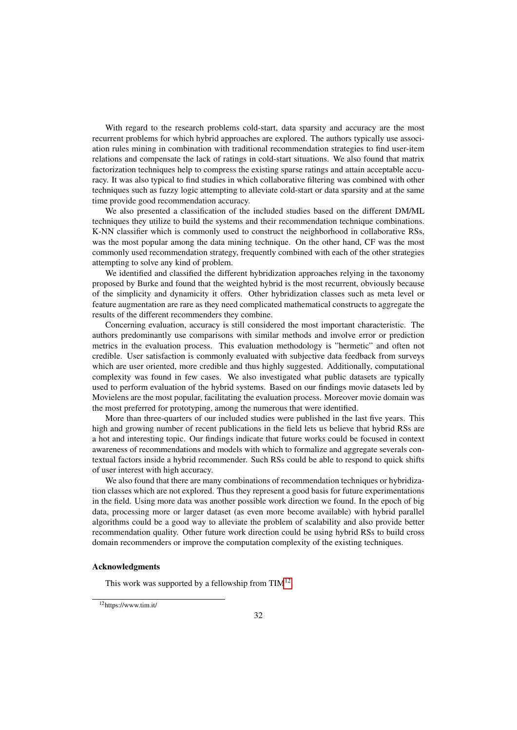With regard to the research problems cold-start, data sparsity and accuracy are the most recurrent problems for which hybrid approaches are explored. The authors typically use association rules mining in combination with traditional recommendation strategies to find user-item relations and compensate the lack of ratings in cold-start situations. We also found that matrix factorization techniques help to compress the existing sparse ratings and attain acceptable accuracy. It was also typical to find studies in which collaborative filtering was combined with other techniques such as fuzzy logic attempting to alleviate cold-start or data sparsity and at the same time provide good recommendation accuracy.

We also presented a classification of the included studies based on the different DM/ML techniques they utilize to build the systems and their recommendation technique combinations. K-NN classifier which is commonly used to construct the neighborhood in collaborative RSs, was the most popular among the data mining technique. On the other hand, CF was the most commonly used recommendation strategy, frequently combined with each of the other strategies attempting to solve any kind of problem.

We identified and classified the different hybridization approaches relying in the taxonomy proposed by Burke and found that the weighted hybrid is the most recurrent, obviously because of the simplicity and dynamicity it offers. Other hybridization classes such as meta level or feature augmentation are rare as they need complicated mathematical constructs to aggregate the results of the different recommenders they combine.

Concerning evaluation, accuracy is still considered the most important characteristic. The authors predominantly use comparisons with similar methods and involve error or prediction metrics in the evaluation process. This evaluation methodology is "hermetic" and often not credible. User satisfaction is commonly evaluated with subjective data feedback from surveys which are user oriented, more credible and thus highly suggested. Additionally, computational complexity was found in few cases. We also investigated what public datasets are typically used to perform evaluation of the hybrid systems. Based on our findings movie datasets led by Movielens are the most popular, facilitating the evaluation process. Moreover movie domain was the most preferred for prototyping, among the numerous that were identified.

More than three-quarters of our included studies were published in the last five years. This high and growing number of recent publications in the field lets us believe that hybrid RSs are a hot and interesting topic. Our findings indicate that future works could be focused in context awareness of recommendations and models with which to formalize and aggregate severals contextual factors inside a hybrid recommender. Such RSs could be able to respond to quick shifts of user interest with high accuracy.

We also found that there are many combinations of recommendation techniques or hybridization classes which are not explored. Thus they represent a good basis for future experimentations in the field. Using more data was another possible work direction we found. In the epoch of big data, processing more or larger dataset (as even more become available) with hybrid parallel algorithms could be a good way to alleviate the problem of scalability and also provide better recommendation quality. Other future work direction could be using hybrid RSs to build cross domain recommenders or improve the computation complexity of the existing techniques.

### Acknowledgments

This work was supported by a fellowship from TIM[12]

[12] https://www.tim.it/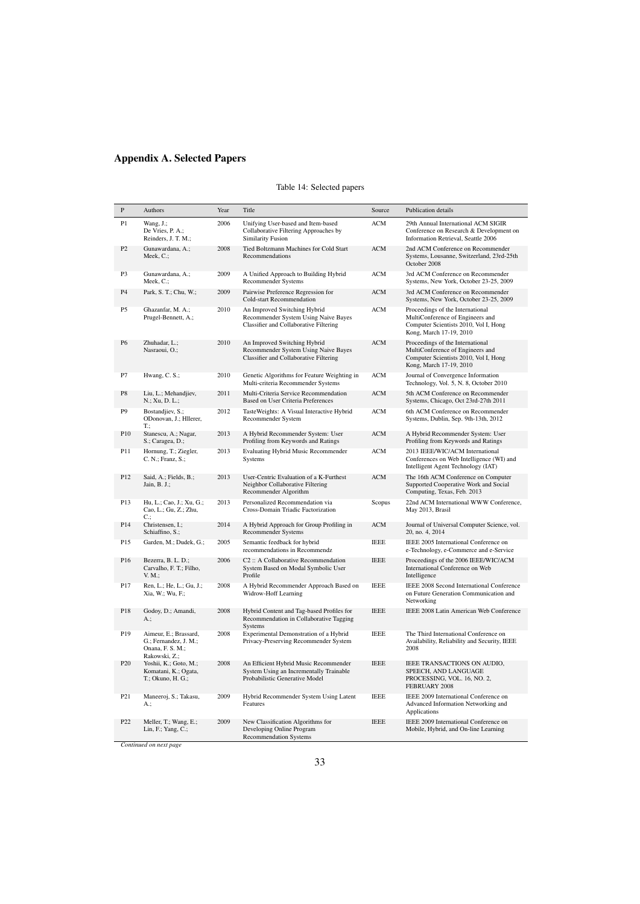# Appendix A. Selected Papers

Table 14: Selected papers

| P | Authors | Year | Title | Source | Publication details |
|---|---|---|---|---|---|
| P1 | Wang, J.; De Vries, P. A.; Reinders, J. T. M.; | 2006 | Unifying User-based and Item-based Collaborative Filtering Approaches by Similarity Fusion | ACM | 29th Annual International ACM SIGIR Conference on Research & Development on Information Retrieval, Seattle 2006 |
| P2 | Gunawardana, A.; Meek, C.; | 2008 | Tied Boltzmann Machines for Cold Start Recommendations | ACM | 2nd ACM Conference on Recommender Systems, Lousanne, Switzerland, 23rd-25th October 2008 |
| P3 | Gunawardana, A.; Meek, C.; | 2009 | A Unified Approach to Building Hybrid Recommender Systems | ACM | 3rd ACM Conference on Recommender Systems, New York, October 23-25, 2009 |
| P4 | Park, S. T.; Chu, W.; | 2009 | Pairwise Preference Regression for Cold-start Recommendation | ACM | 3rd ACM Conference on Recommender Systems, New York, October 23-25, 2009 |
| P5 | Ghazanfar, M. A.; Prugel-Bennett, A.; | 2010 | An Improved Switching Hybrid Recommender System Using Naive Bayes Classifier and Collaborative Filtering | ACM | Proceedings of the International MultiConference of Engineers and Computer Scientists 2010, Vol I, Hong Kong, March 17-19, 2010 |
| P6 | Zhuhadar, L.; Nasraoui, O.; | 2010 | An Improved Switching Hybrid Recommender System Using Naive Bayes Classifier and Collaborative Filtering | ACM | Proceedings of the International MultiConference of Engineers and Computer Scientists 2010, Vol I, Hong Kong, March 17-19, 2010 |
| P7 | Hwang, C. S.; | 2010 | Genetic Algorithms for Feature Weighting in Multi-criteria Recommender Systems | ACM | Journal of Convergence Information Technology, Vol. 5, N. 8, October 2010 |
| P8 | Liu, L.; Mehandjiev, N.; Xu, D. L.; | 2011 | Multi-Criteria Service Recommendation Based on User Criteria Preferences | ACM | 5th ACM Conference on Recommender Systems, Chicago, Oct 23rd-27th 2011 |
| P9 | Bostandjiev, S.; ODonovan, J.; Hllerer, T.; | 2012 | TasteWeights: A Visual Interactive Hybrid Recommender System | ACM | 6th ACM Conference on Recommender Systems, Dublin, Sep. 9th-13th, 2012 |
| P10 | Stanescu, A.; Nagar, S.; Caragea, D.; | 2013 | A Hybrid Recommender System: User Profiling from Keywords and Ratings | ACM | A Hybrid Recommender System: User Profiling from Keywords and Ratings |
| P11 | Hornung, T.; Ziegler, C. N.; Franz, S.; | 2013 | Evaluating Hybrid Music Recommender Systems | ACM | 2013 IEEE/WIC/ACM International Conferences on Web Intelligence (WI) and Intelligent Agent Technology (IAT) |
| P12 | Said, A.; Fields, B.; Jain, B. J.; | 2013 | User-Centric Evaluation of a K-Furthest Neighbor Collaborative Filtering Recommender Algorithm | ACM | The 16th ACM Conference on Computer Supported Cooperative Work and Social Computing, Texas, Feb. 2013 |
| P13 | Hu, L.; Cao, J.; Xu, G.; Cao, L.; Gu, Z.; Zhu, C.; | 2013 | Personalized Recommendation via Cross-Domain Triadic Factorization | Scopus | 22nd ACM International WWW Conference, May 2013, Brasil |
| P14 | Christensen, I.; Schiaffino, S.; | 2014 | A Hybrid Approach for Group Profiling in Recommender Systems | ACM | Journal of Universal Computer Science, vol. 20, no. 4, 2014 |
| P15 | Garden, M.; Dudek, G.; | 2005 | Semantic feedback for hybrid recommendations in Recommendz | IEEE | IEEE 2005 International Conference on e-Technology, e-Commerce and e-Service |
| P16 | Bezerra, B. L. D.; Carvalho, F. T.; Filho, V. M.; | 2006 | C2 :: A Collaborative Recommendation System Based on Modal Symbolic User Profile | IEEE | Proceedings of the 2006 IEEE/WIC/ACM International Conference on Web Intelligence |
| P17 | Ren, L.; He, L.; Gu, J.; Xia, W.; Wu, F.; | 2008 | A Hybrid Recommender Approach Based on Widrow-Hoff Learning | IEEE | IEEE 2008 Second International Conference on Future Generation Communication and Networking |
| P18 | Godoy, D.; Amandi, A.; | 2008 | Hybrid Content and Tag-based Profiles for Recommendation in Collaborative Tagging Systems | IEEE | IEEE 2008 Latin American Web Conference |
| P19 | Aimeur, E.; Brassard, G.; Fernandez, J. M.; Onana, F. S. M.; Rakowski, Z.; | 2008 | Experimental Demonstration of a Hybrid Privacy-Preserving Recommender System | IEEE | The Third International Conference on Availability, Reliability and Security, IEEE 2008 |
| P20 | Yoshii, K.; Goto, M.; Komatani, K.; Ogata, T.; Okuno, H. G.; | 2008 | An Efficient Hybrid Music Recommender System Using an Incrementally Trainable Probabilistic Generative Model | IEEE | IEEE TRANSACTIONS ON AUDIO, SPEECH, AND LANGUAGE PROCESSING, VOL. 16, NO. 2, FEBRUARY 2008 |
| P21 | Maneeroj, S.; Takasu, A.; | 2009 | Hybrid Recommender System Using Latent Features | IEEE | IEEE 2009 International Conference on Advanced Information Networking and Applications |
| P22 | Meller, T.; Wang, E.; Lin, F.; Yang, C.; | 2009 | New Classification Algorithms for Developing Online Program Recommendation Systems | IEEE | IEEE 2009 International Conference on Mobile, Hybrid, and On-line Learning |

*Continued on next page*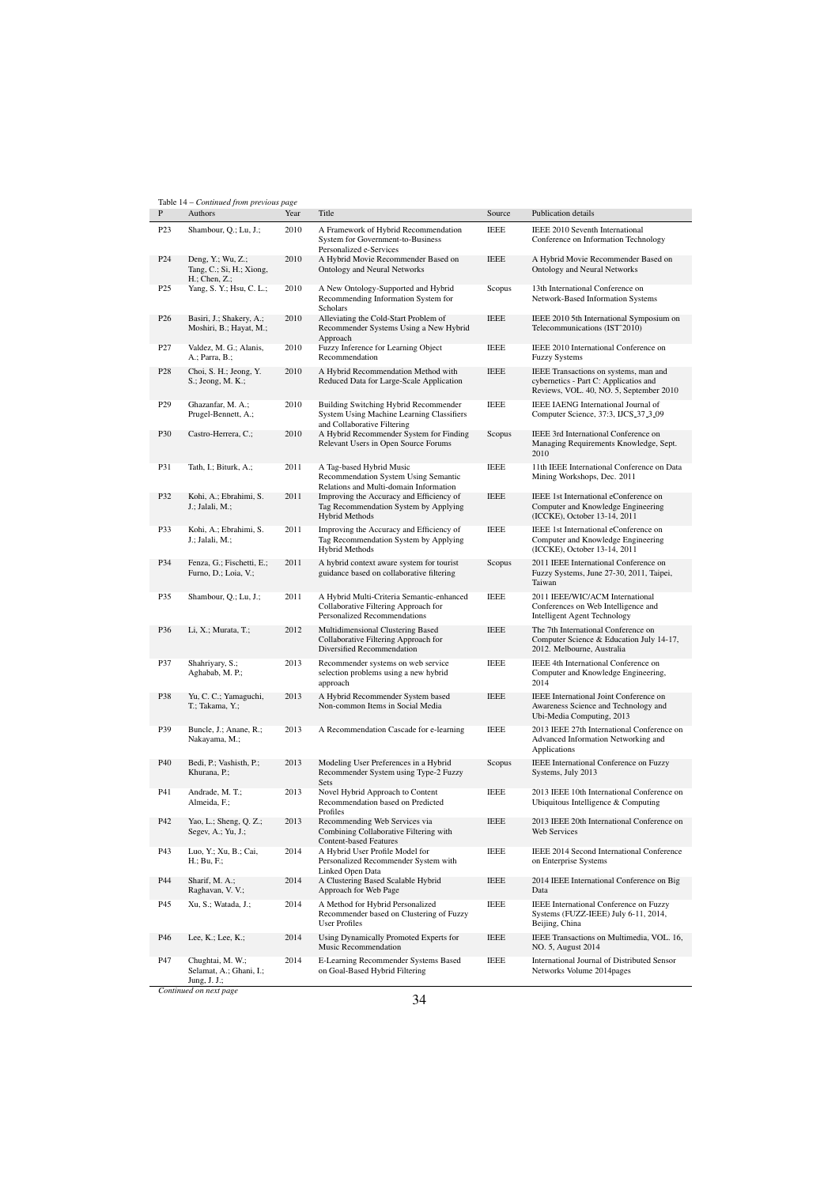Table 14 – *Continued from previous page*

| P | Authors | Year | Title | Source | Publication details |
|---|---|---|---|---|---|
| P23 | Shambour, Q.; Lu, J.; | 2010 | A Framework of Hybrid Recommendation System for Government-to-Business Personalized e-Services | IEEE | IEEE 2010 Seventh International Conference on Information Technology |
| P24 | Deng, Y.; Wu, Z.; Tang, C.; Si, H.; Xiong, H.; Chen, Z.; | 2010 | A Hybrid Movie Recommender Based on Ontology and Neural Networks | IEEE | A Hybrid Movie Recommender Based on Ontology and Neural Networks |
| P25 | Yang, S. Y.; Hsu, C. L.; | 2010 | A New Ontology-Supported and Hybrid Recommending Information System for Scholars | Scopus | 13th International Conference on Network-Based Information Systems |
| P26 | Basiri, J.; Shakery, A.; Moshiri, B.; Hayat, M.; | 2010 | Alleviating the Cold-Start Problem of Recommender Systems Using a New Hybrid Approach | IEEE | IEEE 2010 5th International Symposium on Telecommunications (IST'2010) |
| P27 | Valdez, M. G.; Alanis, A.; Parra, B.; | 2010 | Fuzzy Inference for Learning Object Recommendation | IEEE | IEEE 2010 International Conference on Fuzzy Systems |
| P28 | Choi, S. H.; Jeong, Y. S.; Jeong, M. K.; | 2010 | A Hybrid Recommendation Method with Reduced Data for Large-Scale Application | IEEE | IEEE Transactions on systems, man and cybernetics - Part C: Applicatios and Reviews, VOL. 40, NO. 5, September 2010 |
| P29 | Ghazanfar, M. A.; Prugel-Bennett, A.; | 2010 | Building Switching Hybrid Recommender System Using Machine Learning Classifiers and Collaborative Filtering | IEEE | IEEE IAENG International Journal of Computer Science, 37:3, IJCS_37_3_09 |
| P30 | Castro-Herrera, C.; | 2010 | A Hybrid Recommender System for Finding Relevant Users in Open Source Forums | Scopus | IEEE 3rd International Conference on Managing Requirements Knowledge, Sept. 2010 |
| P31 | Tath, I.; Biturk, A.; | 2011 | A Tag-based Hybrid Music Recommendation System Using Semantic Relations and Multi-domain Information | IEEE | 11th IEEE International Conference on Data Mining Workshops, Dec. 2011 |
| P32 | Kohi, A.; Ebrahimi, S. J.; Jalali, M.; | 2011 | Improving the Accuracy and Efficiency of Tag Recommendation System by Applying Hybrid Methods | IEEE | IEEE 1st International eConference on Computer and Knowledge Engineering (ICCKE), October 13-14, 2011 |
| P33 | Kohi, A.; Ebrahimi, S. J.; Jalali, M.; | 2011 | Improving the Accuracy and Efficiency of Tag Recommendation System by Applying Hybrid Methods | IEEE | IEEE 1st International eConference on Computer and Knowledge Engineering (ICCKE), October 13-14, 2011 |
| P34 | Fenza, G.; Fischetti, E.; Furno, D.; Loia, V.; | 2011 | A hybrid context aware system for tourist guidance based on collaborative filtering | Scopus | 2011 IEEE International Conference on Fuzzy Systems, June 27-30, 2011, Taipei, Taiwan |
| P35 | Shambour, Q.; Lu, J.; | 2011 | A Hybrid Multi-Criteria Semantic-enhanced Collaborative Filtering Approach for Personalized Recommendations | IEEE | 2011 IEEE/WIC/ACM International Conferences on Web Intelligence and Intelligent Agent Technology |
| P36 | Li, X.; Murata, T.; | 2012 | Multidimensional Clustering Based Collaborative Filtering Approach for Diversified Recommendation | IEEE | The 7th International Conference on Computer Science & Education July 14-17, 2012. Melbourne, Australia |
| P37 | Shahriyary, S.; Aghabab, M. P.; | 2013 | Recommender systems on web service selection problems using a new hybrid approach | IEEE | IEEE 4th International Conference on Computer and Knowledge Engineering, 2014 |
| P38 | Yu, C. C.; Yamaguchi, T.; Takama, Y.; | 2013 | A Hybrid Recommender System based Non-common Items in Social Media | IEEE | IEEE International Joint Conference on Awareness Science and Technology and Ubi-Media Computing, 2013 |
| P39 | Buncle, J.; Anane, R.; Nakayama, M.; | 2013 | A Recommendation Cascade for e-learning | IEEE | 2013 IEEE 27th International Conference on Advanced Information Networking and Applications |
| P40 | Bedi, P.; Vashisth, P.; Khurana, P.; | 2013 | Modeling User Preferences in a Hybrid Recommender System using Type-2 Fuzzy Sets | Scopus | IEEE International Conference on Fuzzy Systems, July 2013 |
| P41 | Andrade, M. T.; Almeida, F.; | 2013 | Novel Hybrid Approach to Content Recommendation based on Predicted Profiles | IEEE | 2013 IEEE 10th International Conference on Ubiquitous Intelligence & Computing |
| P42 | Yao, L.; Sheng, Q. Z.; Segev, A.; Yu, J.; | 2013 | Recommending Web Services via Combining Collaborative Filtering with Content-based Features | IEEE | 2013 IEEE 20th International Conference on Web Services |
| P43 | Luo, Y.; Xu, B.; Cai, H.; Bu, F.; | 2014 | A Hybrid User Profile Model for Personalized Recommender System with Linked Open Data | IEEE | IEEE 2014 Second International Conference on Enterprise Systems |
| P44 | Sharif, M. A.; Raghavan, V. V.; | 2014 | A Clustering Based Scalable Hybrid Approach for Web Page | IEEE | 2014 IEEE International Conference on Big Data |
| P45 | Xu, S.; Watada, J.; | 2014 | A Method for Hybrid Personalized Recommender based on Clustering of Fuzzy User Profiles | IEEE | IEEE International Conference on Fuzzy Systems (FUZZ-IEEE) July 6-11, 2014, Beijing, China |
| P46 | Lee, K.; Lee, K.; | 2014 | Using Dynamically Promoted Experts for Music Recommendation | IEEE | IEEE Transactions on Multimedia, VOL. 16, NO. 5, August 2014 |
| P47 | Chughtai, M. W.; Selamat, A.; Ghani, I.; Jung, J. J.; | 2014 | E-Learning Recommender Systems Based on Goal-Based Hybrid Filtering | IEEE | International Journal of Distributed Sensor Networks Volume 2014pages |

*Continued on next page*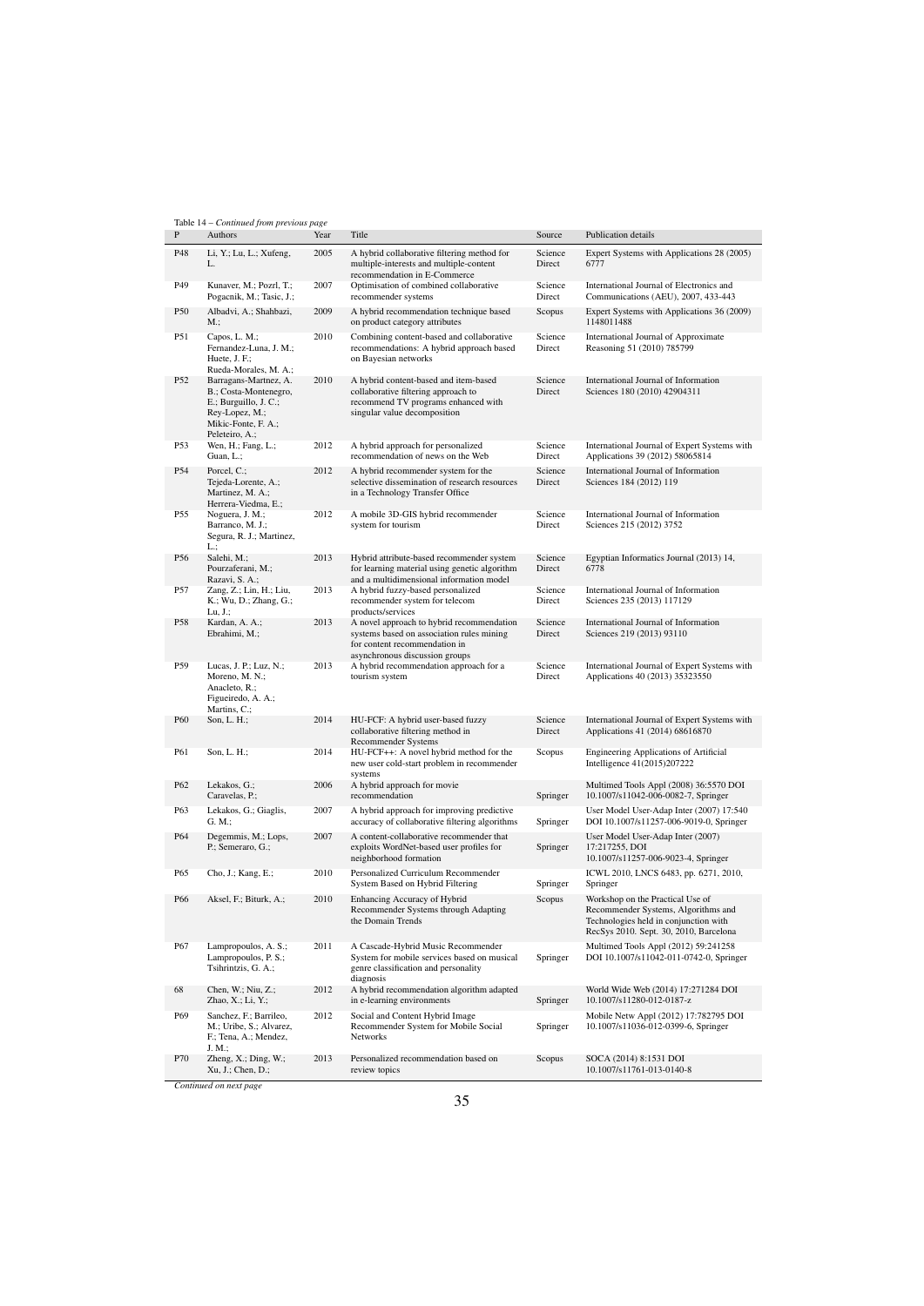Table 14 – *Continued from previous page*

| P | Authors | Year | Title | Source | Publication details |
|---|---|---|---|---|---|
| P48 | Li, Y.; Lu, L.; Xufeng, L. | 2005 | A hybrid collaborative filtering method for multiple-interests and multiple-content recommendation in E-Commerce | Science Direct | Expert Systems with Applications 28 (2005) 6777 |
| P49 | Kunaver, M.; Pozrl, T.; Pogacnik, M.; Tasic, J.; | 2007 | Optimisation of combined collaborative recommender systems | Science Direct | International Journal of Electronics and Communications (AEU), 2007, 433-443 |
| P50 | Albadvi, A.; Shahbazi, M.; | 2009 | A hybrid recommendation technique based on product category attributes | Scopus | Expert Systems with Applications 36 (2009) 1148011488 |
| P51 | Capos, L. M.; Fernandez-Luna, J. M.; Huete, J. F.; Rueda-Morales, M. A.; | 2010 | Combining content-based and collaborative recommendations: A hybrid approach based on Bayesian networks | Science Direct | International Journal of Approximate Reasoning 51 (2010) 785799 |
| P52 | Barragans-Martnez, A. B.; Costa-Montenegro, E.; Burguillo, J. C.; Rey-Lopez, M.; Mikic-Fonte, F. A.; Peleteiro, A.; | 2010 | A hybrid content-based and item-based collaborative filtering approach to recommend TV programs enhanced with singular value decomposition | Science Direct | International Journal of Information Sciences 180 (2010) 42904311 |
| P53 | Wen, H.; Fang, L.; Guan, L.; | 2012 | A hybrid approach for personalized recommendation of news on the Web | Science Direct | International Journal of Expert Systems with Applications 39 (2012) 58065814 |
| P54 | Porcel, C.; Tejeda-Lorente, A.; Martinez, M. A.; Herrera-Viedma, E.; | 2012 | A hybrid recommender system for the selective dissemination of research resources in a Technology Transfer Office | Science Direct | International Journal of Information Sciences 184 (2012) 119 |
| P55 | Noguera, J. M.; Barranco, M. J.; Segura, R. J.; Martinez, L.; | 2012 | A mobile 3D-GIS hybrid recommender system for tourism | Science Direct | International Journal of Information Sciences 215 (2012) 3752 |
| P56 | Salehi, M.; Pourzaferani, M.; Razavi, S. A.; | 2013 | Hybrid attribute-based recommender system for learning material using genetic algorithm and a multidimensional information model | Science Direct | Egyptian Informatics Journal (2013) 14, 6778 |
| P57 | Zang, Z.; Lin, H.; Liu, K.; Wu, D.; Zhang, G.; Lu, J.; | 2013 | A hybrid fuzzy-based personalized recommender system for telecom products/services | Science Direct | International Journal of Information Sciences 235 (2013) 117129 |
| P58 | Kardan, A. A.; Ebrahimi, M.; | 2013 | A novel approach to hybrid recommendation systems based on association rules mining for content recommendation in asynchronous discussion groups | Science Direct | International Journal of Information Sciences 219 (2013) 93110 |
| P59 | Lucas, J. P.; Luz, N.; Moreno, M. N.; Anacleto, R.; Figueiredo, A. A.; Martins, C.; | 2013 | A hybrid recommendation approach for a tourism system | Science Direct | International Journal of Expert Systems with Applications 40 (2013) 35323550 |
| P60 | Son, L. H.; | 2014 | HU-FCF: A hybrid user-based fuzzy collaborative filtering method in Recommender Systems | Science Direct | International Journal of Expert Systems with Applications 41 (2014) 68616870 |
| P61 | Son, L. H.; | 2014 | HU-FCF++: A novel hybrid method for the new user cold-start problem in recommender systems | Scopus | Engineering Applications of Artificial Intelligence 41(2015)207222 |
| P62 | Lekakos, G.; Caravelas, P.; | 2006 | A hybrid approach for movie recommendation | Springer | Multimed Tools Appl (2008) 36:5570 DOI 10.1007/s11042-006-0082-7, Springer |
| P63 | Lekakos, G.; Giaglis, G. M.; | 2007 | A hybrid approach for improving predictive accuracy of collaborative filtering algorithms | Springer | User Model User-Adap Inter (2007) 17:540 DOI 10.1007/s11257-006-9019-0, Springer |
| P64 | Degemmis, M.; Lops, P.; Semeraro, G.; | 2007 | A content-collaborative recommender that exploits WordNet-based user profiles for neighborhood formation | Springer | User Model User-Adap Inter (2007) 17:217255, DOI 10.1007/s11257-006-9023-4, Springer |
| P65 | Cho, J.; Kang, E.; | 2010 | Personalized Curriculum Recommender System Based on Hybrid Filtering | Springer | ICWL 2010, LNCS 6483, pp. 6271, 2010, Springer |
| P66 | Aksel, F.; Biturk, A.; | 2010 | Enhancing Accuracy of Hybrid Recommender Systems through Adapting the Domain Trends | Scopus | Workshop on the Practical Use of Recommender Systems, Algorithms and Technologies held in conjunction with RecSys 2010. Sept. 30, 2010, Barcelona |
| P67 | Lampropoulos, A. S.; Lampropoulos, P. S.; Tsihrintzis, G. A.; | 2011 | A Cascade-Hybrid Music Recommender System for mobile services based on musical genre classification and personality diagnosis | Springer | Multimed Tools Appl (2012) 59:241258 DOI 10.1007/s11042-011-0742-0, Springer |
| 68 | Chen, W.; Niu, Z.; Zhao, X.; Li, Y.; | 2012 | A hybrid recommendation algorithm adapted in e-learning environments | Springer | World Wide Web (2014) 17:271284 DOI 10.1007/s11280-012-0187-z |
| P69 | Sanchez, F.; Barrileo, M.; Uribe, S.; Alvarez, F.; Tena, A.; Mendez, J. M.; | 2012 | Social and Content Hybrid Image Recommender System for Mobile Social Networks | Springer | Mobile Netw Appl (2012) 17:782795 DOI 10.1007/s11036-012-0399-6, Springer |
| P70 | Zheng, X.; Ding, W.; Xu, J.; Chen, D.; | 2013 | Personalized recommendation based on review topics | Scopus | SOCA (2014) 8:1531 DOI 10.1007/s11761-013-0140-8 |

*Continued on next page*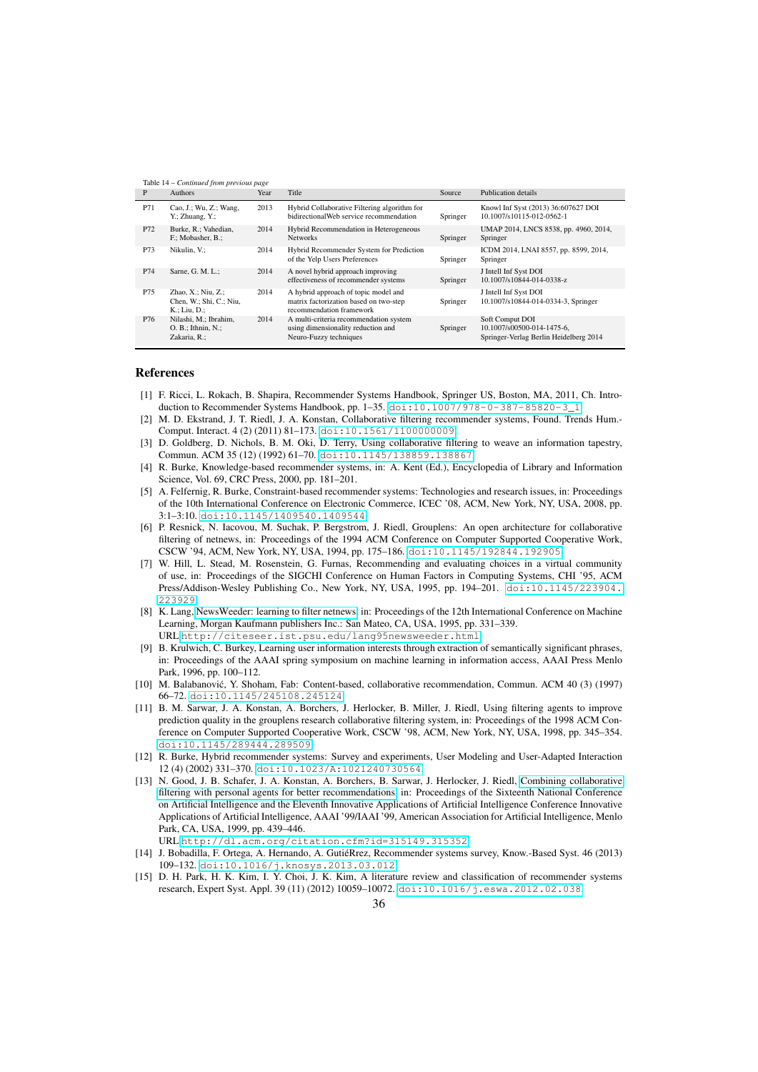Table 14 – *Continued from previous page*

| P | Authors | Year | Title | Source | Publication details |
|---|---|---|---|---|---|
| P71 | Cao, J.; Wu, Z.; Wang, Y.; Zhuang, Y.; | 2013 | Hybrid Collaborative Filtering algorithm for bidirectionalWeb service recommendation | Springer | Knowl Inf Syst (2013) 36:607627 DOI 10.1007/s10115-012-0562-1 |
| P72 | Burke, R.; Vahedian, F.; Mobasher, B.; | 2014 | Hybrid Recommendation in Heterogeneous Networks | Springer | UMAP 2014, LNCS 8538, pp. 4960, 2014, Springer |
| P73 | Nikulin, V.; | 2014 | Hybrid Recommender System for Prediction of the Yelp Users Preferences | Springer | ICDM 2014, LNAI 8557, pp. 8599, 2014, Springer |
| P74 | Sarne, G. M. L.; | 2014 | A novel hybrid approach improving effectiveness of recommender systems | Springer | J Intell Inf Syst DOI 10.1007/s10844-014-0338-z |
| P75 | Zhao, X.; Niu, Z.; Chen, W.; Shi, C.; Niu, K.; Liu, D.; | 2014 | A hybrid approach of topic model and matrix factorization based on two-step recommendation framework | Springer | J Intell Inf Syst DOI 10.1007/s10844-014-0334-3, Springer |
| P76 | Nilashi, M.; Ibrahim, O. B.; Ithnin, N.; Zakaria, R.; | 2014 | A multi-criteria recommendation system using dimensionality reduction and Neuro-Fuzzy techniques | Springer | Soft Comput DOI 10.1007/s00500-014-1475-6, Springer-Verlag Berlin Heidelberg 2014 |

## References

[1] F. Ricci, L. Rokach, B. Shapira, Recommender Systems Handbook, Springer US, Boston, MA, 2011, Ch. Introduction to Recommender Systems Handbook, pp. 1–35. doi:10.1007/978-0-387-85820-3_1

[2] M. D. Ekstrand, J. T. Riedl, J. A. Konstan, Collaborative filtering recommender systems, Found. Trends Hum.-Comput. Interact. 4 (2) (2011) 81–173. doi:10.1561/1100000009

[3] D. Goldberg, D. Nichols, B. M. Oki, D. Terry, Using collaborative filtering to weave an information tapestry, Commun. ACM 35 (12) (1992) 61–70. doi:10.1145/138859.138867

[4] R. Burke, Knowledge-based recommender systems, in: A. Kent (Ed.), Encyclopedia of Library and Information Science, Vol. 69, CRC Press, 2000, pp. 181–201.

[5] A. Felfernig, R. Burke, Constraint-based recommender systems: Technologies and research issues, in: Proceedings of the 10th International Conference on Electronic Commerce, ICEC '08, ACM, New York, NY, USA, 2008, pp. 3:1–3:10. doi:10.1145/1409540.1409544

[6] P. Resnick, N. Iacovou, M. Suchak, P. Bergstrom, J. Riedl, Grouplens: An open architecture for collaborative filtering of netnews, in: Proceedings of the 1994 ACM Conference on Computer Supported Cooperative Work, CSCW '94, ACM, New York, NY, USA, 1994, pp. 175–186. doi:10.1145/192844.192905

[7] W. Hill, L. Stead, M. Rosenstein, G. Furnas, Recommending and evaluating choices in a virtual community of use, in: Proceedings of the SIGCHI Conference on Human Factors in Computing Systems, CHI '95, ACM Press/Addison-Wesley Publishing Co., New York, NY, USA, 1995, pp. 194–201. doi:10.1145/223904.223929

[8] K. Lang, NewsWeeder: learning to filter netnews, in: Proceedings of the 12th International Conference on Machine Learning, Morgan Kaufmann publishers Inc.: San Mateo, CA, USA, 1995, pp. 331–339. URL http://citeseer.ist.psu.edu/lang95newsweeder.html

[9] B. Krulwich, C. Burkey, Learning user information interests through extraction of semantically significant phrases, in: Proceedings of the AAAI spring symposium on machine learning in information access, AAAI Press Menlo Park, 1996, pp. 100–112.

[10] M. Balabanović, Y. Shoham, Fab: Content-based, collaborative recommendation, Commun. ACM 40 (3) (1997) 66–72. doi:10.1145/245108.245124

[11] B. M. Sarwar, J. A. Konstan, A. Borchers, J. Herlocker, B. Miller, J. Riedl, Using filtering agents to improve prediction quality in the grouplens research collaborative filtering system, in: Proceedings of the 1998 ACM Conference on Computer Supported Cooperative Work, CSCW '98, ACM, New York, NY, USA, 1998, pp. 345–354. doi:10.1145/289444.289509

[12] R. Burke, Hybrid recommender systems: Survey and experiments, User Modeling and User-Adapted Interaction 12 (4) (2002) 331–370. doi:10.1023/A:1021240730564

[13] N. Good, J. B. Schafer, J. A. Konstan, A. Borchers, B. Sarwar, J. Herlocker, J. Riedl, Combining collaborative filtering with personal agents for better recommendations, in: Proceedings of the Sixteenth National Conference on Artificial Intelligence and the Eleventh Innovative Applications of Artificial Intelligence Conference Innovative Applications of Artificial Intelligence, AAAI '99/IAAI '99, American Association for Artificial Intelligence, Menlo Park, CA, USA, 1999, pp. 439–446. URL http://dl.acm.org/citation.cfm?id=315149.315352

[14] J. Bobadilla, F. Ortega, A. Hernando, A. GutiéRrez, Recommender systems survey, Know.-Based Syst. 46 (2013) 109–132. doi:10.1016/j.knosys.2013.03.012

[15] D. H. Park, H. K. Kim, I. Y. Choi, J. K. Kim, A literature review and classification of recommender systems research, Expert Syst. Appl. 39 (11) (2012) 10059–10072. doi:10.1016/j.eswa.2012.02.038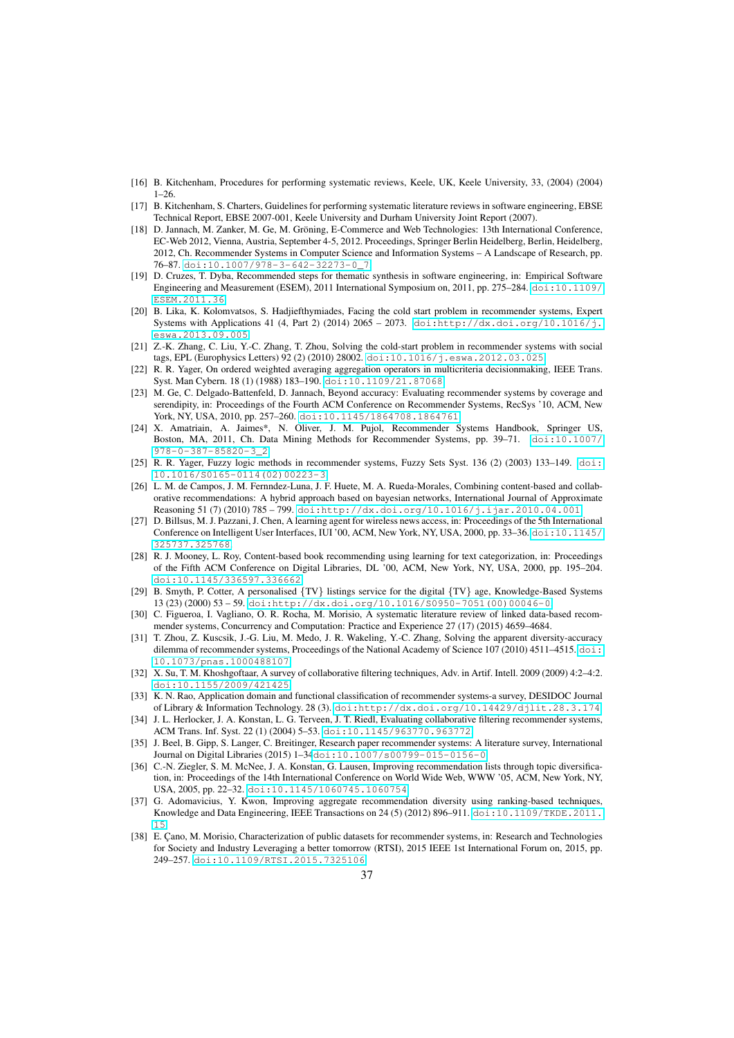[16] B. Kitchenham, Procedures for performing systematic reviews, Keele, UK, Keele University, 33, (2004) (2004) 1–26.

[17] B. Kitchenham, S. Charters, Guidelines for performing systematic literature reviews in software engineering, EBSE Technical Report, EBSE 2007-001, Keele University and Durham University Joint Report (2007).

[18] D. Jannach, M. Zanker, M. Ge, M. Gröning, E-Commerce and Web Technologies: 13th International Conference, EC-Web 2012, Vienna, Austria, September 4-5, 2012. Proceedings, Springer Berlin Heidelberg, Berlin, Heidelberg, 2012, Ch. Recommender Systems in Computer Science and Information Systems – A Landscape of Research, pp. 76–87. doi:10.1007/978-3-642-32273-0_7

[19] D. Cruzes, T. Dyba, Recommended steps for thematic synthesis in software engineering, in: Empirical Software Engineering and Measurement (ESEM), 2011 International Symposium on, 2011, pp. 275–284. doi:10.1109/ESEM.2011.36

[20] B. Lika, K. Kolomvatsos, S. Hadjiefthymiades, Facing the cold start problem in recommender systems, Expert Systems with Applications 41 (4, Part 2) (2014) 2065 – 2073. doi:http://dx.doi.org/10.1016/j.eswa.2013.09.005

[21] Z.-K. Zhang, C. Liu, Y.-C. Zhang, T. Zhou, Solving the cold-start problem in recommender systems with social tags, EPL (Europhysics Letters) 92 (2) (2010) 28002. doi:10.1016/j.eswa.2012.03.025

[22] R. R. Yager, On ordered weighted averaging aggregation operators in multicriteria decisionmaking, IEEE Trans. Syst. Man Cybern. 18 (1) (1988) 183–190. doi:10.1109/21.87068

[23] M. Ge, C. Delgado-Battenfeld, D. Jannach, Beyond accuracy: Evaluating recommender systems by coverage and serendipity, in: Proceedings of the Fourth ACM Conference on Recommender Systems, RecSys '10, ACM, New York, NY, USA, 2010, pp. 257–260. doi:10.1145/1864708.1864761

[24] X. Amatriain, A. Jaimes*, N. Oliver, J. M. Pujol, Recommender Systems Handbook, Springer US, Boston, MA, 2011, Ch. Data Mining Methods for Recommender Systems, pp. 39–71. doi:10.1007/978-0-387-85820-3_2

[25] R. R. Yager, Fuzzy logic methods in recommender systems, Fuzzy Sets Syst. 136 (2) (2003) 133–149. doi:10.1016/S0165-0114(02)00223-3

[26] L. M. de Campos, J. M. Fernndez-Luna, J. F. Huete, M. A. Rueda-Morales, Combining content-based and collaborative recommendations: A hybrid approach based on bayesian networks, International Journal of Approximate Reasoning 51 (7) (2010) 785 – 799. doi:http://dx.doi.org/10.1016/j.ijar.2010.04.001

[27] D. Billsus, M. J. Pazzani, J. Chen, A learning agent for wireless news access, in: Proceedings of the 5th International Conference on Intelligent User Interfaces, IUI '00, ACM, New York, NY, USA, 2000, pp. 33–36. doi:10.1145/325737.325768

[28] R. J. Mooney, L. Roy, Content-based book recommending using learning for text categorization, in: Proceedings of the Fifth ACM Conference on Digital Libraries, DL '00, ACM, New York, NY, USA, 2000, pp. 195–204. doi:10.1145/336597.336662

[29] B. Smyth, P. Cotter, A personalised {TV} listings service for the digital {TV} age, Knowledge-Based Systems 13 (23) (2000) 53 – 59. doi:http://dx.doi.org/10.1016/S0950-7051(00)00046-0

[30] C. Figueroa, I. Vagliano, O. R. Rocha, M. Morisio, A systematic literature review of linked data-based recommender systems, Concurrency and Computation: Practice and Experience 27 (17) (2015) 4659–4684.

[31] T. Zhou, Z. Kuscsik, J.-G. Liu, M. Medo, J. R. Wakeling, Y.-C. Zhang, Solving the apparent diversity-accuracy dilemma of recommender systems, Proceedings of the National Academy of Science 107 (2010) 4511–4515. doi:10.1073/pnas.1000488107

[32] X. Su, T. M. Khoshgoftaar, A survey of collaborative filtering techniques, Adv. in Artif. Intell. 2009 (2009) 4:2–4:2. doi:10.1155/2009/421425

[33] K. N. Rao, Application domain and functional classification of recommender systems-a survey, DESIDOC Journal of Library & Information Technology. 28 (3). doi:http://dx.doi.org/10.14429/djlit.28.3.174

[34] J. L. Herlocker, J. A. Konstan, L. G. Terveen, J. T. Riedl, Evaluating collaborative filtering recommender systems, ACM Trans. Inf. Syst. 22 (1) (2004) 5–53. doi:10.1145/963770.963772

[35] J. Beel, B. Gipp, S. Langer, C. Breitinger, Research paper recommender systems: A literature survey, International Journal on Digital Libraries (2015) 1–34doi:10.1007/s00799-015-0156-0

[36] C.-N. Ziegler, S. M. McNee, J. A. Konstan, G. Lausen, Improving recommendation lists through topic diversification, in: Proceedings of the 14th International Conference on World Wide Web, WWW '05, ACM, New York, NY, USA, 2005, pp. 22–32. doi:10.1145/1060745.1060754

[37] G. Adomavicius, Y. Kwon, Improving aggregate recommendation diversity using ranking-based techniques, Knowledge and Data Engineering, IEEE Transactions on 24 (5) (2012) 896–911. doi:10.1109/TKDE.2011.15

[38] E. Çano, M. Morisio, Characterization of public datasets for recommender systems, in: Research and Technologies for Society and Industry Leveraging a better tomorrow (RTSI), 2015 IEEE 1st International Forum on, 2015, pp. 249–257. doi:10.1109/RTSI.2015.7325106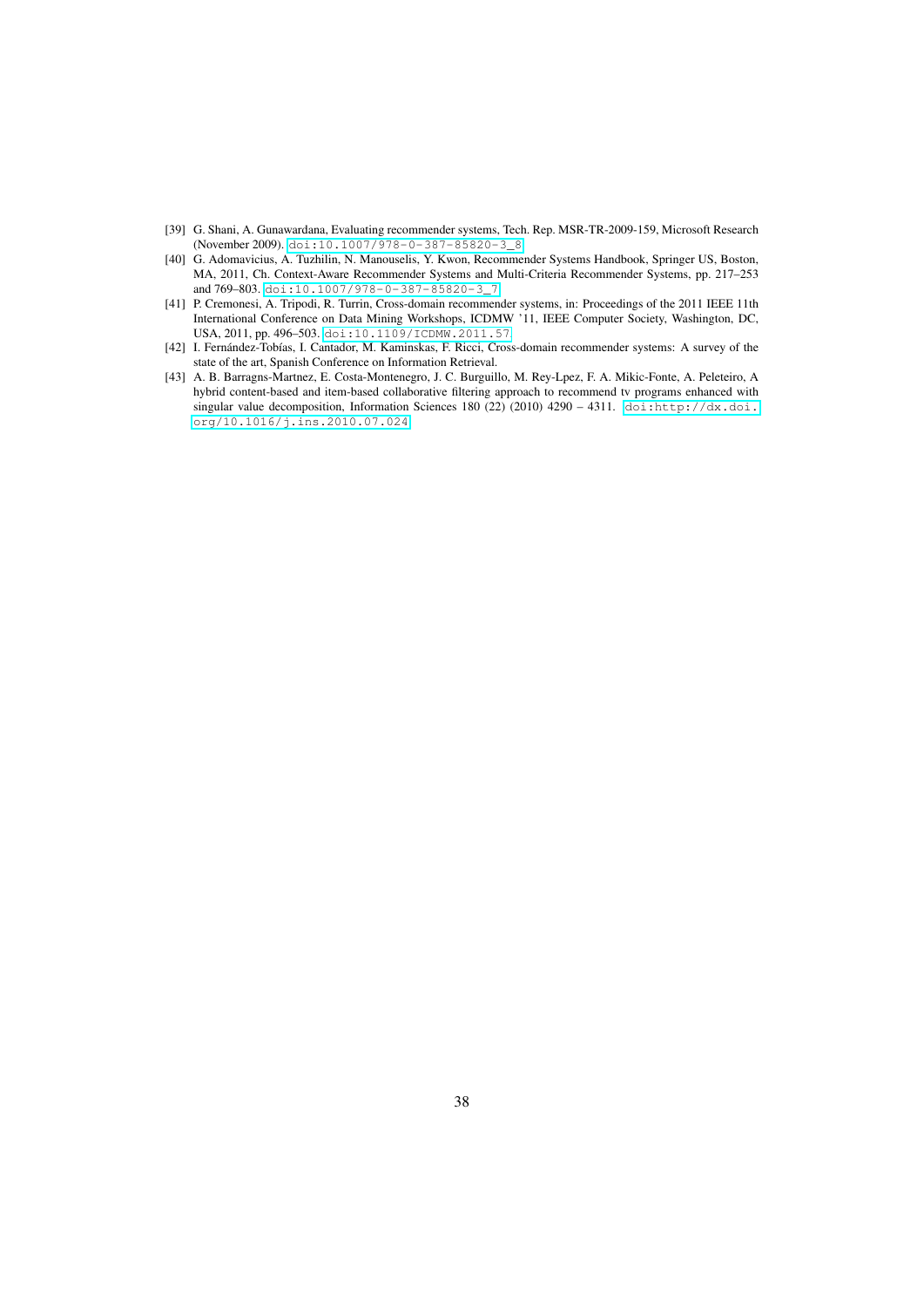- [39] G. Shani, A. Gunawardana, Evaluating recommender systems, Tech. Rep. MSR-TR-2009-159, Microsoft Research (November 2009). doi:10.1007/978-0-387-85820-3_8
- [40] G. Adomavicius, A. Tuzhilin, N. Manouselis, Y. Kwon, Recommender Systems Handbook, Springer US, Boston, MA, 2011, Ch. Context-Aware Recommender Systems and Multi-Criteria Recommender Systems, pp. 217–253 and 769–803. doi:10.1007/978-0-387-85820-3_7
- [41] P. Cremonesi, A. Tripodi, R. Turrin, Cross-domain recommender systems, in: Proceedings of the 2011 IEEE 11th International Conference on Data Mining Workshops, ICDMW '11, IEEE Computer Society, Washington, DC, USA, 2011, pp. 496–503. doi:10.1109/ICDMW.2011.57
- [42] I. Fernández-Tobías, I. Cantador, M. Kaminskas, F. Ricci, Cross-domain recommender systems: A survey of the state of the art, Spanish Conference on Information Retrieval.
- [43] A. B. Barragns-Martnez, E. Costa-Montenegro, J. C. Burguillo, M. Rey-Lpez, F. A. Mikic-Fonte, A. Peleteiro, A hybrid content-based and item-based collaborative filtering approach to recommend tv programs enhanced with singular value decomposition, Information Sciences 180 (22) (2010) 4290 – 4311. doi:http://dx.doi.org/10.1016/j.ins.2010.07.024